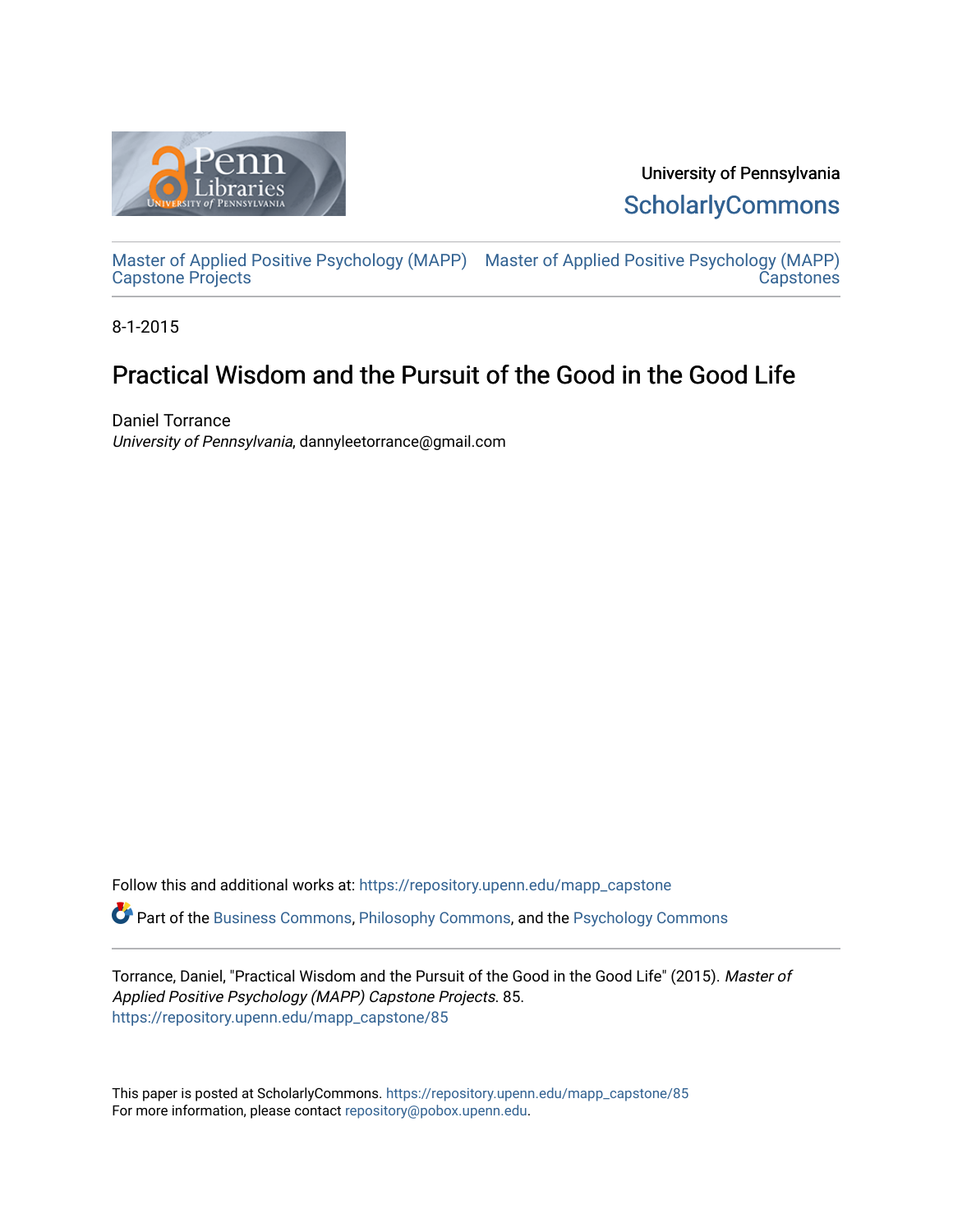University of Pennsylvania
ScholarlyCommons

Master of Applied Positive Psychology (MAPP) Capstone Projects | Master of Applied Positive Psychology (MAPP) Capstones

8-1-2015

# Practical Wisdom and the Pursuit of the Good in the Good Life

Daniel Torrance
*University of Pennsylvania*, dannyleetorrance@gmail.com

Follow this and additional works at: https://repository.upenn.edu/mapp_capstone

Part of the Business Commons, Philosophy Commons, and the Psychology Commons

Torrance, Daniel, "Practical Wisdom and the Pursuit of the Good in the Good Life" (2015). *Master of Applied Positive Psychology (MAPP) Capstone Projects*. 85.
https://repository.upenn.edu/mapp_capstone/85

This paper is posted at ScholarlyCommons. https://repository.upenn.edu/mapp_capstone/85
For more information, please contact repository@pobox.upenn.edu.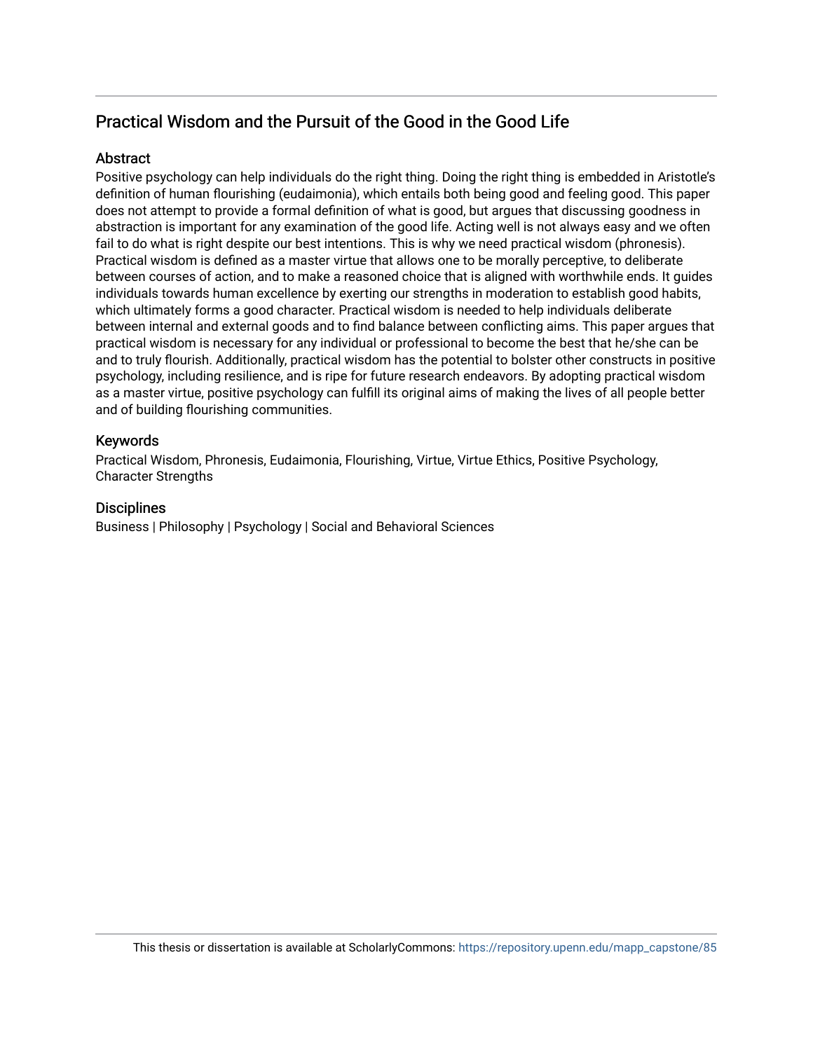## Practical Wisdom and the Pursuit of the Good in the Good Life

### Abstract

Positive psychology can help individuals do the right thing. Doing the right thing is embedded in Aristotle's definition of human flourishing (eudaimonia), which entails both being good and feeling good. This paper does not attempt to provide a formal definition of what is good, but argues that discussing goodness in abstraction is important for any examination of the good life. Acting well is not always easy and we often fail to do what is right despite our best intentions. This is why we need practical wisdom (phronesis). Practical wisdom is defined as a master virtue that allows one to be morally perceptive, to deliberate between courses of action, and to make a reasoned choice that is aligned with worthwhile ends. It guides individuals towards human excellence by exerting our strengths in moderation to establish good habits, which ultimately forms a good character. Practical wisdom is needed to help individuals deliberate between internal and external goods and to find balance between conflicting aims. This paper argues that practical wisdom is necessary for any individual or professional to become the best that he/she can be and to truly flourish. Additionally, practical wisdom has the potential to bolster other constructs in positive psychology, including resilience, and is ripe for future research endeavors. By adopting practical wisdom as a master virtue, positive psychology can fulfill its original aims of making the lives of all people better and of building flourishing communities.

### Keywords

Practical Wisdom, Phronesis, Eudaimonia, Flourishing, Virtue, Virtue Ethics, Positive Psychology, Character Strengths

### Disciplines

Business | Philosophy | Psychology | Social and Behavioral Sciences

This thesis or dissertation is available at ScholarlyCommons: https://repository.upenn.edu/mapp_capstone/85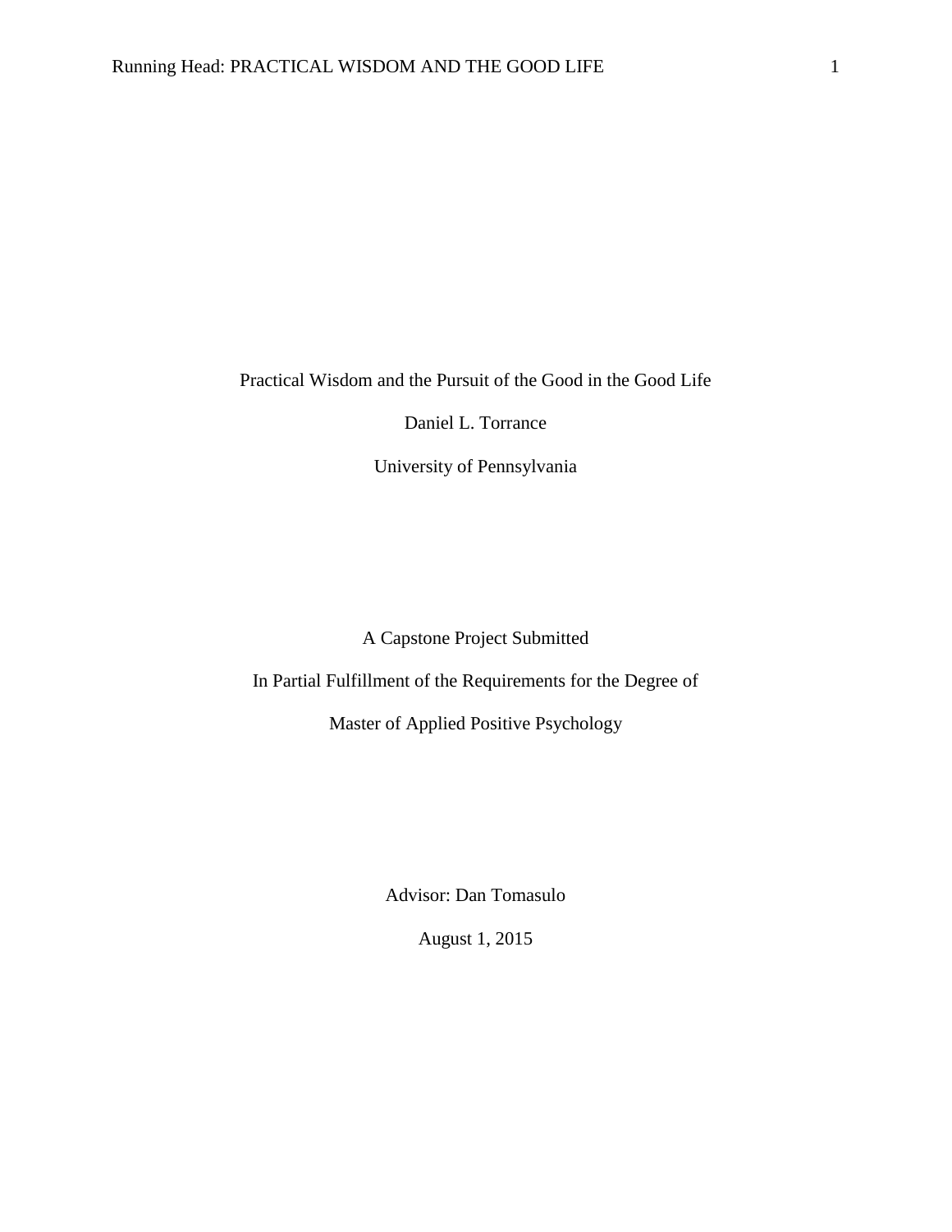Practical Wisdom and the Pursuit of the Good in the Good Life

Daniel L. Torrance

University of Pennsylvania

A Capstone Project Submitted

In Partial Fulfillment of the Requirements for the Degree of

Master of Applied Positive Psychology

Advisor: Dan Tomasulo

August 1, 2015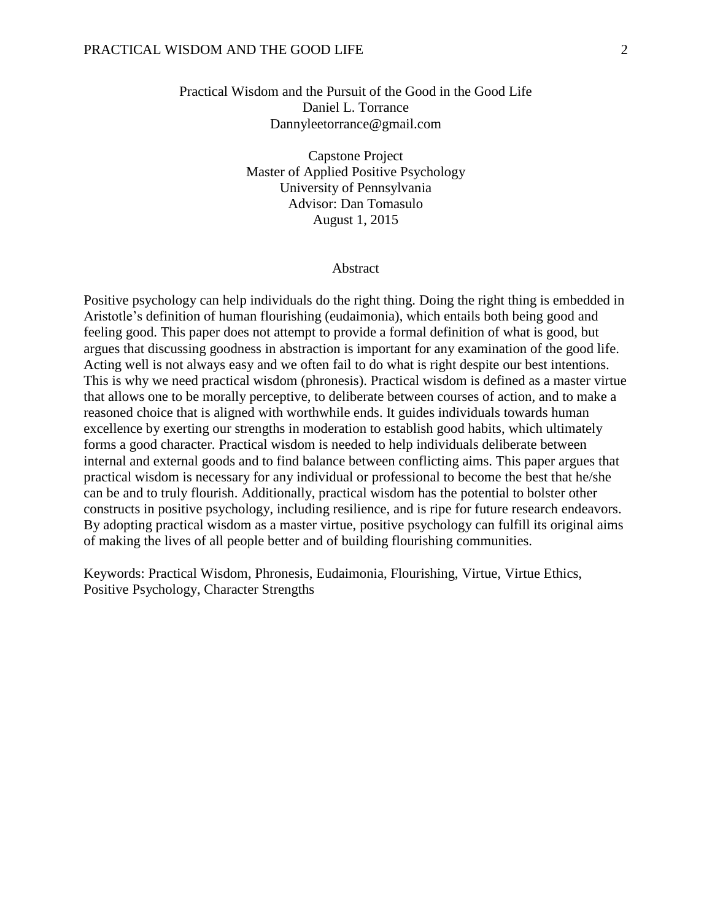Practical Wisdom and the Pursuit of the Good in the Good Life
Daniel L. Torrance
Dannyleetorrance@gmail.com

Capstone Project
Master of Applied Positive Psychology
University of Pennsylvania
Advisor: Dan Tomasulo
August 1, 2015

## Abstract

Positive psychology can help individuals do the right thing. Doing the right thing is embedded in Aristotle's definition of human flourishing (eudaimonia), which entails both being good and feeling good. This paper does not attempt to provide a formal definition of what is good, but argues that discussing goodness in abstraction is important for any examination of the good life. Acting well is not always easy and we often fail to do what is right despite our best intentions. This is why we need practical wisdom (phronesis). Practical wisdom is defined as a master virtue that allows one to be morally perceptive, to deliberate between courses of action, and to make a reasoned choice that is aligned with worthwhile ends. It guides individuals towards human excellence by exerting our strengths in moderation to establish good habits, which ultimately forms a good character. Practical wisdom is needed to help individuals deliberate between internal and external goods and to find balance between conflicting aims. This paper argues that practical wisdom is necessary for any individual or professional to become the best that he/she can be and to truly flourish. Additionally, practical wisdom has the potential to bolster other constructs in positive psychology, including resilience, and is ripe for future research endeavors. By adopting practical wisdom as a master virtue, positive psychology can fulfill its original aims of making the lives of all people better and of building flourishing communities.

Keywords: Practical Wisdom, Phronesis, Eudaimonia, Flourishing, Virtue, Virtue Ethics, Positive Psychology, Character Strengths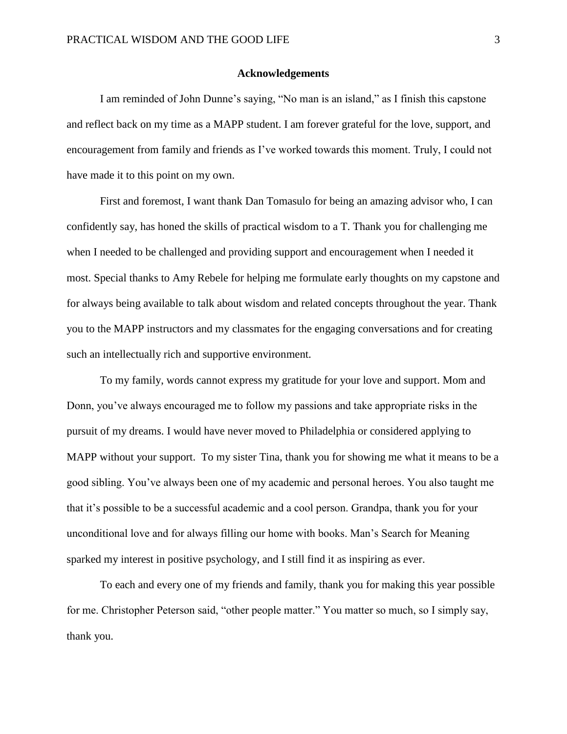## Acknowledgements

I am reminded of John Dunne's saying, "No man is an island," as I finish this capstone and reflect back on my time as a MAPP student. I am forever grateful for the love, support, and encouragement from family and friends as I've worked towards this moment. Truly, I could not have made it to this point on my own.

First and foremost, I want thank Dan Tomasulo for being an amazing advisor who, I can confidently say, has honed the skills of practical wisdom to a T. Thank you for challenging me when I needed to be challenged and providing support and encouragement when I needed it most. Special thanks to Amy Rebele for helping me formulate early thoughts on my capstone and for always being available to talk about wisdom and related concepts throughout the year. Thank you to the MAPP instructors and my classmates for the engaging conversations and for creating such an intellectually rich and supportive environment.

To my family, words cannot express my gratitude for your love and support. Mom and Donn, you've always encouraged me to follow my passions and take appropriate risks in the pursuit of my dreams. I would have never moved to Philadelphia or considered applying to MAPP without your support. To my sister Tina, thank you for showing me what it means to be a good sibling. You've always been one of my academic and personal heroes. You also taught me that it's possible to be a successful academic and a cool person. Grandpa, thank you for your unconditional love and for always filling our home with books. Man's Search for Meaning sparked my interest in positive psychology, and I still find it as inspiring as ever.

To each and every one of my friends and family, thank you for making this year possible for me. Christopher Peterson said, "other people matter." You matter so much, so I simply say, thank you.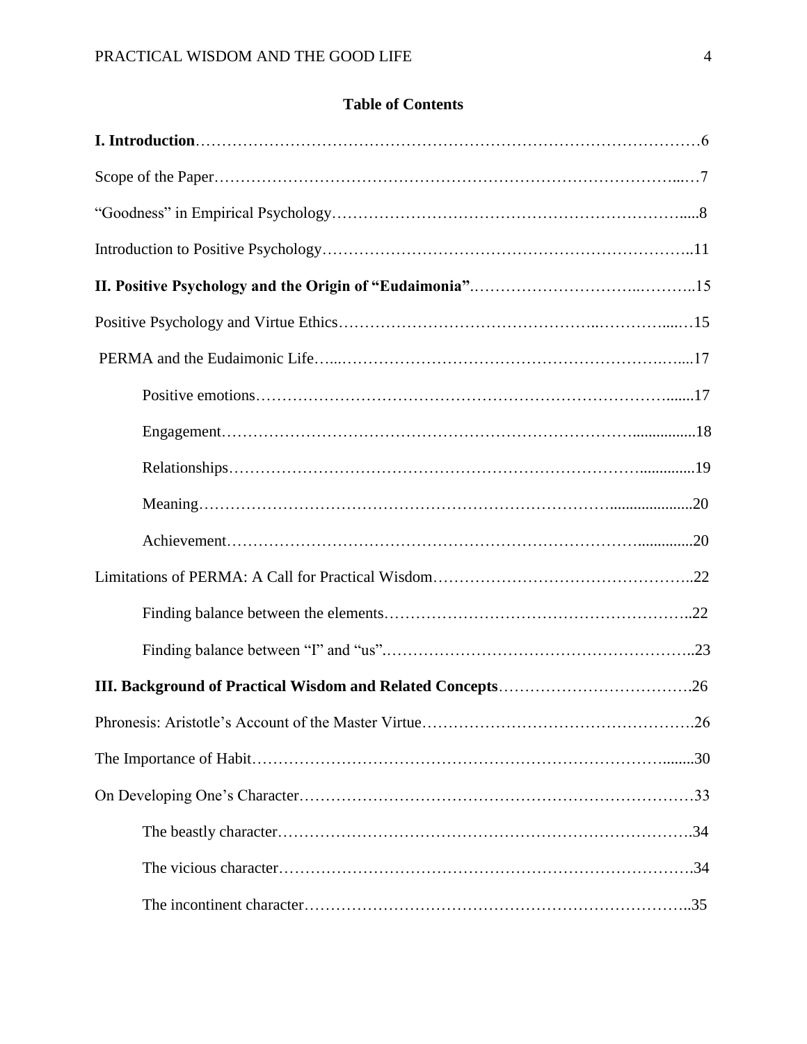## Table of Contents

**I. Introduction**……………………………………………………………………………………6

Scope of the Paper…………………………………………………………………………...…7

"Goodness" in Empirical Psychology………………………………………………………….....8

Introduction to Positive Psychology…………………………………………………………..11

**II. Positive Psychology and the Origin of "Eudaimonia"**…………………………..………..15

Positive Psychology and Virtue Ethics…………………………………..…………....…15

PERMA and the Eudaimonic Life…...………………………………………………….…...17

Positive emotions……………………………………………………………………......17

Engagement……………………………………………………………………...............18

Relationships……………………………………………………………………..............19

Meaning……………………………………………………………………....................20

Achievement……………………………………………………………………..............20

Limitations of PERMA: A Call for Practical Wisdom…………………………………………..22

Finding balance between the elements………………………………………………..22

Finding balance between "I" and "us".…………………………………………………..23

**III. Background of Practical Wisdom and Related Concepts**……………………………….26

Phronesis: Aristotle's Account of the Master Virtue…………………………………………….26

The Importance of Habit……………………………………………………………………........30

On Developing One's Character…………………………………………………………………33

The beastly character…………………………………………………………………….34

The vicious character…………………………………………………………………….34

The incontinent character………………………………………………………………..35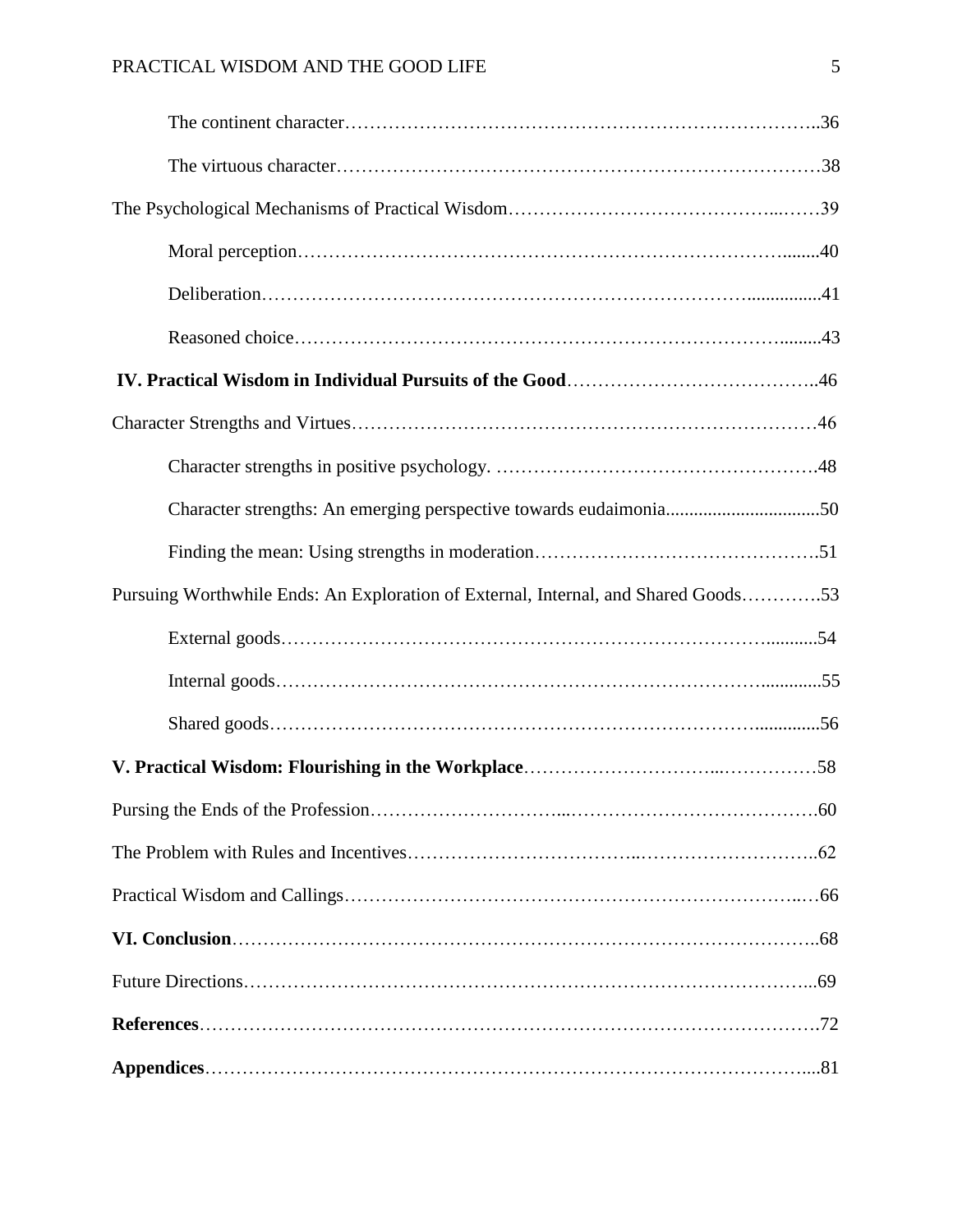The continent character……………………………………………………………………..36

The virtuous character……………………………………………………………………38

The Psychological Mechanisms of Practical Wisdom…………………………………...……39

Moral perception……………………………………………………………………........40

Deliberation……………………………………………………………………................41

Reasoned choice……………………………………………………………………..........43

**IV. Practical Wisdom in Individual Pursuits of the Good**…………………………………..46

Character Strengths and Virtues…………………………………………………………………46

Character strengths in positive psychology. …………………………………………….48

Character strengths: An emerging perspective towards eudaimonia.................................50

Finding the mean: Using strengths in moderation……………………………………….51

Pursuing Worthwhile Ends: An Exploration of External, Internal, and Shared Goods………….53

External goods……………………………………………………………………...........54

Internal goods……………………………………………………………………..............55

Shared goods……………………………………………………………………...............56

**V. Practical Wisdom: Flourishing in the Workplace**…………………………...……………58

Pursuing the Ends of the Profession…………………………...…………………………………60

The Problem with Rules and Incentives……………………………..………………………..62

Practical Wisdom and Callings…………………………………………………………..…66

**VI. Conclusion**……………………………………………………………………………..68

Future Directions……………………………………………………………………………...69

**References**…………………………………………………………………………………….72

**Appendices**…………………………………………………………………………………....81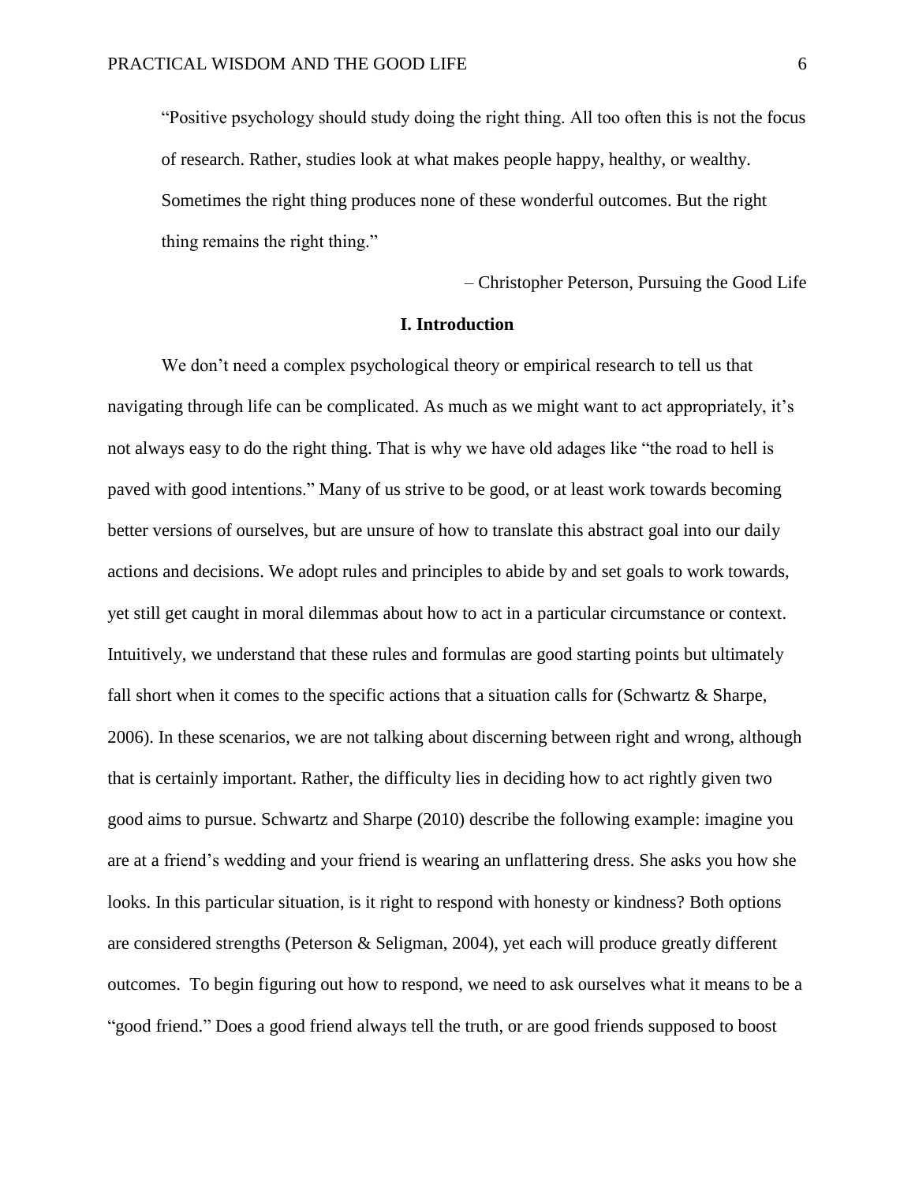> "Positive psychology should study doing the right thing. All too often this is not the focus of research. Rather, studies look at what makes people happy, healthy, or wealthy. Sometimes the right thing produces none of these wonderful outcomes. But the right thing remains the right thing."
>
> – Christopher Peterson, Pursuing the Good Life

## I. Introduction

We don't need a complex psychological theory or empirical research to tell us that navigating through life can be complicated. As much as we might want to act appropriately, it's not always easy to do the right thing. That is why we have old adages like "the road to hell is paved with good intentions." Many of us strive to be good, or at least work towards becoming better versions of ourselves, but are unsure of how to translate this abstract goal into our daily actions and decisions. We adopt rules and principles to abide by and set goals to work towards, yet still get caught in moral dilemmas about how to act in a particular circumstance or context. Intuitively, we understand that these rules and formulas are good starting points but ultimately fall short when it comes to the specific actions that a situation calls for (Schwartz & Sharpe, 2006). In these scenarios, we are not talking about discerning between right and wrong, although that is certainly important. Rather, the difficulty lies in deciding how to act rightly given two good aims to pursue. Schwartz and Sharpe (2010) describe the following example: imagine you are at a friend's wedding and your friend is wearing an unflattering dress. She asks you how she looks. In this particular situation, is it right to respond with honesty or kindness? Both options are considered strengths (Peterson & Seligman, 2004), yet each will produce greatly different outcomes. To begin figuring out how to respond, we need to ask ourselves what it means to be a "good friend." Does a good friend always tell the truth, or are good friends supposed to boost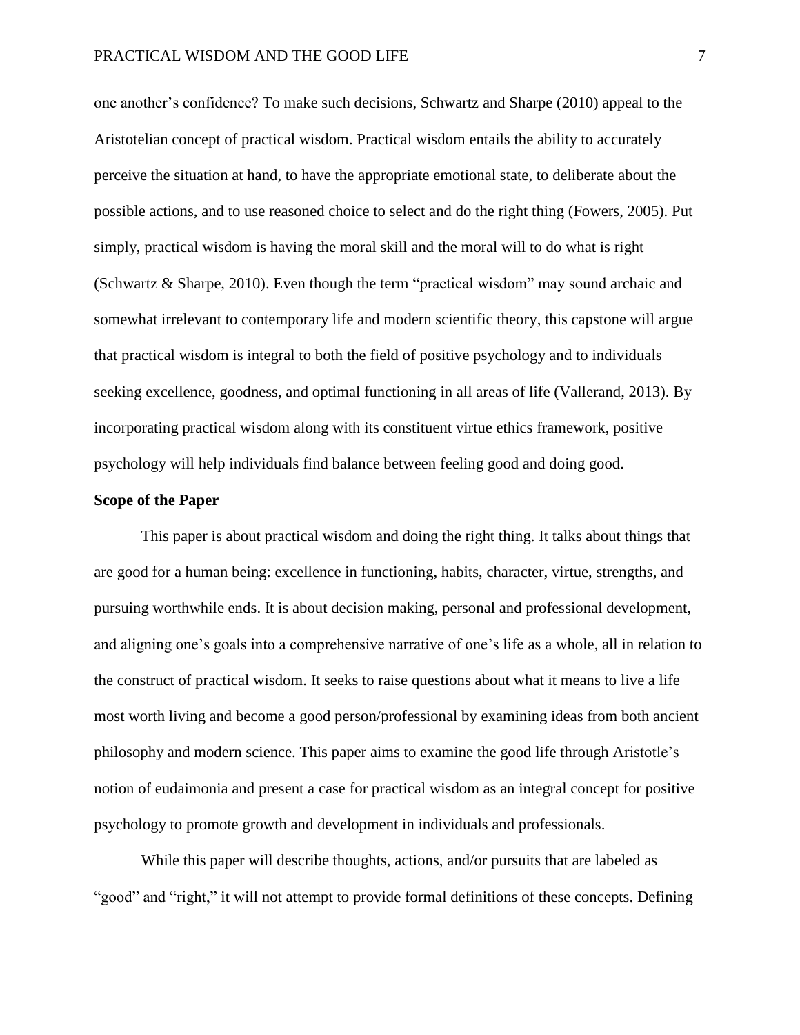one another's confidence? To make such decisions, Schwartz and Sharpe (2010) appeal to the Aristotelian concept of practical wisdom. Practical wisdom entails the ability to accurately perceive the situation at hand, to have the appropriate emotional state, to deliberate about the possible actions, and to use reasoned choice to select and do the right thing (Fowers, 2005). Put simply, practical wisdom is having the moral skill and the moral will to do what is right (Schwartz & Sharpe, 2010). Even though the term "practical wisdom" may sound archaic and somewhat irrelevant to contemporary life and modern scientific theory, this capstone will argue that practical wisdom is integral to both the field of positive psychology and to individuals seeking excellence, goodness, and optimal functioning in all areas of life (Vallerand, 2013). By incorporating practical wisdom along with its constituent virtue ethics framework, positive psychology will help individuals find balance between feeling good and doing good.

**Scope of the Paper**

This paper is about practical wisdom and doing the right thing. It talks about things that are good for a human being: excellence in functioning, habits, character, virtue, strengths, and pursuing worthwhile ends. It is about decision making, personal and professional development, and aligning one's goals into a comprehensive narrative of one's life as a whole, all in relation to the construct of practical wisdom. It seeks to raise questions about what it means to live a life most worth living and become a good person/professional by examining ideas from both ancient philosophy and modern science. This paper aims to examine the good life through Aristotle's notion of eudaimonia and present a case for practical wisdom as an integral concept for positive psychology to promote growth and development in individuals and professionals.

While this paper will describe thoughts, actions, and/or pursuits that are labeled as "good" and "right," it will not attempt to provide formal definitions of these concepts. Defining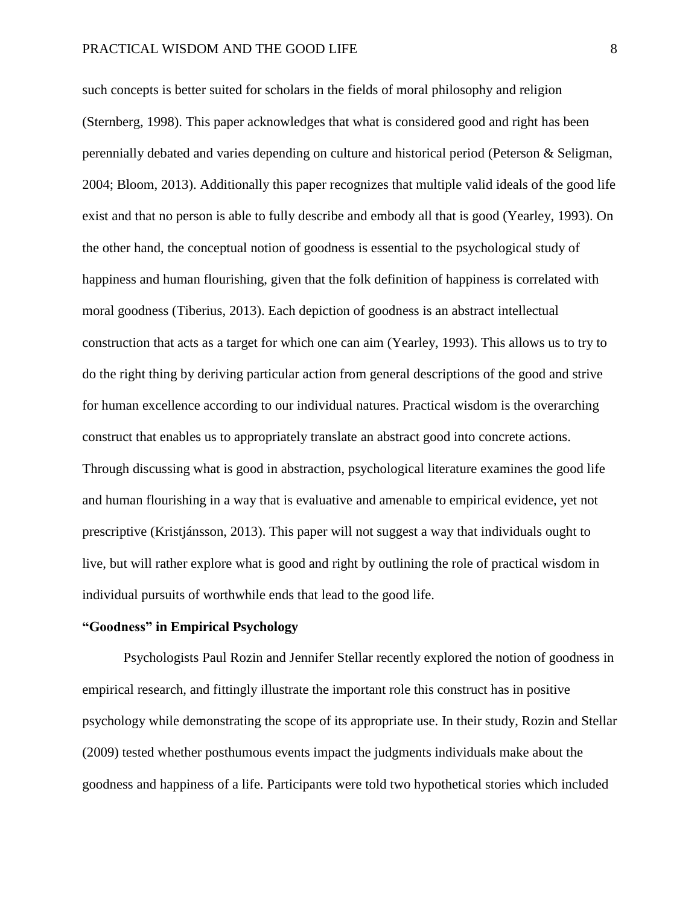such concepts is better suited for scholars in the fields of moral philosophy and religion (Sternberg, 1998). This paper acknowledges that what is considered good and right has been perennially debated and varies depending on culture and historical period (Peterson & Seligman, 2004; Bloom, 2013). Additionally this paper recognizes that multiple valid ideals of the good life exist and that no person is able to fully describe and embody all that is good (Yearley, 1993). On the other hand, the conceptual notion of goodness is essential to the psychological study of happiness and human flourishing, given that the folk definition of happiness is correlated with moral goodness (Tiberius, 2013). Each depiction of goodness is an abstract intellectual construction that acts as a target for which one can aim (Yearley, 1993). This allows us to try to do the right thing by deriving particular action from general descriptions of the good and strive for human excellence according to our individual natures. Practical wisdom is the overarching construct that enables us to appropriately translate an abstract good into concrete actions. Through discussing what is good in abstraction, psychological literature examines the good life and human flourishing in a way that is evaluative and amenable to empirical evidence, yet not prescriptive (Kristjánsson, 2013). This paper will not suggest a way that individuals ought to live, but will rather explore what is good and right by outlining the role of practical wisdom in individual pursuits of worthwhile ends that lead to the good life.

## "Goodness" in Empirical Psychology

Psychologists Paul Rozin and Jennifer Stellar recently explored the notion of goodness in empirical research, and fittingly illustrate the important role this construct has in positive psychology while demonstrating the scope of its appropriate use. In their study, Rozin and Stellar (2009) tested whether posthumous events impact the judgments individuals make about the goodness and happiness of a life. Participants were told two hypothetical stories which included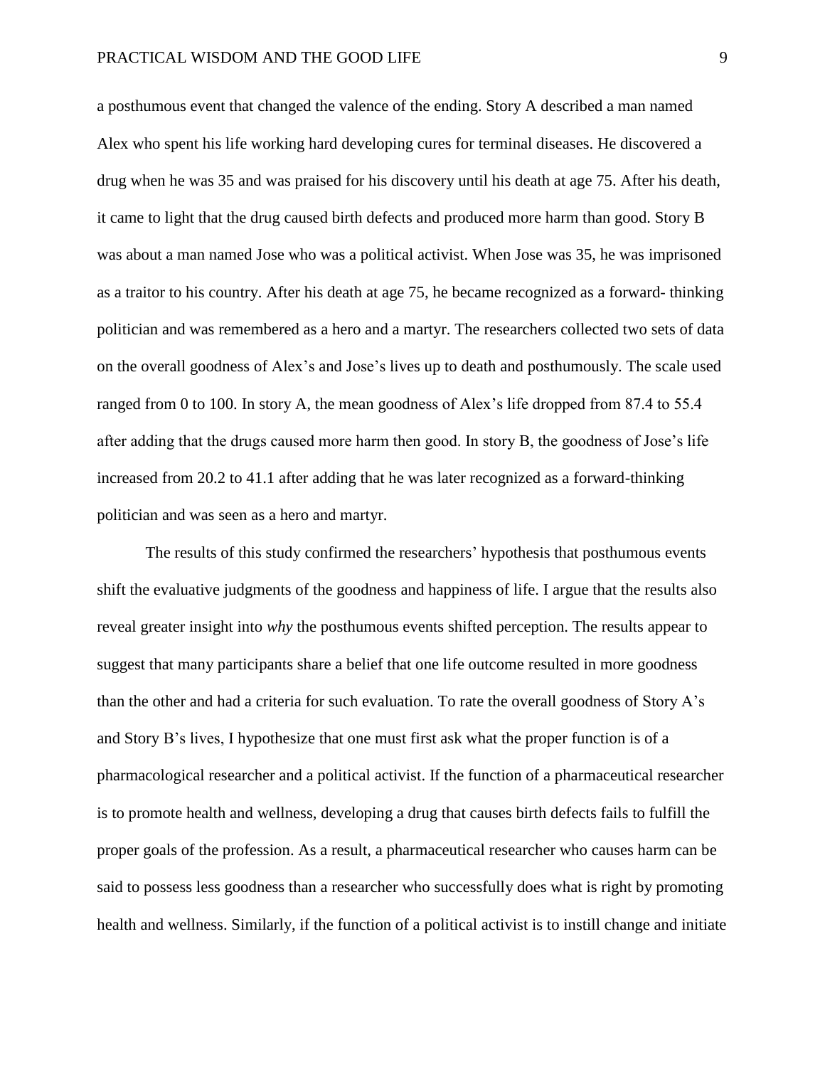a posthumous event that changed the valence of the ending. Story A described a man named Alex who spent his life working hard developing cures for terminal diseases. He discovered a drug when he was 35 and was praised for his discovery until his death at age 75. After his death, it came to light that the drug caused birth defects and produced more harm than good. Story B was about a man named Jose who was a political activist. When Jose was 35, he was imprisoned as a traitor to his country. After his death at age 75, he became recognized as a forward- thinking politician and was remembered as a hero and a martyr. The researchers collected two sets of data on the overall goodness of Alex's and Jose's lives up to death and posthumously. The scale used ranged from 0 to 100. In story A, the mean goodness of Alex's life dropped from 87.4 to 55.4 after adding that the drugs caused more harm then good. In story B, the goodness of Jose's life increased from 20.2 to 41.1 after adding that he was later recognized as a forward-thinking politician and was seen as a hero and martyr.

The results of this study confirmed the researchers' hypothesis that posthumous events shift the evaluative judgments of the goodness and happiness of life. I argue that the results also reveal greater insight into *why* the posthumous events shifted perception. The results appear to suggest that many participants share a belief that one life outcome resulted in more goodness than the other and had a criteria for such evaluation. To rate the overall goodness of Story A's and Story B's lives, I hypothesize that one must first ask what the proper function is of a pharmacological researcher and a political activist. If the function of a pharmaceutical researcher is to promote health and wellness, developing a drug that causes birth defects fails to fulfill the proper goals of the profession. As a result, a pharmaceutical researcher who causes harm can be said to possess less goodness than a researcher who successfully does what is right by promoting health and wellness. Similarly, if the function of a political activist is to instill change and initiate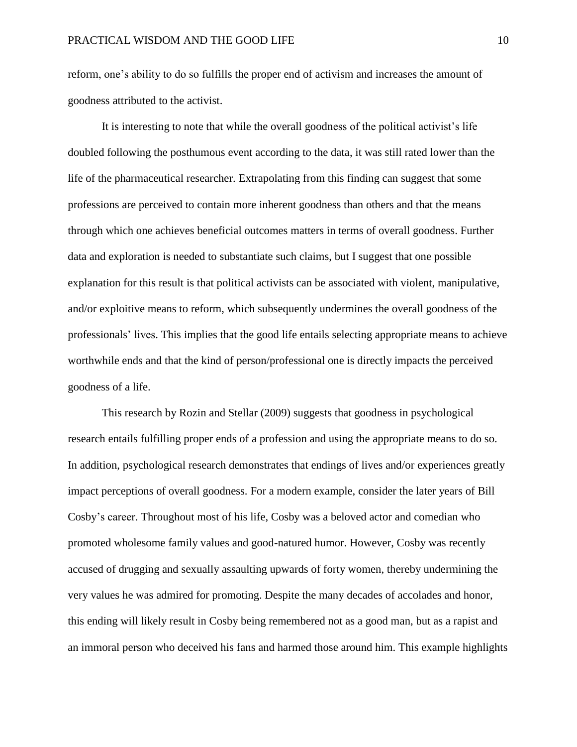reform, one's ability to do so fulfills the proper end of activism and increases the amount of goodness attributed to the activist.

It is interesting to note that while the overall goodness of the political activist's life doubled following the posthumous event according to the data, it was still rated lower than the life of the pharmaceutical researcher. Extrapolating from this finding can suggest that some professions are perceived to contain more inherent goodness than others and that the means through which one achieves beneficial outcomes matters in terms of overall goodness. Further data and exploration is needed to substantiate such claims, but I suggest that one possible explanation for this result is that political activists can be associated with violent, manipulative, and/or exploitive means to reform, which subsequently undermines the overall goodness of the professionals' lives. This implies that the good life entails selecting appropriate means to achieve worthwhile ends and that the kind of person/professional one is directly impacts the perceived goodness of a life.

This research by Rozin and Stellar (2009) suggests that goodness in psychological research entails fulfilling proper ends of a profession and using the appropriate means to do so. In addition, psychological research demonstrates that endings of lives and/or experiences greatly impact perceptions of overall goodness. For a modern example, consider the later years of Bill Cosby's career. Throughout most of his life, Cosby was a beloved actor and comedian who promoted wholesome family values and good-natured humor. However, Cosby was recently accused of drugging and sexually assaulting upwards of forty women, thereby undermining the very values he was admired for promoting. Despite the many decades of accolades and honor, this ending will likely result in Cosby being remembered not as a good man, but as a rapist and an immoral person who deceived his fans and harmed those around him. This example highlights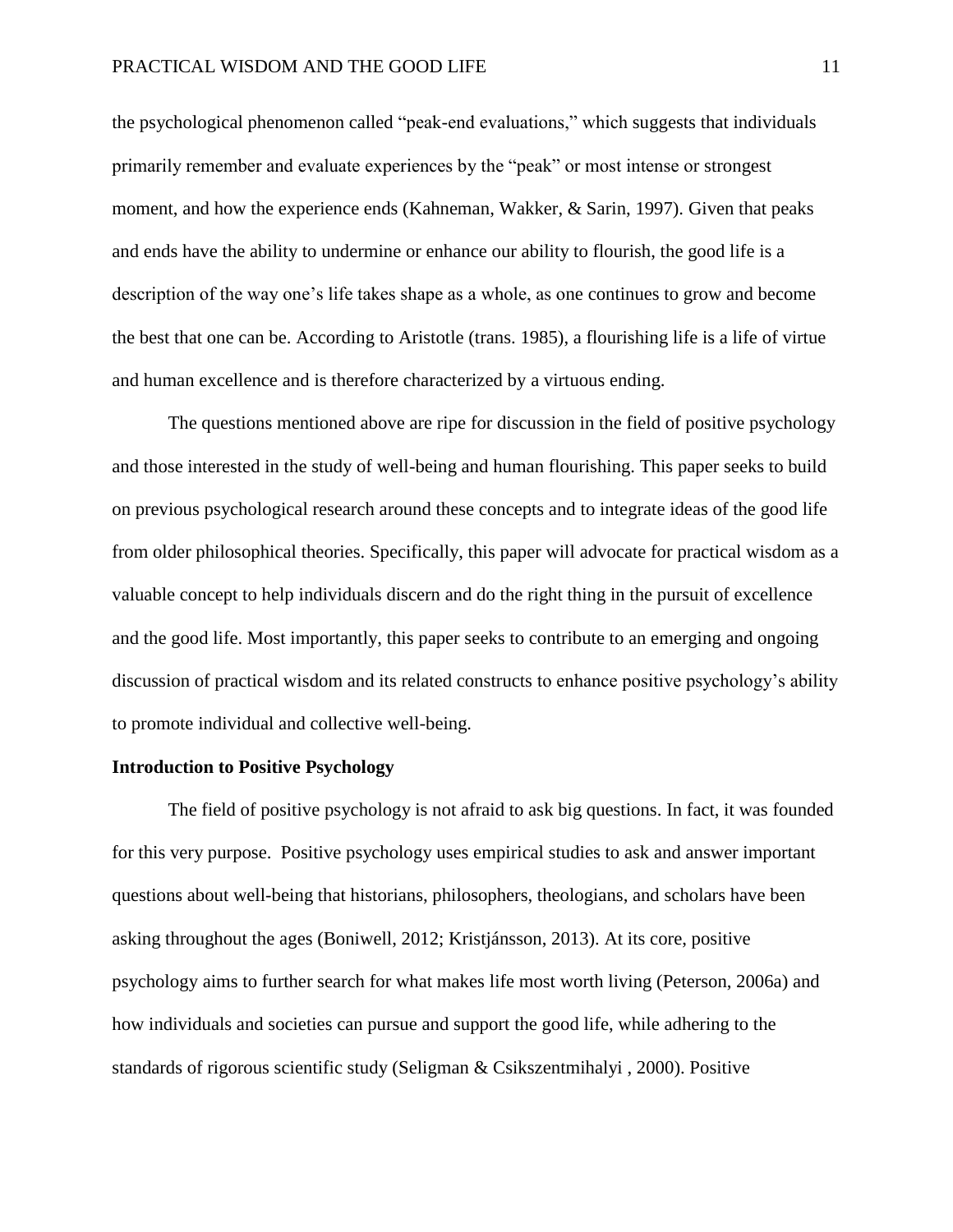the psychological phenomenon called "peak-end evaluations," which suggests that individuals primarily remember and evaluate experiences by the "peak" or most intense or strongest moment, and how the experience ends (Kahneman, Wakker, & Sarin, 1997). Given that peaks and ends have the ability to undermine or enhance our ability to flourish, the good life is a description of the way one's life takes shape as a whole, as one continues to grow and become the best that one can be. According to Aristotle (trans. 1985), a flourishing life is a life of virtue and human excellence and is therefore characterized by a virtuous ending.

The questions mentioned above are ripe for discussion in the field of positive psychology and those interested in the study of well-being and human flourishing. This paper seeks to build on previous psychological research around these concepts and to integrate ideas of the good life from older philosophical theories. Specifically, this paper will advocate for practical wisdom as a valuable concept to help individuals discern and do the right thing in the pursuit of excellence and the good life. Most importantly, this paper seeks to contribute to an emerging and ongoing discussion of practical wisdom and its related constructs to enhance positive psychology's ability to promote individual and collective well-being.

**Introduction to Positive Psychology**

The field of positive psychology is not afraid to ask big questions. In fact, it was founded for this very purpose. Positive psychology uses empirical studies to ask and answer important questions about well-being that historians, philosophers, theologians, and scholars have been asking throughout the ages (Boniwell, 2012; Kristjánsson, 2013). At its core, positive psychology aims to further search for what makes life most worth living (Peterson, 2006a) and how individuals and societies can pursue and support the good life, while adhering to the standards of rigorous scientific study (Seligman & Csikszentmihalyi , 2000). Positive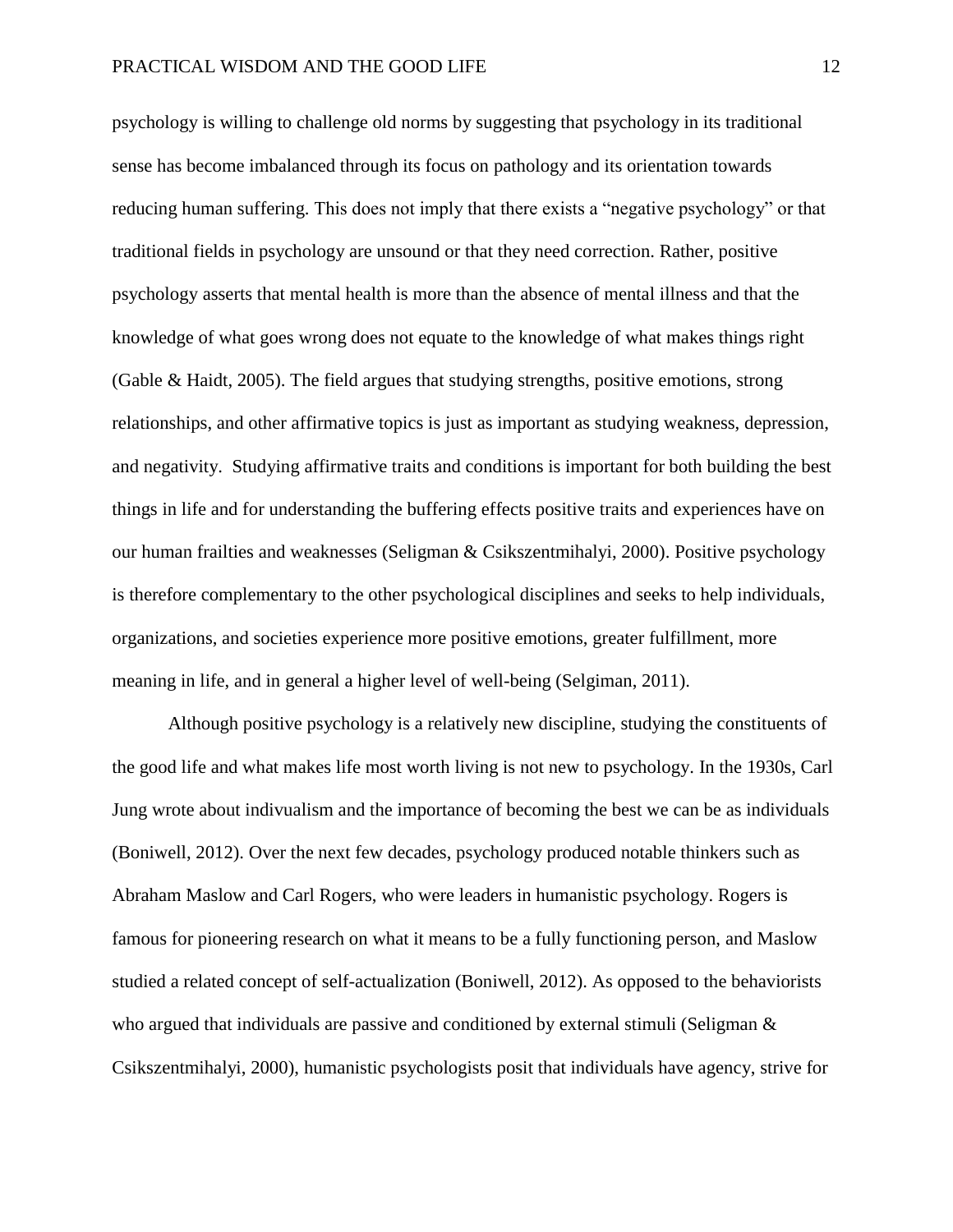psychology is willing to challenge old norms by suggesting that psychology in its traditional sense has become imbalanced through its focus on pathology and its orientation towards reducing human suffering. This does not imply that there exists a "negative psychology" or that traditional fields in psychology are unsound or that they need correction. Rather, positive psychology asserts that mental health is more than the absence of mental illness and that the knowledge of what goes wrong does not equate to the knowledge of what makes things right (Gable & Haidt, 2005). The field argues that studying strengths, positive emotions, strong relationships, and other affirmative topics is just as important as studying weakness, depression, and negativity. Studying affirmative traits and conditions is important for both building the best things in life and for understanding the buffering effects positive traits and experiences have on our human frailties and weaknesses (Seligman & Csikszentmihalyi, 2000). Positive psychology is therefore complementary to the other psychological disciplines and seeks to help individuals, organizations, and societies experience more positive emotions, greater fulfillment, more meaning in life, and in general a higher level of well-being (Selgiman, 2011).

Although positive psychology is a relatively new discipline, studying the constituents of the good life and what makes life most worth living is not new to psychology. In the 1930s, Carl Jung wrote about indivualism and the importance of becoming the best we can be as individuals (Boniwell, 2012). Over the next few decades, psychology produced notable thinkers such as Abraham Maslow and Carl Rogers, who were leaders in humanistic psychology. Rogers is famous for pioneering research on what it means to be a fully functioning person, and Maslow studied a related concept of self-actualization (Boniwell, 2012). As opposed to the behaviorists who argued that individuals are passive and conditioned by external stimuli (Seligman & Csikszentmihalyi, 2000), humanistic psychologists posit that individuals have agency, strive for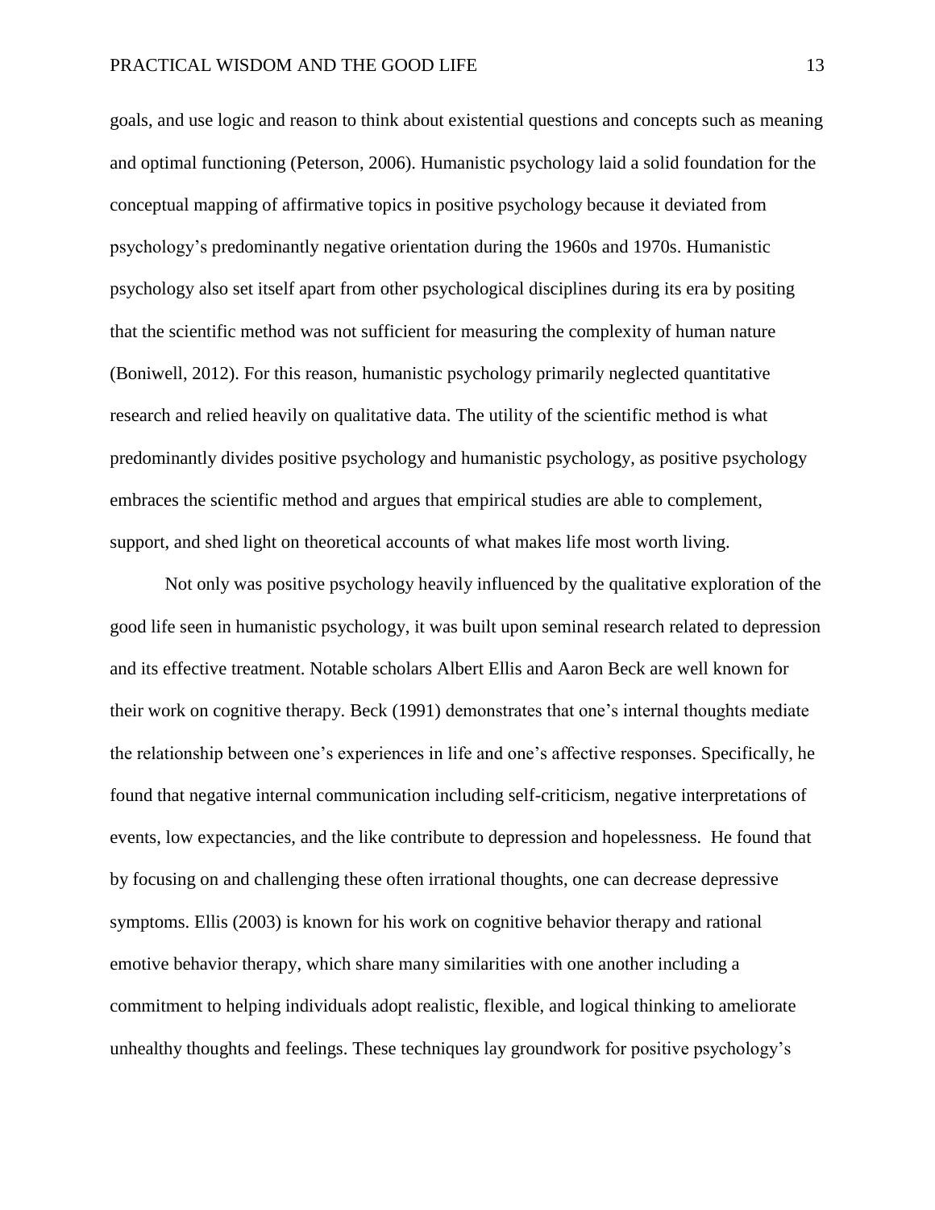goals, and use logic and reason to think about existential questions and concepts such as meaning and optimal functioning (Peterson, 2006). Humanistic psychology laid a solid foundation for the conceptual mapping of affirmative topics in positive psychology because it deviated from psychology's predominantly negative orientation during the 1960s and 1970s. Humanistic psychology also set itself apart from other psychological disciplines during its era by positing that the scientific method was not sufficient for measuring the complexity of human nature (Boniwell, 2012). For this reason, humanistic psychology primarily neglected quantitative research and relied heavily on qualitative data. The utility of the scientific method is what predominantly divides positive psychology and humanistic psychology, as positive psychology embraces the scientific method and argues that empirical studies are able to complement, support, and shed light on theoretical accounts of what makes life most worth living.

Not only was positive psychology heavily influenced by the qualitative exploration of the good life seen in humanistic psychology, it was built upon seminal research related to depression and its effective treatment. Notable scholars Albert Ellis and Aaron Beck are well known for their work on cognitive therapy. Beck (1991) demonstrates that one's internal thoughts mediate the relationship between one's experiences in life and one's affective responses. Specifically, he found that negative internal communication including self-criticism, negative interpretations of events, low expectancies, and the like contribute to depression and hopelessness. He found that by focusing on and challenging these often irrational thoughts, one can decrease depressive symptoms. Ellis (2003) is known for his work on cognitive behavior therapy and rational emotive behavior therapy, which share many similarities with one another including a commitment to helping individuals adopt realistic, flexible, and logical thinking to ameliorate unhealthy thoughts and feelings. These techniques lay groundwork for positive psychology's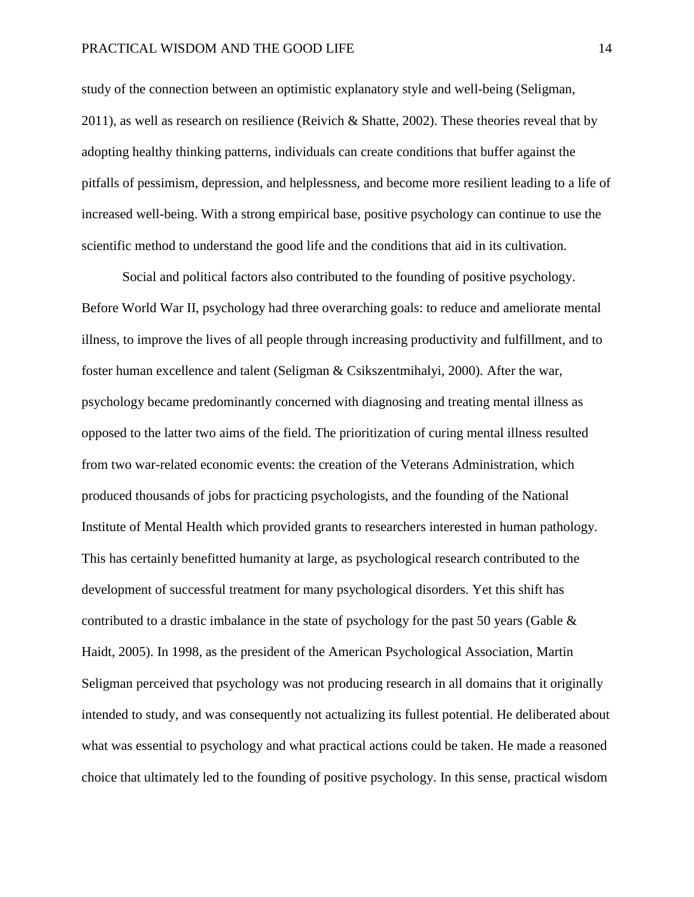study of the connection between an optimistic explanatory style and well-being (Seligman, 2011), as well as research on resilience (Reivich & Shatte, 2002). These theories reveal that by adopting healthy thinking patterns, individuals can create conditions that buffer against the pitfalls of pessimism, depression, and helplessness, and become more resilient leading to a life of increased well-being. With a strong empirical base, positive psychology can continue to use the scientific method to understand the good life and the conditions that aid in its cultivation.

Social and political factors also contributed to the founding of positive psychology. Before World War II, psychology had three overarching goals: to reduce and ameliorate mental illness, to improve the lives of all people through increasing productivity and fulfillment, and to foster human excellence and talent (Seligman & Csikszentmihalyi, 2000). After the war, psychology became predominantly concerned with diagnosing and treating mental illness as opposed to the latter two aims of the field. The prioritization of curing mental illness resulted from two war-related economic events: the creation of the Veterans Administration, which produced thousands of jobs for practicing psychologists, and the founding of the National Institute of Mental Health which provided grants to researchers interested in human pathology. This has certainly benefitted humanity at large, as psychological research contributed to the development of successful treatment for many psychological disorders. Yet this shift has contributed to a drastic imbalance in the state of psychology for the past 50 years (Gable & Haidt, 2005). In 1998, as the president of the American Psychological Association, Martin Seligman perceived that psychology was not producing research in all domains that it originally intended to study, and was consequently not actualizing its fullest potential. He deliberated about what was essential to psychology and what practical actions could be taken. He made a reasoned choice that ultimately led to the founding of positive psychology. In this sense, practical wisdom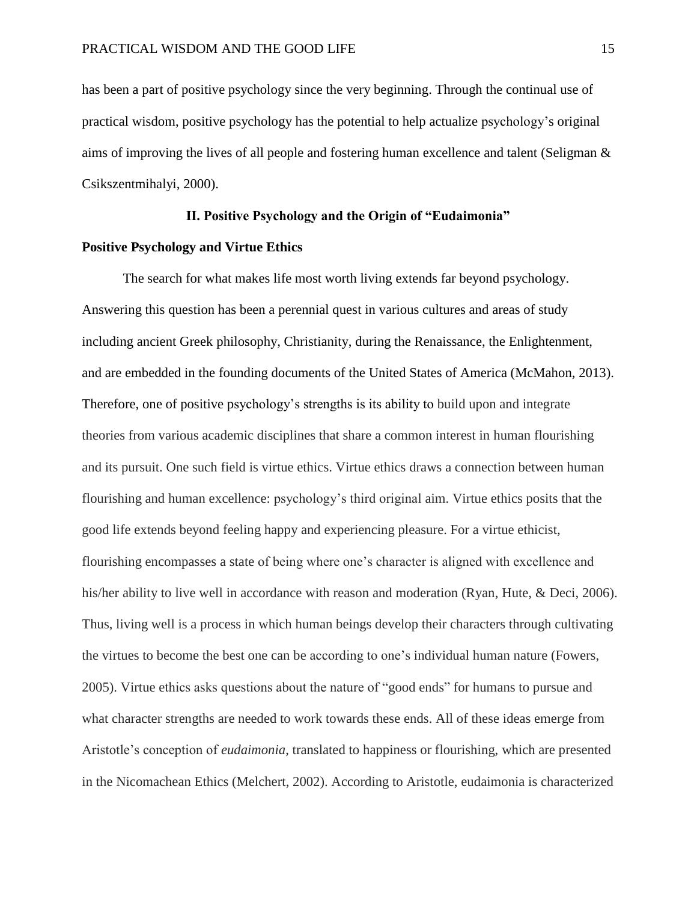has been a part of positive psychology since the very beginning. Through the continual use of practical wisdom, positive psychology has the potential to help actualize psychology's original aims of improving the lives of all people and fostering human excellence and talent (Seligman & Csikszentmihalyi, 2000).

## II. Positive Psychology and the Origin of "Eudaimonia"

### Positive Psychology and Virtue Ethics

The search for what makes life most worth living extends far beyond psychology. Answering this question has been a perennial quest in various cultures and areas of study including ancient Greek philosophy, Christianity, during the Renaissance, the Enlightenment, and are embedded in the founding documents of the United States of America (McMahon, 2013). Therefore, one of positive psychology's strengths is its ability to build upon and integrate theories from various academic disciplines that share a common interest in human flourishing and its pursuit. One such field is virtue ethics. Virtue ethics draws a connection between human flourishing and human excellence: psychology's third original aim. Virtue ethics posits that the good life extends beyond feeling happy and experiencing pleasure. For a virtue ethicist, flourishing encompasses a state of being where one's character is aligned with excellence and his/her ability to live well in accordance with reason and moderation (Ryan, Hute, & Deci, 2006). Thus, living well is a process in which human beings develop their characters through cultivating the virtues to become the best one can be according to one's individual human nature (Fowers, 2005). Virtue ethics asks questions about the nature of "good ends" for humans to pursue and what character strengths are needed to work towards these ends. All of these ideas emerge from Aristotle's conception of *eudaimonia*, translated to happiness or flourishing, which are presented in the Nicomachean Ethics (Melchert, 2002). According to Aristotle, eudaimonia is characterized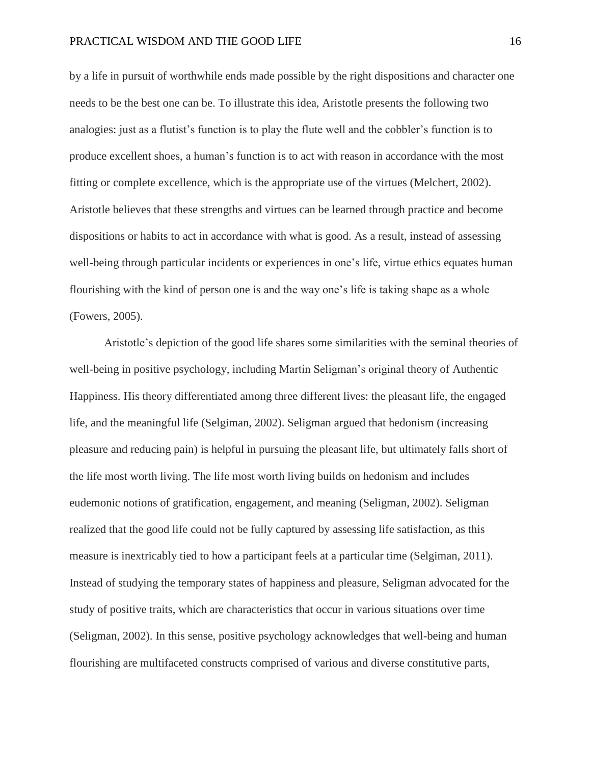by a life in pursuit of worthwhile ends made possible by the right dispositions and character one needs to be the best one can be. To illustrate this idea, Aristotle presents the following two analogies: just as a flutist's function is to play the flute well and the cobbler's function is to produce excellent shoes, a human's function is to act with reason in accordance with the most fitting or complete excellence, which is the appropriate use of the virtues (Melchert, 2002). Aristotle believes that these strengths and virtues can be learned through practice and become dispositions or habits to act in accordance with what is good. As a result, instead of assessing well-being through particular incidents or experiences in one's life, virtue ethics equates human flourishing with the kind of person one is and the way one's life is taking shape as a whole (Fowers, 2005).

Aristotle's depiction of the good life shares some similarities with the seminal theories of well-being in positive psychology, including Martin Seligman's original theory of Authentic Happiness. His theory differentiated among three different lives: the pleasant life, the engaged life, and the meaningful life (Selgiman, 2002). Seligman argued that hedonism (increasing pleasure and reducing pain) is helpful in pursuing the pleasant life, but ultimately falls short of the life most worth living. The life most worth living builds on hedonism and includes eudemonic notions of gratification, engagement, and meaning (Seligman, 2002). Seligman realized that the good life could not be fully captured by assessing life satisfaction, as this measure is inextricably tied to how a participant feels at a particular time (Selgiman, 2011). Instead of studying the temporary states of happiness and pleasure, Seligman advocated for the study of positive traits, which are characteristics that occur in various situations over time (Seligman, 2002). In this sense, positive psychology acknowledges that well-being and human flourishing are multifaceted constructs comprised of various and diverse constitutive parts,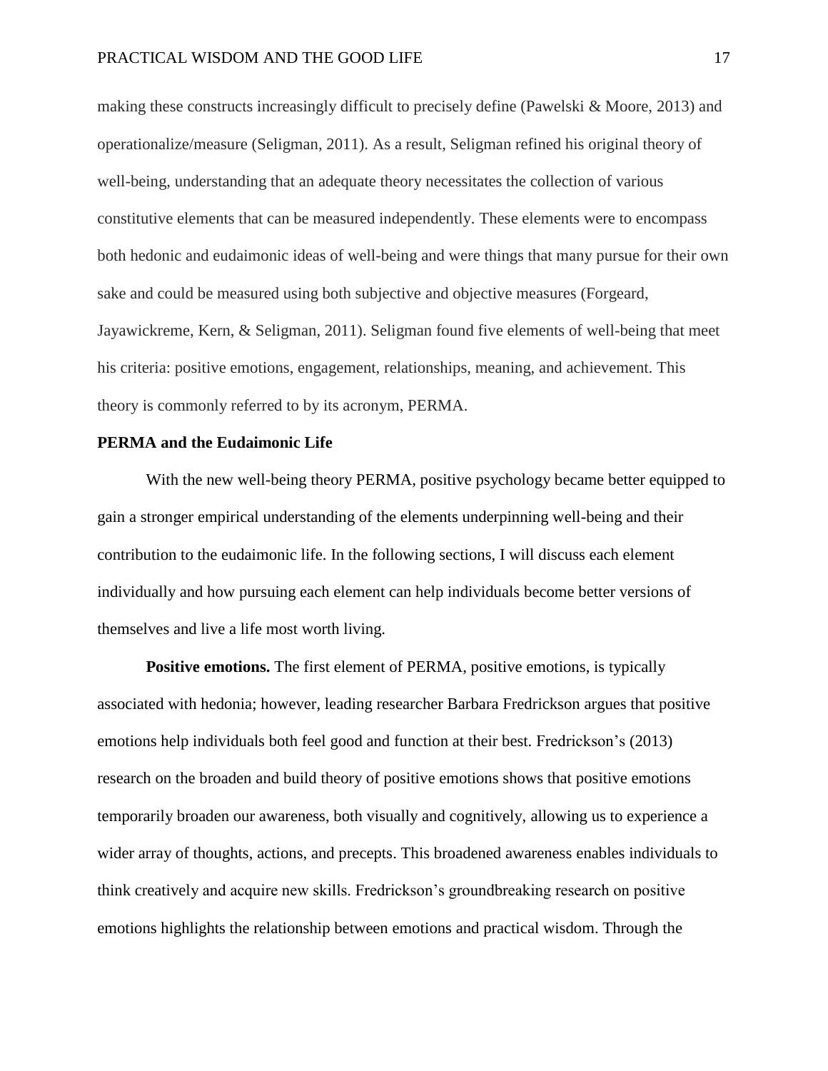making these constructs increasingly difficult to precisely define (Pawelski & Moore, 2013) and operationalize/measure (Seligman, 2011). As a result, Seligman refined his original theory of well-being, understanding that an adequate theory necessitates the collection of various constitutive elements that can be measured independently. These elements were to encompass both hedonic and eudaimonic ideas of well-being and were things that many pursue for their own sake and could be measured using both subjective and objective measures (Forgeard, Jayawickreme, Kern, & Seligman, 2011). Seligman found five elements of well-being that meet his criteria: positive emotions, engagement, relationships, meaning, and achievement. This theory is commonly referred to by its acronym, PERMA.

## PERMA and the Eudaimonic Life

With the new well-being theory PERMA, positive psychology became better equipped to gain a stronger empirical understanding of the elements underpinning well-being and their contribution to the eudaimonic life. In the following sections, I will discuss each element individually and how pursuing each element can help individuals become better versions of themselves and live a life most worth living.

**Positive emotions.** The first element of PERMA, positive emotions, is typically associated with hedonia; however, leading researcher Barbara Fredrickson argues that positive emotions help individuals both feel good and function at their best. Fredrickson's (2013) research on the broaden and build theory of positive emotions shows that positive emotions temporarily broaden our awareness, both visually and cognitively, allowing us to experience a wider array of thoughts, actions, and precepts. This broadened awareness enables individuals to think creatively and acquire new skills. Fredrickson's groundbreaking research on positive emotions highlights the relationship between emotions and practical wisdom. Through the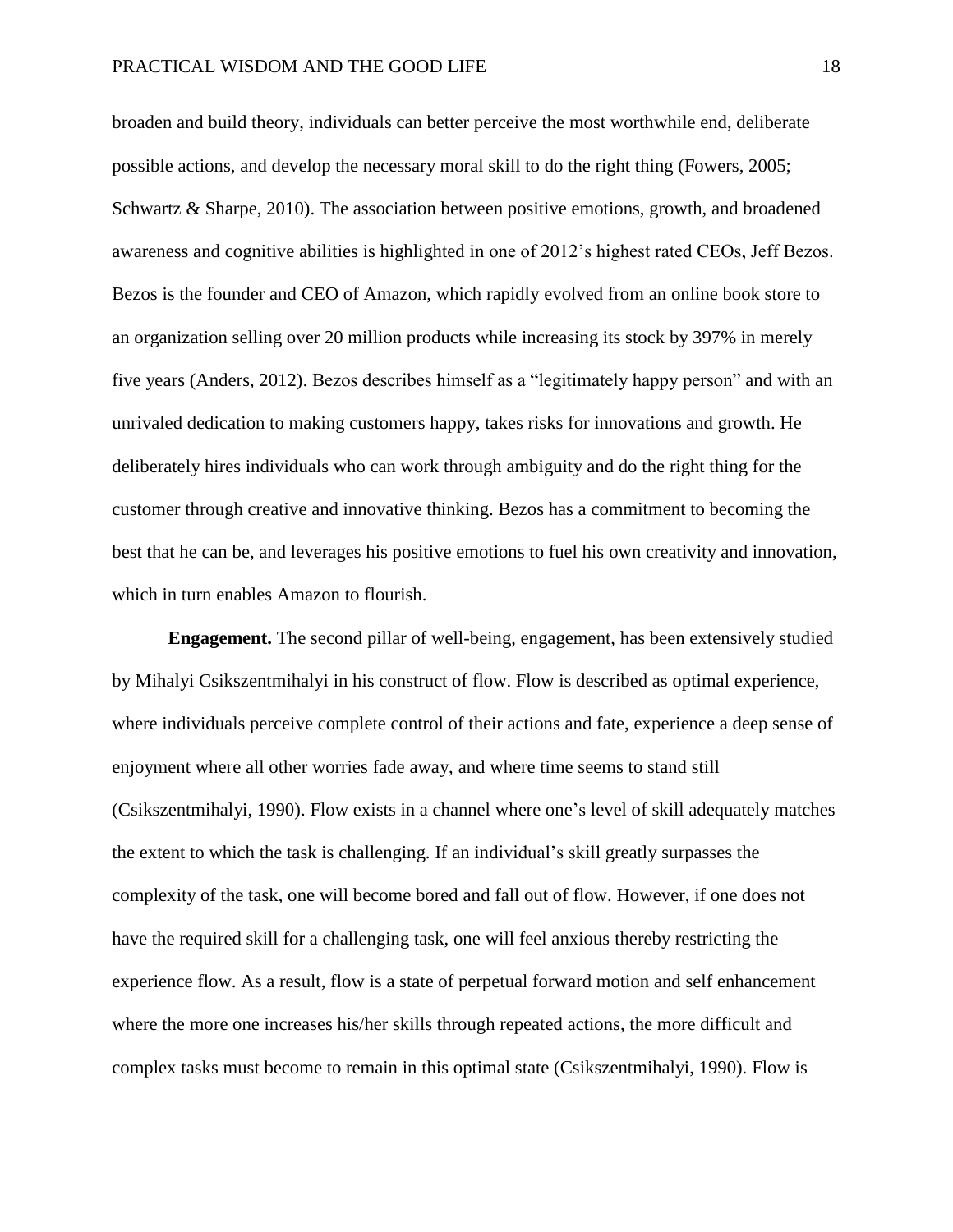broaden and build theory, individuals can better perceive the most worthwhile end, deliberate possible actions, and develop the necessary moral skill to do the right thing (Fowers, 2005; Schwartz & Sharpe, 2010). The association between positive emotions, growth, and broadened awareness and cognitive abilities is highlighted in one of 2012's highest rated CEOs, Jeff Bezos. Bezos is the founder and CEO of Amazon, which rapidly evolved from an online book store to an organization selling over 20 million products while increasing its stock by 397% in merely five years (Anders, 2012). Bezos describes himself as a "legitimately happy person" and with an unrivaled dedication to making customers happy, takes risks for innovations and growth. He deliberately hires individuals who can work through ambiguity and do the right thing for the customer through creative and innovative thinking. Bezos has a commitment to becoming the best that he can be, and leverages his positive emotions to fuel his own creativity and innovation, which in turn enables Amazon to flourish.

**Engagement.** The second pillar of well-being, engagement, has been extensively studied by Mihalyi Csikszentmihalyi in his construct of flow. Flow is described as optimal experience, where individuals perceive complete control of their actions and fate, experience a deep sense of enjoyment where all other worries fade away, and where time seems to stand still (Csikszentmihalyi, 1990). Flow exists in a channel where one's level of skill adequately matches the extent to which the task is challenging. If an individual's skill greatly surpasses the complexity of the task, one will become bored and fall out of flow. However, if one does not have the required skill for a challenging task, one will feel anxious thereby restricting the experience flow. As a result, flow is a state of perpetual forward motion and self enhancement where the more one increases his/her skills through repeated actions, the more difficult and complex tasks must become to remain in this optimal state (Csikszentmihalyi, 1990). Flow is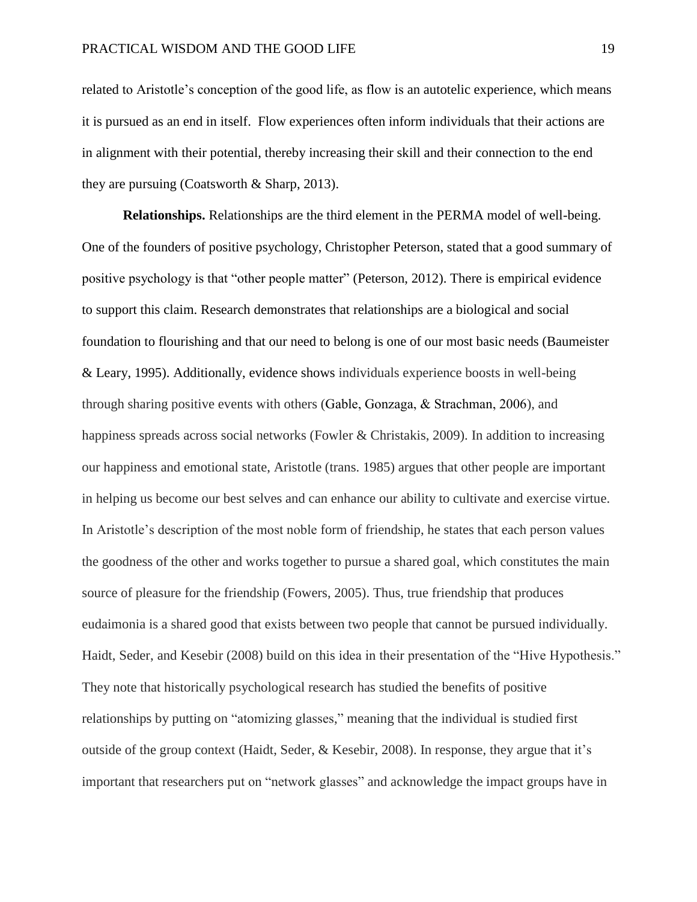related to Aristotle's conception of the good life, as flow is an autotelic experience, which means it is pursued as an end in itself. Flow experiences often inform individuals that their actions are in alignment with their potential, thereby increasing their skill and their connection to the end they are pursuing (Coatsworth & Sharp, 2013).

**Relationships.** Relationships are the third element in the PERMA model of well-being. One of the founders of positive psychology, Christopher Peterson, stated that a good summary of positive psychology is that "other people matter" (Peterson, 2012). There is empirical evidence to support this claim. Research demonstrates that relationships are a biological and social foundation to flourishing and that our need to belong is one of our most basic needs (Baumeister & Leary, 1995). Additionally, evidence shows individuals experience boosts in well-being through sharing positive events with others (Gable, Gonzaga, & Strachman, 2006), and happiness spreads across social networks (Fowler & Christakis, 2009). In addition to increasing our happiness and emotional state, Aristotle (trans. 1985) argues that other people are important in helping us become our best selves and can enhance our ability to cultivate and exercise virtue. In Aristotle's description of the most noble form of friendship, he states that each person values the goodness of the other and works together to pursue a shared goal, which constitutes the main source of pleasure for the friendship (Fowers, 2005). Thus, true friendship that produces eudaimonia is a shared good that exists between two people that cannot be pursued individually. Haidt, Seder, and Kesebir (2008) build on this idea in their presentation of the "Hive Hypothesis." They note that historically psychological research has studied the benefits of positive relationships by putting on "atomizing glasses," meaning that the individual is studied first outside of the group context (Haidt, Seder, & Kesebir, 2008). In response, they argue that it's important that researchers put on "network glasses" and acknowledge the impact groups have in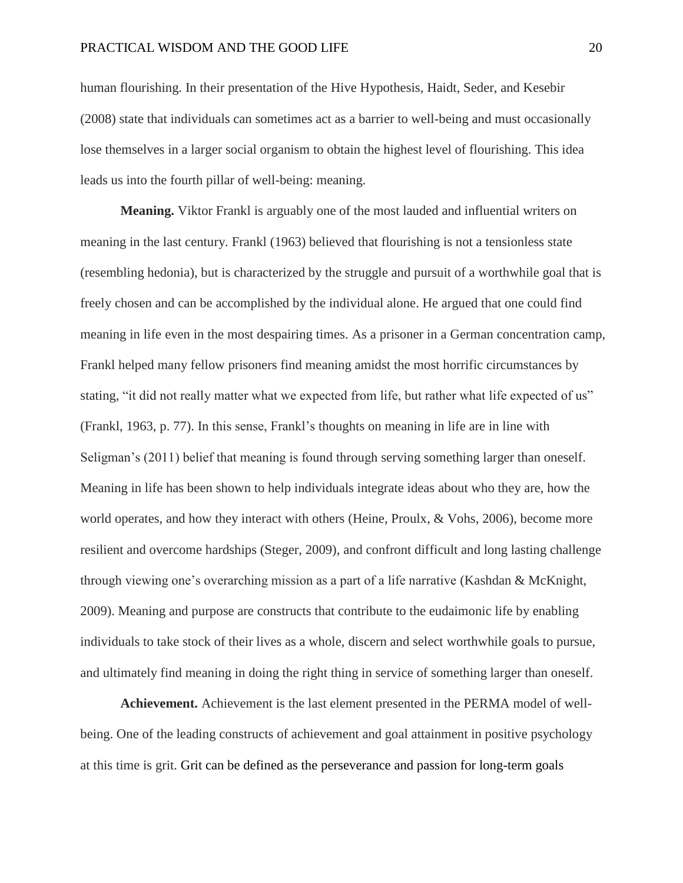human flourishing. In their presentation of the Hive Hypothesis, Haidt, Seder, and Kesebir (2008) state that individuals can sometimes act as a barrier to well-being and must occasionally lose themselves in a larger social organism to obtain the highest level of flourishing. This idea leads us into the fourth pillar of well-being: meaning.

**Meaning.** Viktor Frankl is arguably one of the most lauded and influential writers on meaning in the last century. Frankl (1963) believed that flourishing is not a tensionless state (resembling hedonia), but is characterized by the struggle and pursuit of a worthwhile goal that is freely chosen and can be accomplished by the individual alone. He argued that one could find meaning in life even in the most despairing times. As a prisoner in a German concentration camp, Frankl helped many fellow prisoners find meaning amidst the most horrific circumstances by stating, "it did not really matter what we expected from life, but rather what life expected of us" (Frankl, 1963, p. 77). In this sense, Frankl's thoughts on meaning in life are in line with Seligman's (2011) belief that meaning is found through serving something larger than oneself. Meaning in life has been shown to help individuals integrate ideas about who they are, how the world operates, and how they interact with others (Heine, Proulx, & Vohs, 2006), become more resilient and overcome hardships (Steger, 2009), and confront difficult and long lasting challenge through viewing one's overarching mission as a part of a life narrative (Kashdan & McKnight, 2009). Meaning and purpose are constructs that contribute to the eudaimonic life by enabling individuals to take stock of their lives as a whole, discern and select worthwhile goals to pursue, and ultimately find meaning in doing the right thing in service of something larger than oneself.

**Achievement.** Achievement is the last element presented in the PERMA model of well-being. One of the leading constructs of achievement and goal attainment in positive psychology at this time is grit. Grit can be defined as the perseverance and passion for long-term goals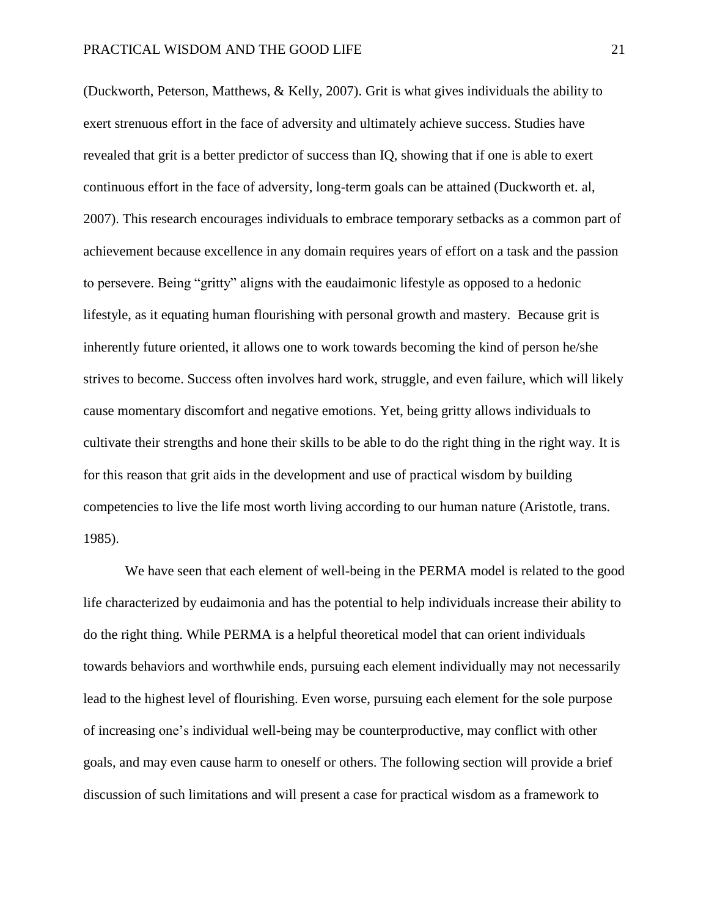(Duckworth, Peterson, Matthews, & Kelly, 2007). Grit is what gives individuals the ability to exert strenuous effort in the face of adversity and ultimately achieve success. Studies have revealed that grit is a better predictor of success than IQ, showing that if one is able to exert continuous effort in the face of adversity, long-term goals can be attained (Duckworth et. al, 2007). This research encourages individuals to embrace temporary setbacks as a common part of achievement because excellence in any domain requires years of effort on a task and the passion to persevere. Being "gritty" aligns with the eaudaimonic lifestyle as opposed to a hedonic lifestyle, as it equating human flourishing with personal growth and mastery. Because grit is inherently future oriented, it allows one to work towards becoming the kind of person he/she strives to become. Success often involves hard work, struggle, and even failure, which will likely cause momentary discomfort and negative emotions. Yet, being gritty allows individuals to cultivate their strengths and hone their skills to be able to do the right thing in the right way. It is for this reason that grit aids in the development and use of practical wisdom by building competencies to live the life most worth living according to our human nature (Aristotle, trans. 1985).

We have seen that each element of well-being in the PERMA model is related to the good life characterized by eudaimonia and has the potential to help individuals increase their ability to do the right thing. While PERMA is a helpful theoretical model that can orient individuals towards behaviors and worthwhile ends, pursuing each element individually may not necessarily lead to the highest level of flourishing. Even worse, pursuing each element for the sole purpose of increasing one's individual well-being may be counterproductive, may conflict with other goals, and may even cause harm to oneself or others. The following section will provide a brief discussion of such limitations and will present a case for practical wisdom as a framework to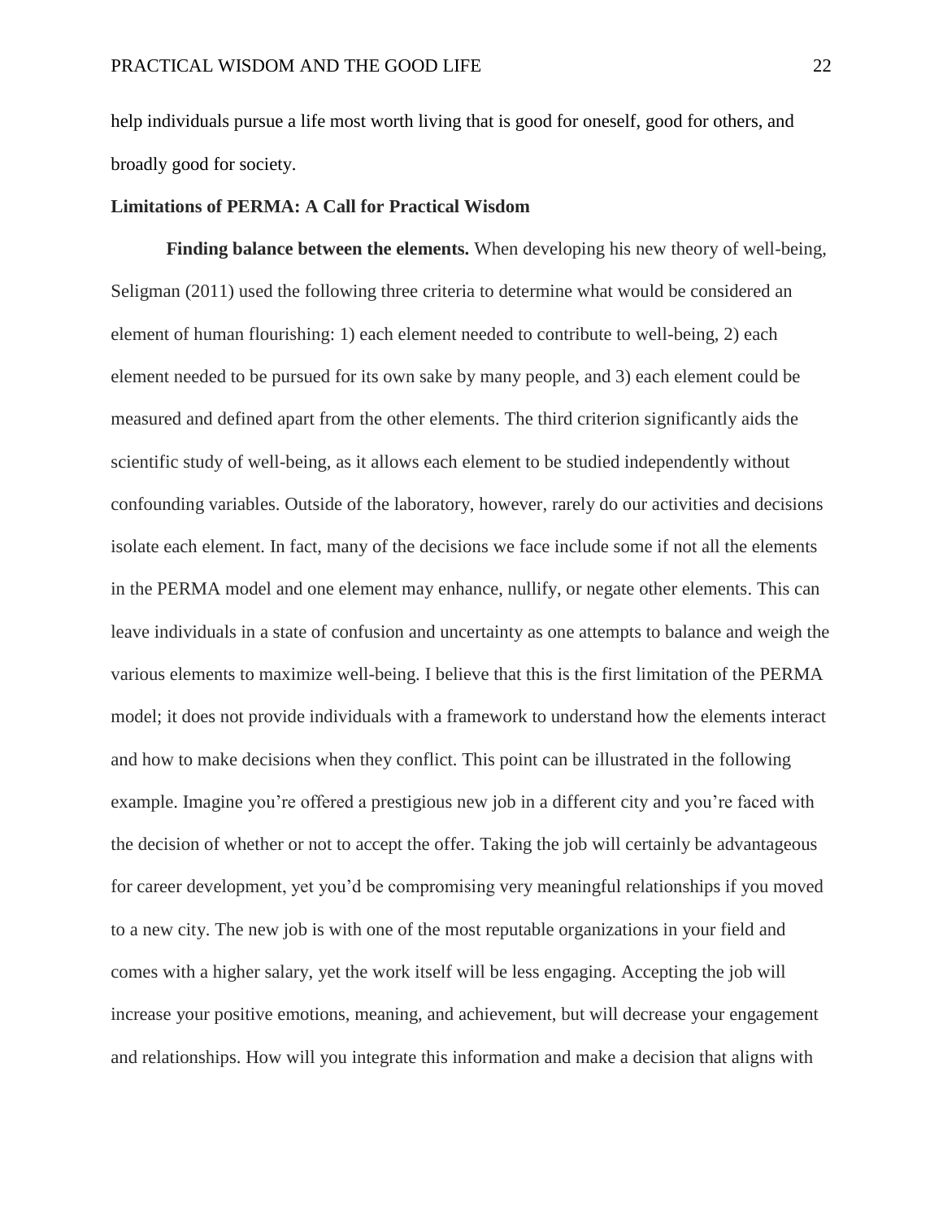help individuals pursue a life most worth living that is good for oneself, good for others, and broadly good for society.

**Limitations of PERMA: A Call for Practical Wisdom**

**Finding balance between the elements.** When developing his new theory of well-being, Seligman (2011) used the following three criteria to determine what would be considered an element of human flourishing: 1) each element needed to contribute to well-being, 2) each element needed to be pursued for its own sake by many people, and 3) each element could be measured and defined apart from the other elements. The third criterion significantly aids the scientific study of well-being, as it allows each element to be studied independently without confounding variables. Outside of the laboratory, however, rarely do our activities and decisions isolate each element. In fact, many of the decisions we face include some if not all the elements in the PERMA model and one element may enhance, nullify, or negate other elements. This can leave individuals in a state of confusion and uncertainty as one attempts to balance and weigh the various elements to maximize well-being. I believe that this is the first limitation of the PERMA model; it does not provide individuals with a framework to understand how the elements interact and how to make decisions when they conflict. This point can be illustrated in the following example. Imagine you're offered a prestigious new job in a different city and you're faced with the decision of whether or not to accept the offer. Taking the job will certainly be advantageous for career development, yet you'd be compromising very meaningful relationships if you moved to a new city. The new job is with one of the most reputable organizations in your field and comes with a higher salary, yet the work itself will be less engaging. Accepting the job will increase your positive emotions, meaning, and achievement, but will decrease your engagement and relationships. How will you integrate this information and make a decision that aligns with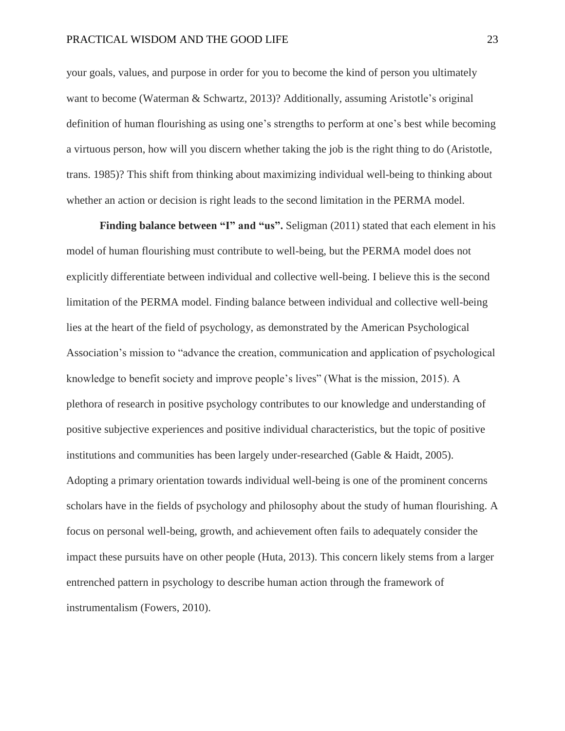your goals, values, and purpose in order for you to become the kind of person you ultimately want to become (Waterman & Schwartz, 2013)? Additionally, assuming Aristotle's original definition of human flourishing as using one's strengths to perform at one's best while becoming a virtuous person, how will you discern whether taking the job is the right thing to do (Aristotle, trans. 1985)? This shift from thinking about maximizing individual well-being to thinking about whether an action or decision is right leads to the second limitation in the PERMA model.

**Finding balance between "I" and "us".** Seligman (2011) stated that each element in his model of human flourishing must contribute to well-being, but the PERMA model does not explicitly differentiate between individual and collective well-being. I believe this is the second limitation of the PERMA model. Finding balance between individual and collective well-being lies at the heart of the field of psychology, as demonstrated by the American Psychological Association's mission to "advance the creation, communication and application of psychological knowledge to benefit society and improve people's lives" (What is the mission, 2015). A plethora of research in positive psychology contributes to our knowledge and understanding of positive subjective experiences and positive individual characteristics, but the topic of positive institutions and communities has been largely under-researched (Gable & Haidt, 2005). Adopting a primary orientation towards individual well-being is one of the prominent concerns scholars have in the fields of psychology and philosophy about the study of human flourishing. A focus on personal well-being, growth, and achievement often fails to adequately consider the impact these pursuits have on other people (Huta, 2013). This concern likely stems from a larger entrenched pattern in psychology to describe human action through the framework of instrumentalism (Fowers, 2010).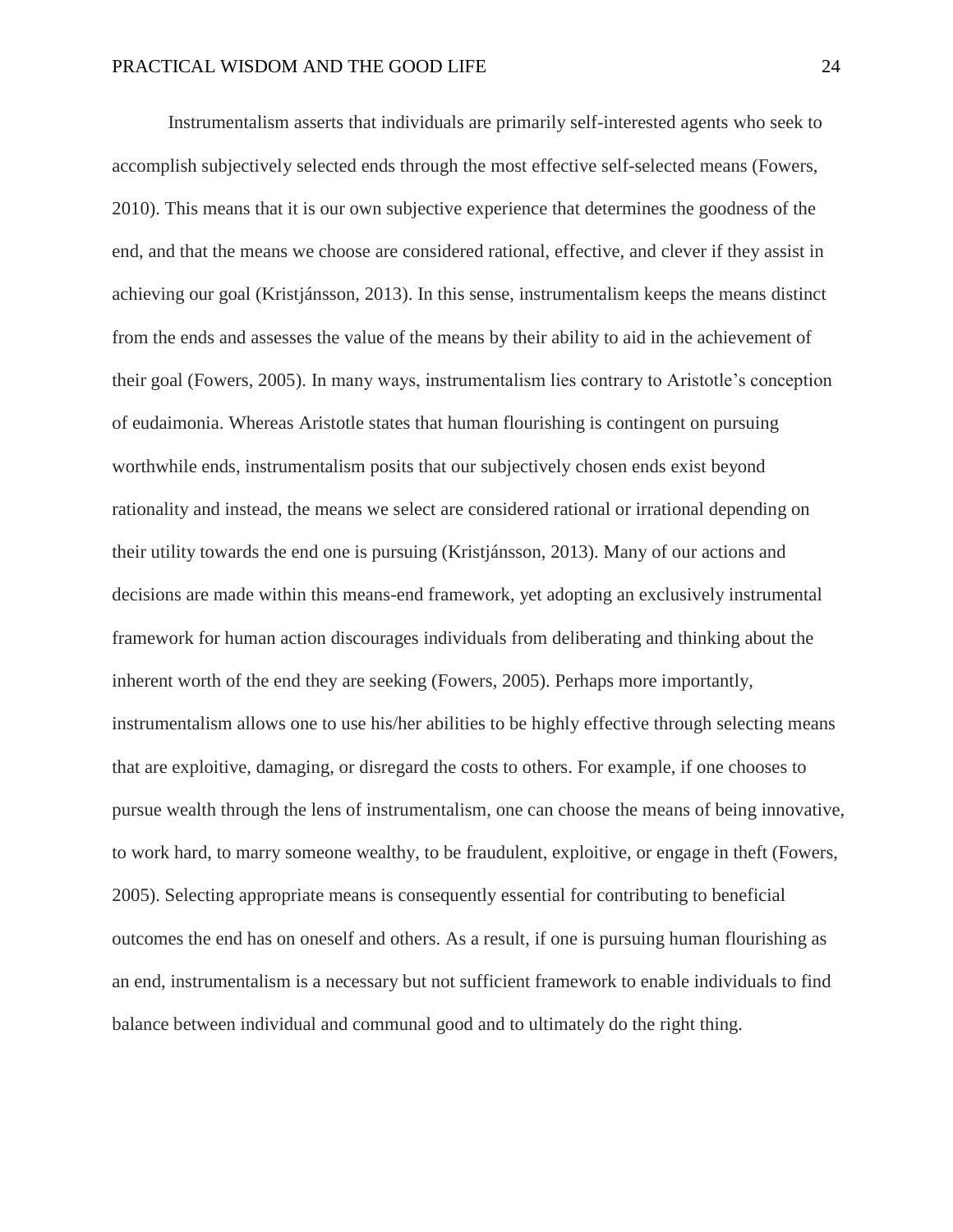Instrumentalism asserts that individuals are primarily self-interested agents who seek to accomplish subjectively selected ends through the most effective self-selected means (Fowers, 2010). This means that it is our own subjective experience that determines the goodness of the end, and that the means we choose are considered rational, effective, and clever if they assist in achieving our goal (Kristjánsson, 2013). In this sense, instrumentalism keeps the means distinct from the ends and assesses the value of the means by their ability to aid in the achievement of their goal (Fowers, 2005). In many ways, instrumentalism lies contrary to Aristotle's conception of eudaimonia. Whereas Aristotle states that human flourishing is contingent on pursuing worthwhile ends, instrumentalism posits that our subjectively chosen ends exist beyond rationality and instead, the means we select are considered rational or irrational depending on their utility towards the end one is pursuing (Kristjánsson, 2013). Many of our actions and decisions are made within this means-end framework, yet adopting an exclusively instrumental framework for human action discourages individuals from deliberating and thinking about the inherent worth of the end they are seeking (Fowers, 2005). Perhaps more importantly, instrumentalism allows one to use his/her abilities to be highly effective through selecting means that are exploitive, damaging, or disregard the costs to others. For example, if one chooses to pursue wealth through the lens of instrumentalism, one can choose the means of being innovative, to work hard, to marry someone wealthy, to be fraudulent, exploitive, or engage in theft (Fowers, 2005). Selecting appropriate means is consequently essential for contributing to beneficial outcomes the end has on oneself and others. As a result, if one is pursuing human flourishing as an end, instrumentalism is a necessary but not sufficient framework to enable individuals to find balance between individual and communal good and to ultimately do the right thing.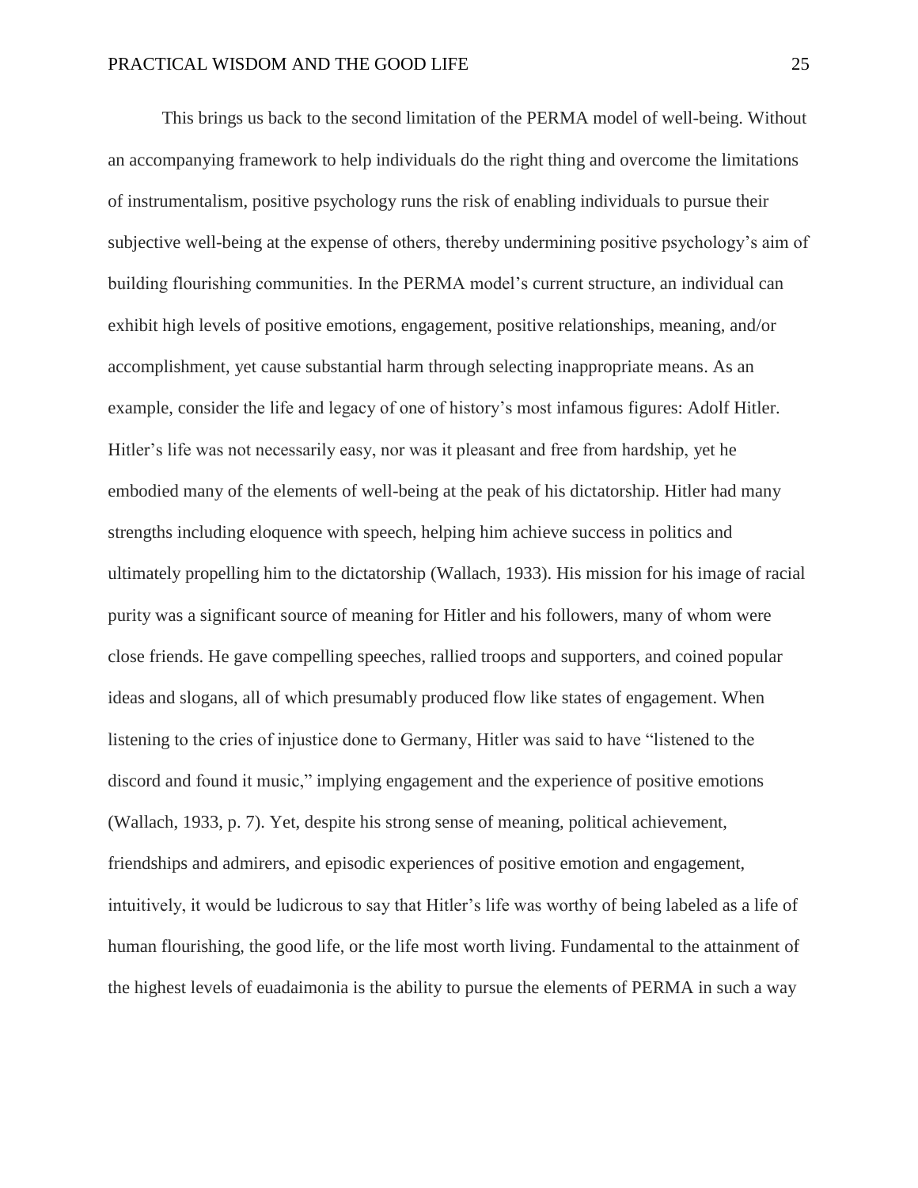This brings us back to the second limitation of the PERMA model of well-being. Without an accompanying framework to help individuals do the right thing and overcome the limitations of instrumentalism, positive psychology runs the risk of enabling individuals to pursue their subjective well-being at the expense of others, thereby undermining positive psychology's aim of building flourishing communities. In the PERMA model's current structure, an individual can exhibit high levels of positive emotions, engagement, positive relationships, meaning, and/or accomplishment, yet cause substantial harm through selecting inappropriate means. As an example, consider the life and legacy of one of history's most infamous figures: Adolf Hitler. Hitler's life was not necessarily easy, nor was it pleasant and free from hardship, yet he embodied many of the elements of well-being at the peak of his dictatorship. Hitler had many strengths including eloquence with speech, helping him achieve success in politics and ultimately propelling him to the dictatorship (Wallach, 1933). His mission for his image of racial purity was a significant source of meaning for Hitler and his followers, many of whom were close friends. He gave compelling speeches, rallied troops and supporters, and coined popular ideas and slogans, all of which presumably produced flow like states of engagement. When listening to the cries of injustice done to Germany, Hitler was said to have "listened to the discord and found it music," implying engagement and the experience of positive emotions (Wallach, 1933, p. 7). Yet, despite his strong sense of meaning, political achievement, friendships and admirers, and episodic experiences of positive emotion and engagement, intuitively, it would be ludicrous to say that Hitler's life was worthy of being labeled as a life of human flourishing, the good life, or the life most worth living. Fundamental to the attainment of the highest levels of euadaimonia is the ability to pursue the elements of PERMA in such a way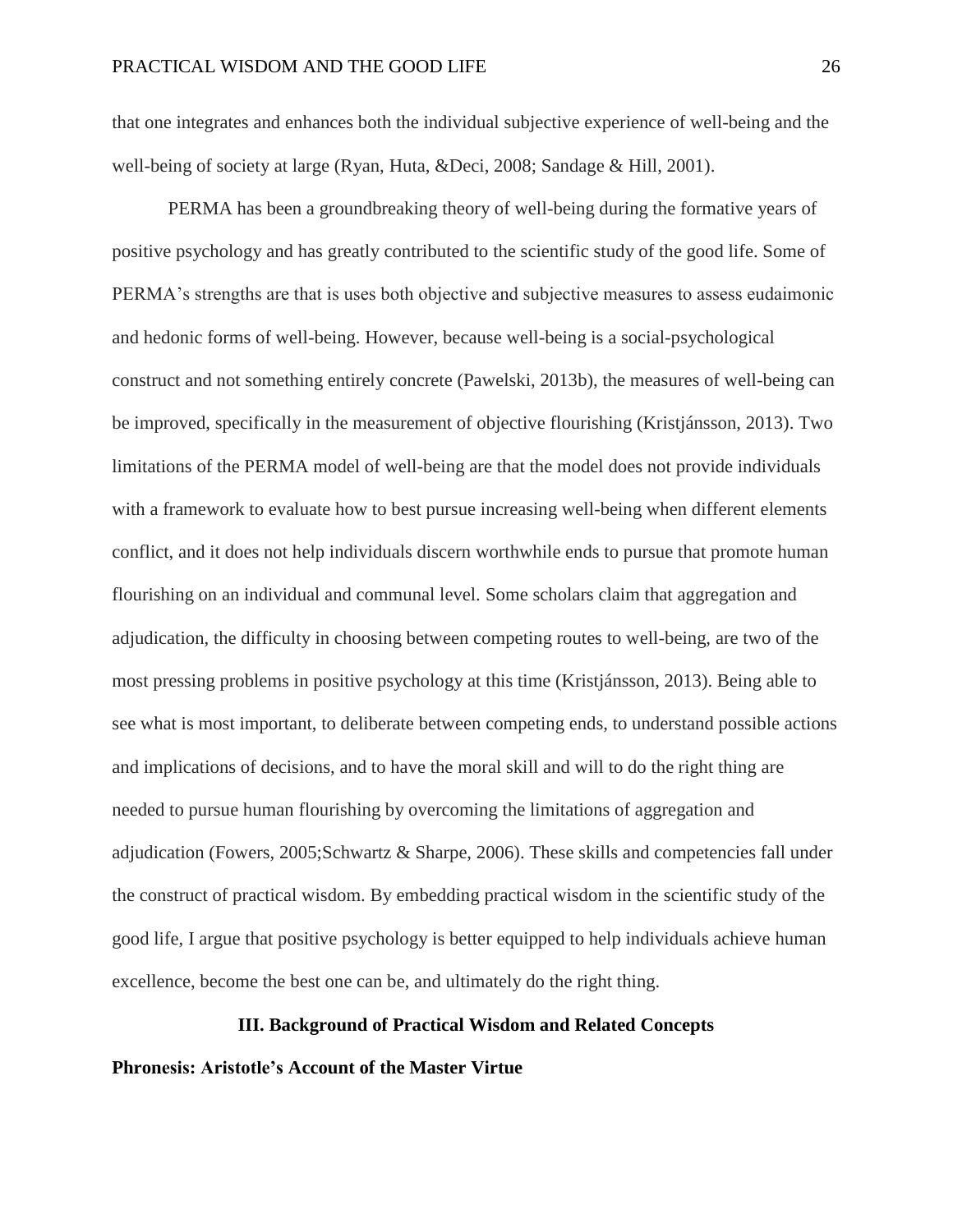that one integrates and enhances both the individual subjective experience of well-being and the well-being of society at large (Ryan, Huta, &Deci, 2008; Sandage & Hill, 2001).

PERMA has been a groundbreaking theory of well-being during the formative years of positive psychology and has greatly contributed to the scientific study of the good life. Some of PERMA's strengths are that is uses both objective and subjective measures to assess eudaimonic and hedonic forms of well-being. However, because well-being is a social-psychological construct and not something entirely concrete (Pawelski, 2013b), the measures of well-being can be improved, specifically in the measurement of objective flourishing (Kristjánsson, 2013). Two limitations of the PERMA model of well-being are that the model does not provide individuals with a framework to evaluate how to best pursue increasing well-being when different elements conflict, and it does not help individuals discern worthwhile ends to pursue that promote human flourishing on an individual and communal level. Some scholars claim that aggregation and adjudication, the difficulty in choosing between competing routes to well-being, are two of the most pressing problems in positive psychology at this time (Kristjánsson, 2013). Being able to see what is most important, to deliberate between competing ends, to understand possible actions and implications of decisions, and to have the moral skill and will to do the right thing are needed to pursue human flourishing by overcoming the limitations of aggregation and adjudication (Fowers, 2005;Schwartz & Sharpe, 2006). These skills and competencies fall under the construct of practical wisdom. By embedding practical wisdom in the scientific study of the good life, I argue that positive psychology is better equipped to help individuals achieve human excellence, become the best one can be, and ultimately do the right thing.

## III. Background of Practical Wisdom and Related Concepts

### Phronesis: Aristotle's Account of the Master Virtue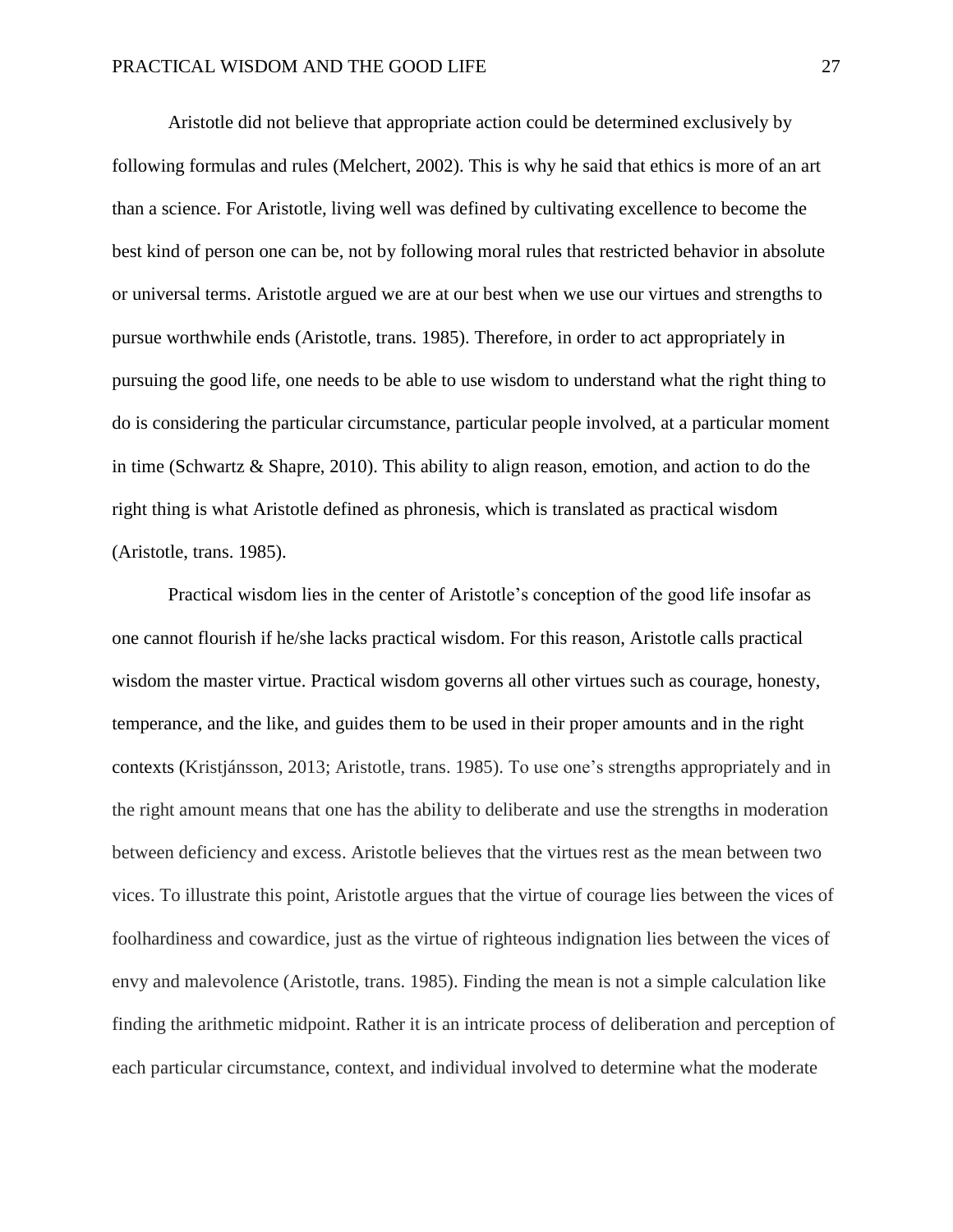Aristotle did not believe that appropriate action could be determined exclusively by following formulas and rules (Melchert, 2002). This is why he said that ethics is more of an art than a science. For Aristotle, living well was defined by cultivating excellence to become the best kind of person one can be, not by following moral rules that restricted behavior in absolute or universal terms. Aristotle argued we are at our best when we use our virtues and strengths to pursue worthwhile ends (Aristotle, trans. 1985). Therefore, in order to act appropriately in pursuing the good life, one needs to be able to use wisdom to understand what the right thing to do is considering the particular circumstance, particular people involved, at a particular moment in time (Schwartz & Shapre, 2010). This ability to align reason, emotion, and action to do the right thing is what Aristotle defined as phronesis, which is translated as practical wisdom (Aristotle, trans. 1985).

Practical wisdom lies in the center of Aristotle's conception of the good life insofar as one cannot flourish if he/she lacks practical wisdom. For this reason, Aristotle calls practical wisdom the master virtue. Practical wisdom governs all other virtues such as courage, honesty, temperance, and the like, and guides them to be used in their proper amounts and in the right contexts (Kristjánsson, 2013; Aristotle, trans. 1985). To use one's strengths appropriately and in the right amount means that one has the ability to deliberate and use the strengths in moderation between deficiency and excess. Aristotle believes that the virtues rest as the mean between two vices. To illustrate this point, Aristotle argues that the virtue of courage lies between the vices of foolhardiness and cowardice, just as the virtue of righteous indignation lies between the vices of envy and malevolence (Aristotle, trans. 1985). Finding the mean is not a simple calculation like finding the arithmetic midpoint. Rather it is an intricate process of deliberation and perception of each particular circumstance, context, and individual involved to determine what the moderate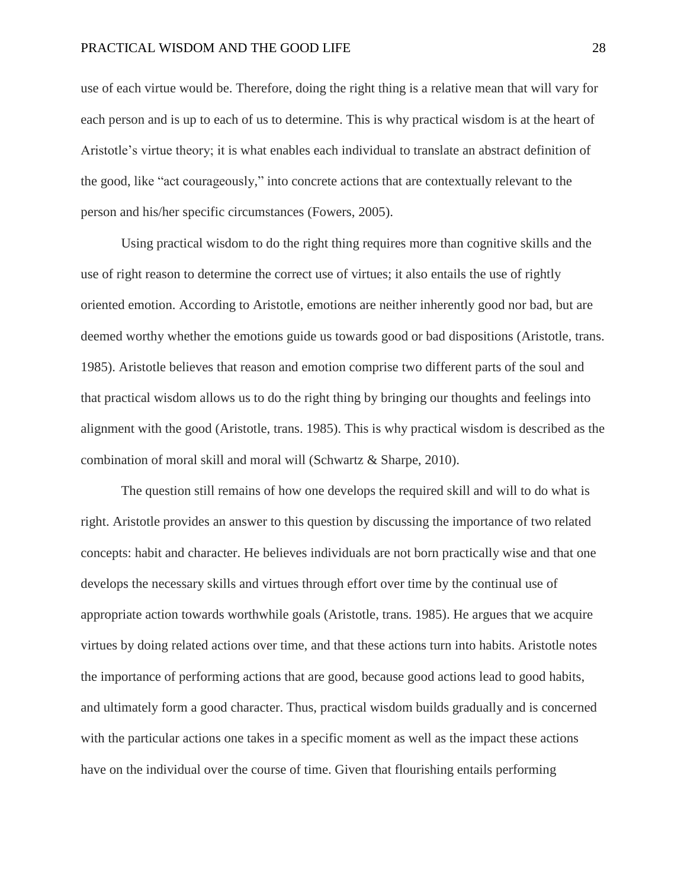use of each virtue would be. Therefore, doing the right thing is a relative mean that will vary for each person and is up to each of us to determine. This is why practical wisdom is at the heart of Aristotle's virtue theory; it is what enables each individual to translate an abstract definition of the good, like "act courageously," into concrete actions that are contextually relevant to the person and his/her specific circumstances (Fowers, 2005).

Using practical wisdom to do the right thing requires more than cognitive skills and the use of right reason to determine the correct use of virtues; it also entails the use of rightly oriented emotion. According to Aristotle, emotions are neither inherently good nor bad, but are deemed worthy whether the emotions guide us towards good or bad dispositions (Aristotle, trans. 1985). Aristotle believes that reason and emotion comprise two different parts of the soul and that practical wisdom allows us to do the right thing by bringing our thoughts and feelings into alignment with the good (Aristotle, trans. 1985). This is why practical wisdom is described as the combination of moral skill and moral will (Schwartz & Sharpe, 2010).

The question still remains of how one develops the required skill and will to do what is right. Aristotle provides an answer to this question by discussing the importance of two related concepts: habit and character. He believes individuals are not born practically wise and that one develops the necessary skills and virtues through effort over time by the continual use of appropriate action towards worthwhile goals (Aristotle, trans. 1985). He argues that we acquire virtues by doing related actions over time, and that these actions turn into habits. Aristotle notes the importance of performing actions that are good, because good actions lead to good habits, and ultimately form a good character. Thus, practical wisdom builds gradually and is concerned with the particular actions one takes in a specific moment as well as the impact these actions have on the individual over the course of time. Given that flourishing entails performing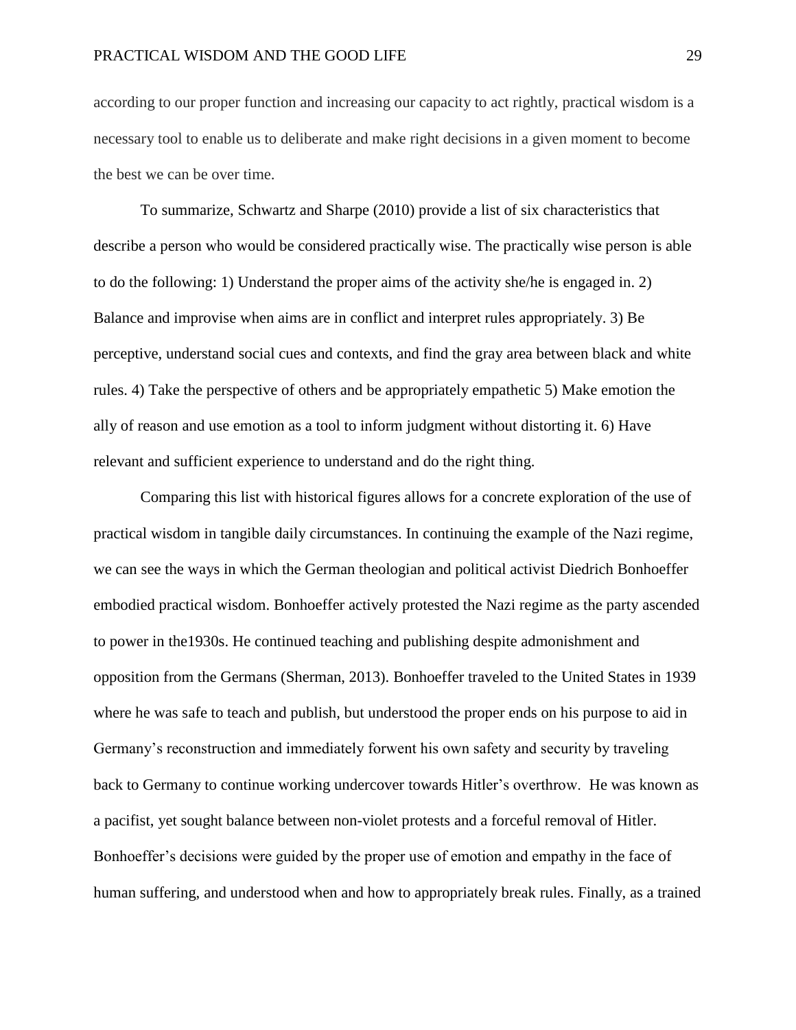according to our proper function and increasing our capacity to act rightly, practical wisdom is a necessary tool to enable us to deliberate and make right decisions in a given moment to become the best we can be over time.

To summarize, Schwartz and Sharpe (2010) provide a list of six characteristics that describe a person who would be considered practically wise. The practically wise person is able to do the following: 1) Understand the proper aims of the activity she/he is engaged in. 2) Balance and improvise when aims are in conflict and interpret rules appropriately. 3) Be perceptive, understand social cues and contexts, and find the gray area between black and white rules. 4) Take the perspective of others and be appropriately empathetic 5) Make emotion the ally of reason and use emotion as a tool to inform judgment without distorting it. 6) Have relevant and sufficient experience to understand and do the right thing.

Comparing this list with historical figures allows for a concrete exploration of the use of practical wisdom in tangible daily circumstances. In continuing the example of the Nazi regime, we can see the ways in which the German theologian and political activist Diedrich Bonhoeffer embodied practical wisdom. Bonhoeffer actively protested the Nazi regime as the party ascended to power in the1930s. He continued teaching and publishing despite admonishment and opposition from the Germans (Sherman, 2013). Bonhoeffer traveled to the United States in 1939 where he was safe to teach and publish, but understood the proper ends on his purpose to aid in Germany's reconstruction and immediately forwent his own safety and security by traveling back to Germany to continue working undercover towards Hitler's overthrow. He was known as a pacifist, yet sought balance between non-violet protests and a forceful removal of Hitler. Bonhoeffer's decisions were guided by the proper use of emotion and empathy in the face of human suffering, and understood when and how to appropriately break rules. Finally, as a trained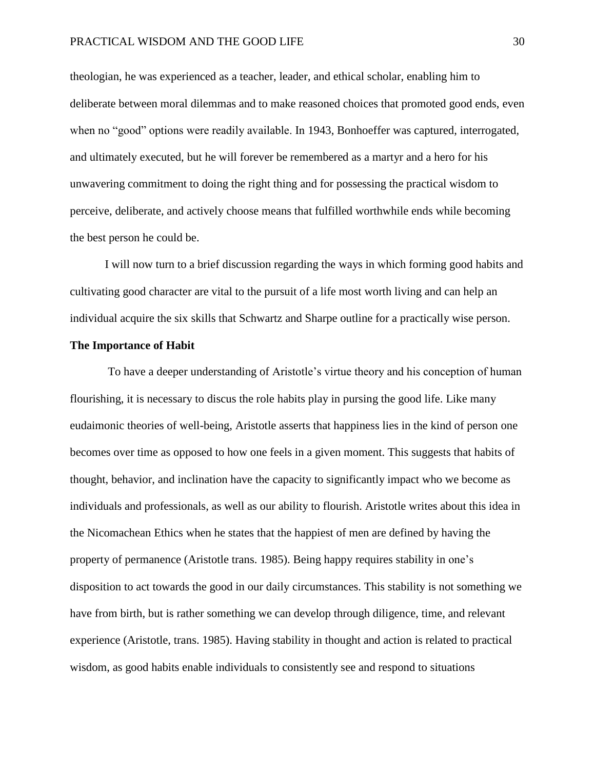theologian, he was experienced as a teacher, leader, and ethical scholar, enabling him to deliberate between moral dilemmas and to make reasoned choices that promoted good ends, even when no "good" options were readily available. In 1943, Bonhoeffer was captured, interrogated, and ultimately executed, but he will forever be remembered as a martyr and a hero for his unwavering commitment to doing the right thing and for possessing the practical wisdom to perceive, deliberate, and actively choose means that fulfilled worthwhile ends while becoming the best person he could be.

I will now turn to a brief discussion regarding the ways in which forming good habits and cultivating good character are vital to the pursuit of a life most worth living and can help an individual acquire the six skills that Schwartz and Sharpe outline for a practically wise person.

**The Importance of Habit**

To have a deeper understanding of Aristotle's virtue theory and his conception of human flourishing, it is necessary to discus the role habits play in pursing the good life. Like many eudaimonic theories of well-being, Aristotle asserts that happiness lies in the kind of person one becomes over time as opposed to how one feels in a given moment. This suggests that habits of thought, behavior, and inclination have the capacity to significantly impact who we become as individuals and professionals, as well as our ability to flourish. Aristotle writes about this idea in the Nicomachean Ethics when he states that the happiest of men are defined by having the property of permanence (Aristotle trans. 1985). Being happy requires stability in one's disposition to act towards the good in our daily circumstances. This stability is not something we have from birth, but is rather something we can develop through diligence, time, and relevant experience (Aristotle, trans. 1985). Having stability in thought and action is related to practical wisdom, as good habits enable individuals to consistently see and respond to situations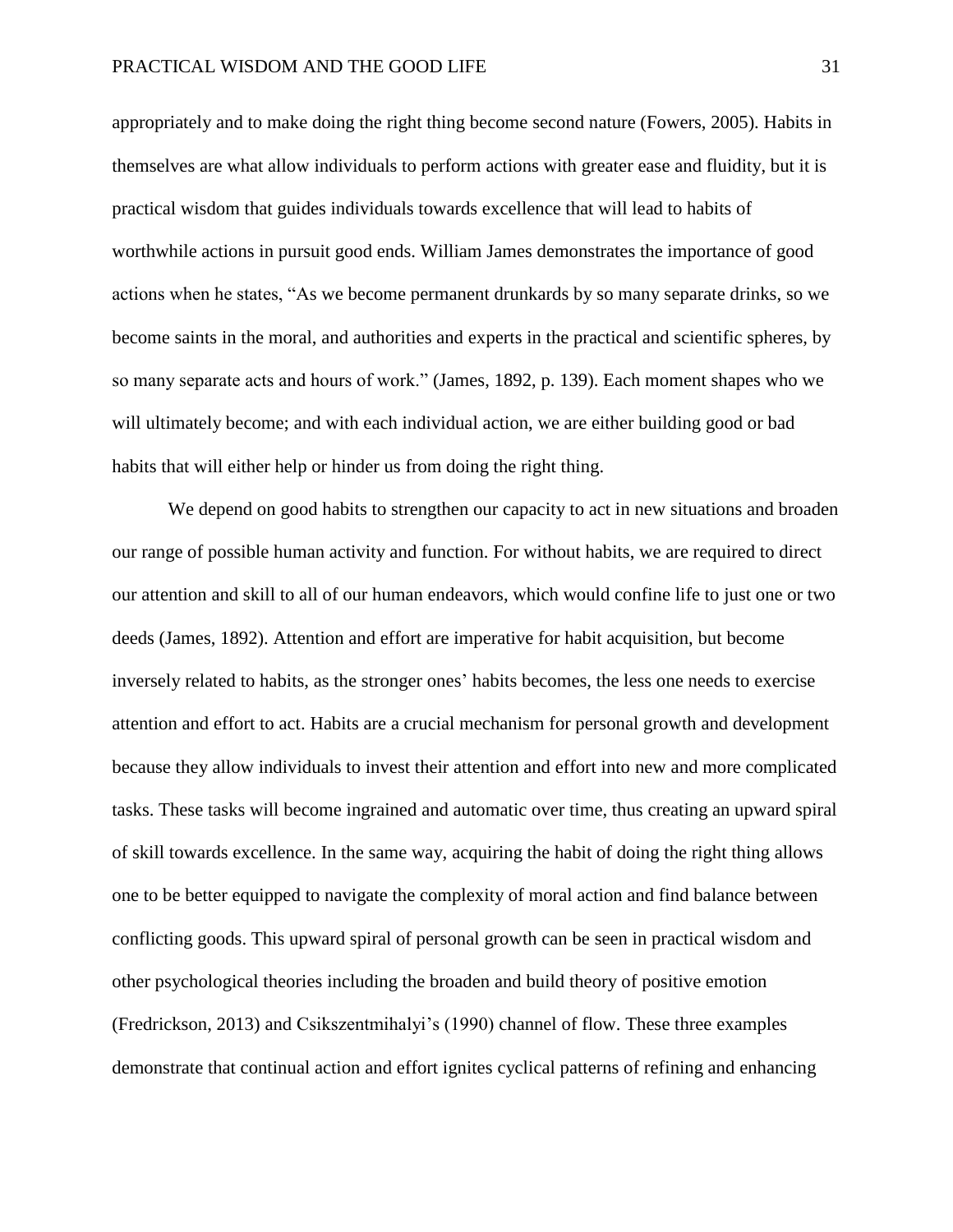appropriately and to make doing the right thing become second nature (Fowers, 2005). Habits in themselves are what allow individuals to perform actions with greater ease and fluidity, but it is practical wisdom that guides individuals towards excellence that will lead to habits of worthwhile actions in pursuit good ends. William James demonstrates the importance of good actions when he states, "As we become permanent drunkards by so many separate drinks, so we become saints in the moral, and authorities and experts in the practical and scientific spheres, by so many separate acts and hours of work." (James, 1892, p. 139). Each moment shapes who we will ultimately become; and with each individual action, we are either building good or bad habits that will either help or hinder us from doing the right thing.

We depend on good habits to strengthen our capacity to act in new situations and broaden our range of possible human activity and function. For without habits, we are required to direct our attention and skill to all of our human endeavors, which would confine life to just one or two deeds (James, 1892). Attention and effort are imperative for habit acquisition, but become inversely related to habits, as the stronger ones' habits becomes, the less one needs to exercise attention and effort to act. Habits are a crucial mechanism for personal growth and development because they allow individuals to invest their attention and effort into new and more complicated tasks. These tasks will become ingrained and automatic over time, thus creating an upward spiral of skill towards excellence. In the same way, acquiring the habit of doing the right thing allows one to be better equipped to navigate the complexity of moral action and find balance between conflicting goods. This upward spiral of personal growth can be seen in practical wisdom and other psychological theories including the broaden and build theory of positive emotion (Fredrickson, 2013) and Csikszentmihalyi's (1990) channel of flow. These three examples demonstrate that continual action and effort ignites cyclical patterns of refining and enhancing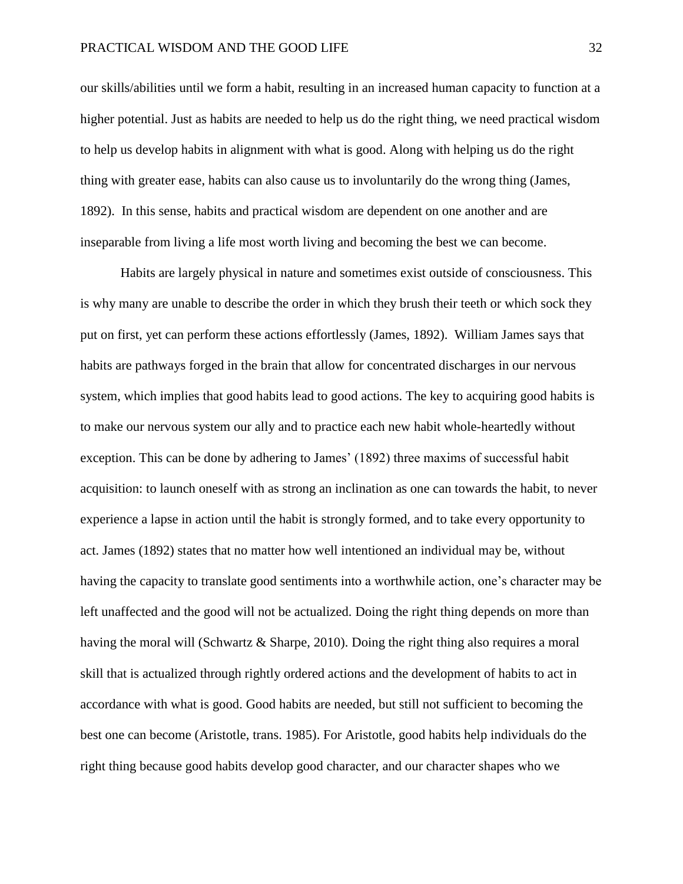our skills/abilities until we form a habit, resulting in an increased human capacity to function at a higher potential. Just as habits are needed to help us do the right thing, we need practical wisdom to help us develop habits in alignment with what is good. Along with helping us do the right thing with greater ease, habits can also cause us to involuntarily do the wrong thing (James, 1892). In this sense, habits and practical wisdom are dependent on one another and are inseparable from living a life most worth living and becoming the best we can become.

Habits are largely physical in nature and sometimes exist outside of consciousness. This is why many are unable to describe the order in which they brush their teeth or which sock they put on first, yet can perform these actions effortlessly (James, 1892). William James says that habits are pathways forged in the brain that allow for concentrated discharges in our nervous system, which implies that good habits lead to good actions. The key to acquiring good habits is to make our nervous system our ally and to practice each new habit whole-heartedly without exception. This can be done by adhering to James' (1892) three maxims of successful habit acquisition: to launch oneself with as strong an inclination as one can towards the habit, to never experience a lapse in action until the habit is strongly formed, and to take every opportunity to act. James (1892) states that no matter how well intentioned an individual may be, without having the capacity to translate good sentiments into a worthwhile action, one's character may be left unaffected and the good will not be actualized. Doing the right thing depends on more than having the moral will (Schwartz & Sharpe, 2010). Doing the right thing also requires a moral skill that is actualized through rightly ordered actions and the development of habits to act in accordance with what is good. Good habits are needed, but still not sufficient to becoming the best one can become (Aristotle, trans. 1985). For Aristotle, good habits help individuals do the right thing because good habits develop good character, and our character shapes who we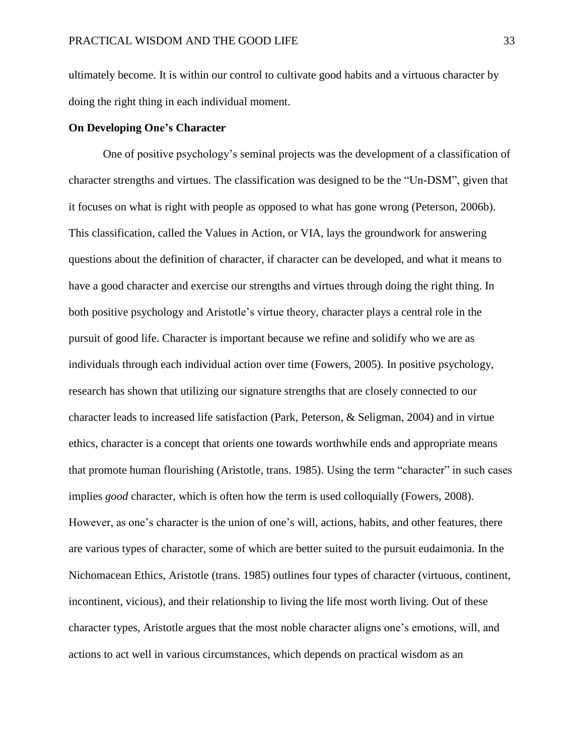ultimately become. It is within our control to cultivate good habits and a virtuous character by doing the right thing in each individual moment.

**On Developing One's Character**

One of positive psychology's seminal projects was the development of a classification of character strengths and virtues. The classification was designed to be the "Un-DSM", given that it focuses on what is right with people as opposed to what has gone wrong (Peterson, 2006b). This classification, called the Values in Action, or VIA, lays the groundwork for answering questions about the definition of character, if character can be developed, and what it means to have a good character and exercise our strengths and virtues through doing the right thing. In both positive psychology and Aristotle's virtue theory, character plays a central role in the pursuit of good life. Character is important because we refine and solidify who we are as individuals through each individual action over time (Fowers, 2005). In positive psychology, research has shown that utilizing our signature strengths that are closely connected to our character leads to increased life satisfaction (Park, Peterson, & Seligman, 2004) and in virtue ethics, character is a concept that orients one towards worthwhile ends and appropriate means that promote human flourishing (Aristotle, trans. 1985). Using the term "character" in such cases implies *good* character, which is often how the term is used colloquially (Fowers, 2008). However, as one's character is the union of one's will, actions, habits, and other features, there are various types of character, some of which are better suited to the pursuit eudaimonia. In the Nichomacean Ethics, Aristotle (trans. 1985) outlines four types of character (virtuous, continent, incontinent, vicious), and their relationship to living the life most worth living. Out of these character types, Aristotle argues that the most noble character aligns one's emotions, will, and actions to act well in various circumstances, which depends on practical wisdom as an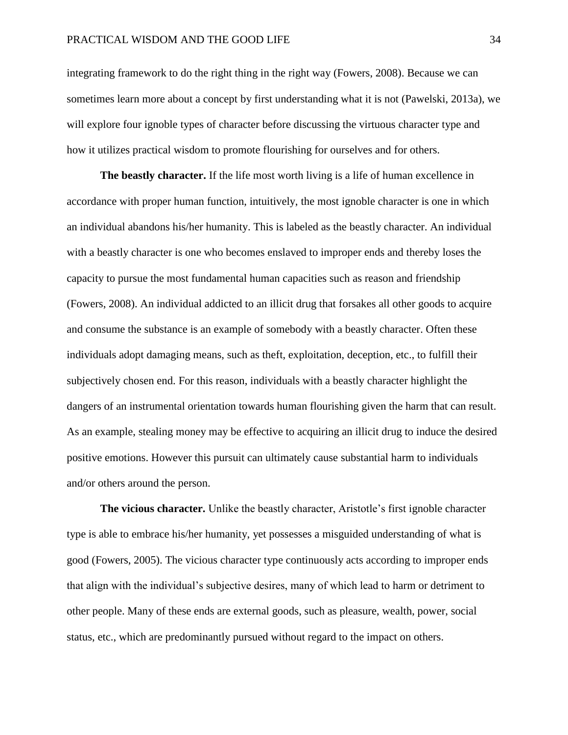integrating framework to do the right thing in the right way (Fowers, 2008). Because we can sometimes learn more about a concept by first understanding what it is not (Pawelski, 2013a), we will explore four ignoble types of character before discussing the virtuous character type and how it utilizes practical wisdom to promote flourishing for ourselves and for others.

**The beastly character.** If the life most worth living is a life of human excellence in accordance with proper human function, intuitively, the most ignoble character is one in which an individual abandons his/her humanity. This is labeled as the beastly character. An individual with a beastly character is one who becomes enslaved to improper ends and thereby loses the capacity to pursue the most fundamental human capacities such as reason and friendship (Fowers, 2008). An individual addicted to an illicit drug that forsakes all other goods to acquire and consume the substance is an example of somebody with a beastly character. Often these individuals adopt damaging means, such as theft, exploitation, deception, etc., to fulfill their subjectively chosen end. For this reason, individuals with a beastly character highlight the dangers of an instrumental orientation towards human flourishing given the harm that can result. As an example, stealing money may be effective to acquiring an illicit drug to induce the desired positive emotions. However this pursuit can ultimately cause substantial harm to individuals and/or others around the person.

**The vicious character.** Unlike the beastly character, Aristotle's first ignoble character type is able to embrace his/her humanity, yet possesses a misguided understanding of what is good (Fowers, 2005). The vicious character type continuously acts according to improper ends that align with the individual's subjective desires, many of which lead to harm or detriment to other people. Many of these ends are external goods, such as pleasure, wealth, power, social status, etc., which are predominantly pursued without regard to the impact on others.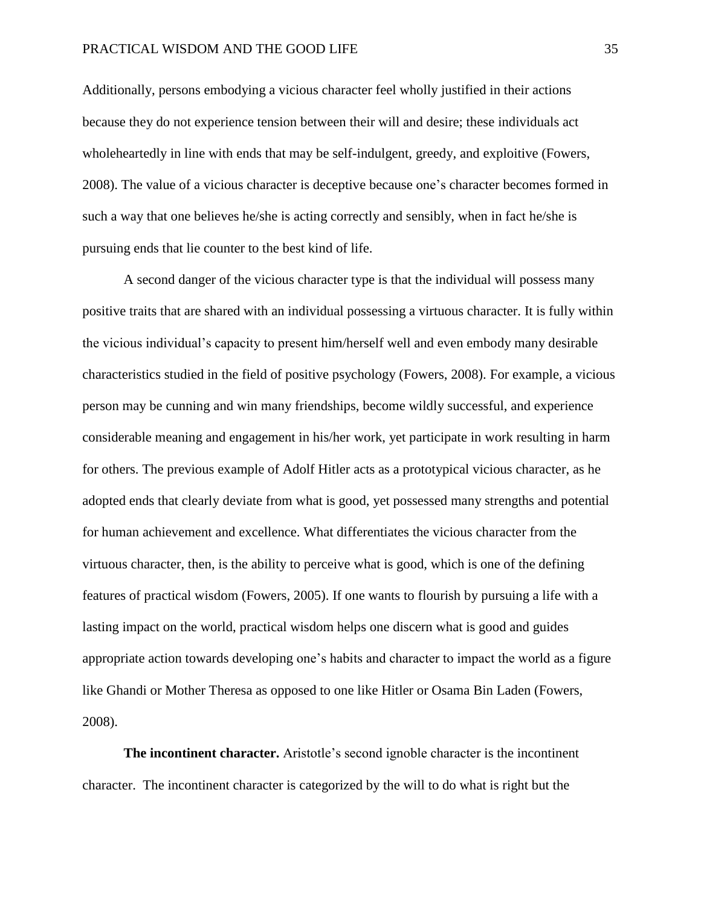Additionally, persons embodying a vicious character feel wholly justified in their actions because they do not experience tension between their will and desire; these individuals act wholeheartedly in line with ends that may be self-indulgent, greedy, and exploitive (Fowers, 2008). The value of a vicious character is deceptive because one's character becomes formed in such a way that one believes he/she is acting correctly and sensibly, when in fact he/she is pursuing ends that lie counter to the best kind of life.

A second danger of the vicious character type is that the individual will possess many positive traits that are shared with an individual possessing a virtuous character. It is fully within the vicious individual's capacity to present him/herself well and even embody many desirable characteristics studied in the field of positive psychology (Fowers, 2008). For example, a vicious person may be cunning and win many friendships, become wildly successful, and experience considerable meaning and engagement in his/her work, yet participate in work resulting in harm for others. The previous example of Adolf Hitler acts as a prototypical vicious character, as he adopted ends that clearly deviate from what is good, yet possessed many strengths and potential for human achievement and excellence. What differentiates the vicious character from the virtuous character, then, is the ability to perceive what is good, which is one of the defining features of practical wisdom (Fowers, 2005). If one wants to flourish by pursuing a life with a lasting impact on the world, practical wisdom helps one discern what is good and guides appropriate action towards developing one's habits and character to impact the world as a figure like Ghandi or Mother Theresa as opposed to one like Hitler or Osama Bin Laden (Fowers, 2008).

**The incontinent character.** Aristotle's second ignoble character is the incontinent character. The incontinent character is categorized by the will to do what is right but the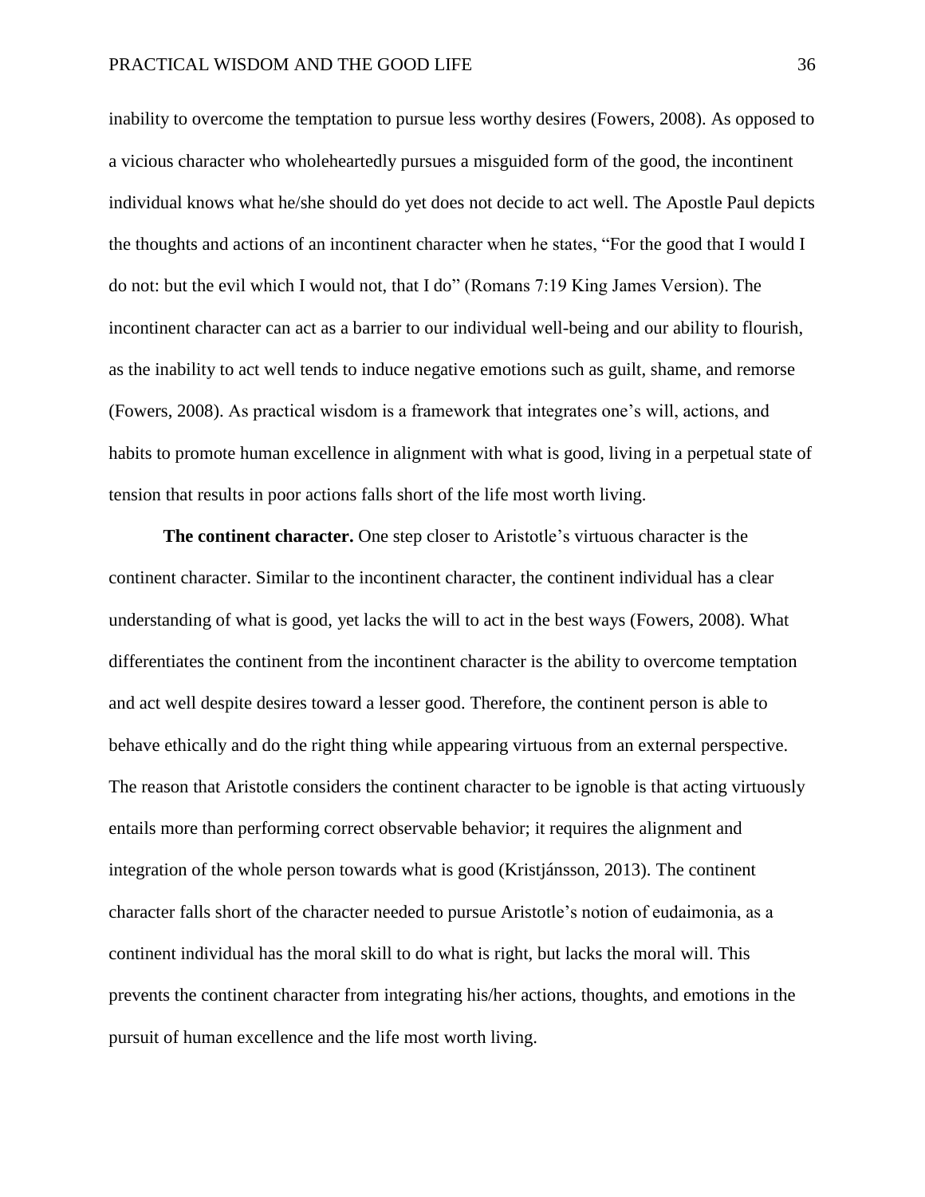inability to overcome the temptation to pursue less worthy desires (Fowers, 2008). As opposed to a vicious character who wholeheartedly pursues a misguided form of the good, the incontinent individual knows what he/she should do yet does not decide to act well. The Apostle Paul depicts the thoughts and actions of an incontinent character when he states, “For the good that I would I do not: but the evil which I would not, that I do” (Romans 7:19 King James Version). The incontinent character can act as a barrier to our individual well-being and our ability to flourish, as the inability to act well tends to induce negative emotions such as guilt, shame, and remorse (Fowers, 2008). As practical wisdom is a framework that integrates one’s will, actions, and habits to promote human excellence in alignment with what is good, living in a perpetual state of tension that results in poor actions falls short of the life most worth living.

**The continent character.** One step closer to Aristotle’s virtuous character is the continent character. Similar to the incontinent character, the continent individual has a clear understanding of what is good, yet lacks the will to act in the best ways (Fowers, 2008). What differentiates the continent from the incontinent character is the ability to overcome temptation and act well despite desires toward a lesser good. Therefore, the continent person is able to behave ethically and do the right thing while appearing virtuous from an external perspective. The reason that Aristotle considers the continent character to be ignoble is that acting virtuously entails more than performing correct observable behavior; it requires the alignment and integration of the whole person towards what is good (Kristjánsson, 2013). The continent character falls short of the character needed to pursue Aristotle’s notion of eudaimonia, as a continent individual has the moral skill to do what is right, but lacks the moral will. This prevents the continent character from integrating his/her actions, thoughts, and emotions in the pursuit of human excellence and the life most worth living.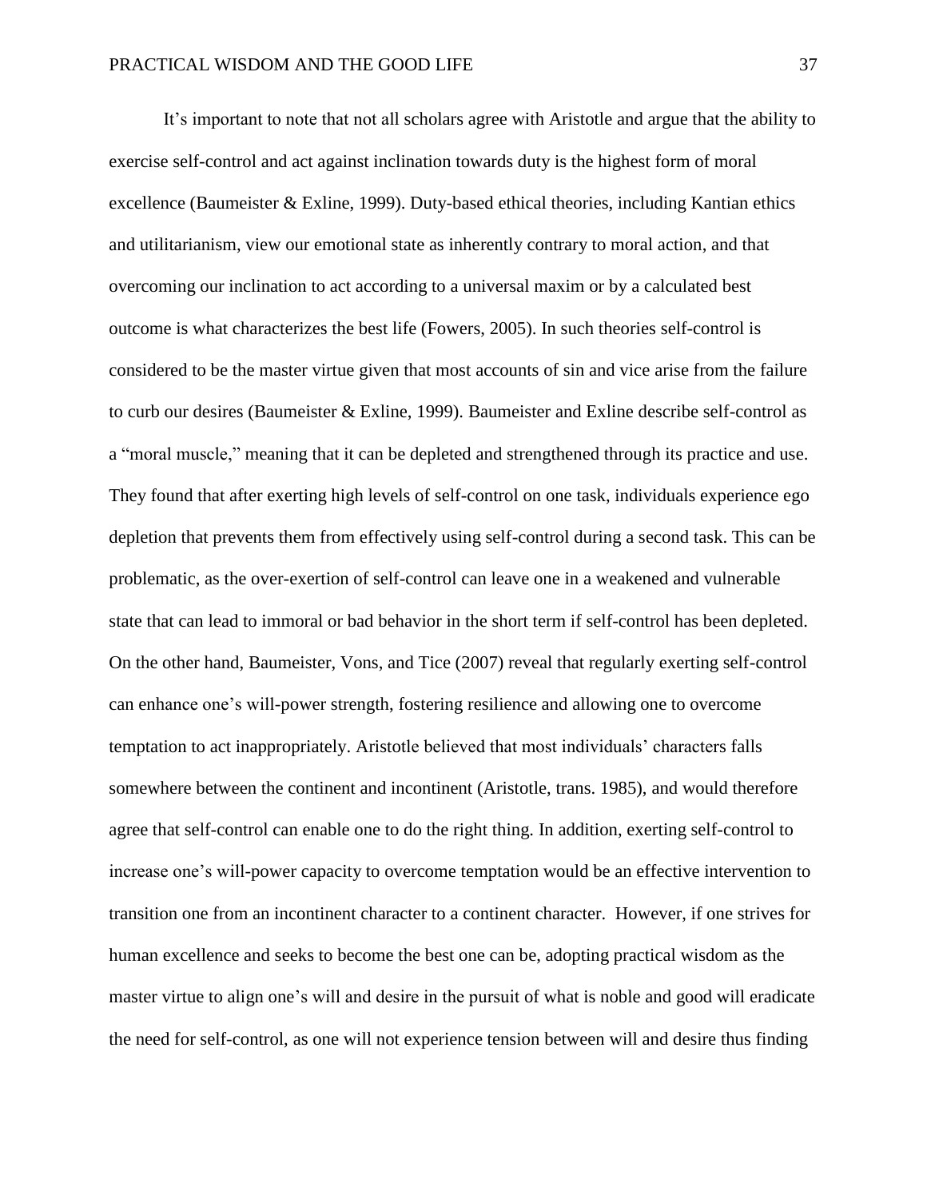It’s important to note that not all scholars agree with Aristotle and argue that the ability to exercise self-control and act against inclination towards duty is the highest form of moral excellence (Baumeister & Exline, 1999). Duty-based ethical theories, including Kantian ethics and utilitarianism, view our emotional state as inherently contrary to moral action, and that overcoming our inclination to act according to a universal maxim or by a calculated best outcome is what characterizes the best life (Fowers, 2005). In such theories self-control is considered to be the master virtue given that most accounts of sin and vice arise from the failure to curb our desires (Baumeister & Exline, 1999). Baumeister and Exline describe self-control as a “moral muscle,” meaning that it can be depleted and strengthened through its practice and use. They found that after exerting high levels of self-control on one task, individuals experience ego depletion that prevents them from effectively using self-control during a second task. This can be problematic, as the over-exertion of self-control can leave one in a weakened and vulnerable state that can lead to immoral or bad behavior in the short term if self-control has been depleted. On the other hand, Baumeister, Vons, and Tice (2007) reveal that regularly exerting self-control can enhance one’s will-power strength, fostering resilience and allowing one to overcome temptation to act inappropriately. Aristotle believed that most individuals’ characters falls somewhere between the continent and incontinent (Aristotle, trans. 1985), and would therefore agree that self-control can enable one to do the right thing. In addition, exerting self-control to increase one’s will-power capacity to overcome temptation would be an effective intervention to transition one from an incontinent character to a continent character. However, if one strives for human excellence and seeks to become the best one can be, adopting practical wisdom as the master virtue to align one’s will and desire in the pursuit of what is noble and good will eradicate the need for self-control, as one will not experience tension between will and desire thus finding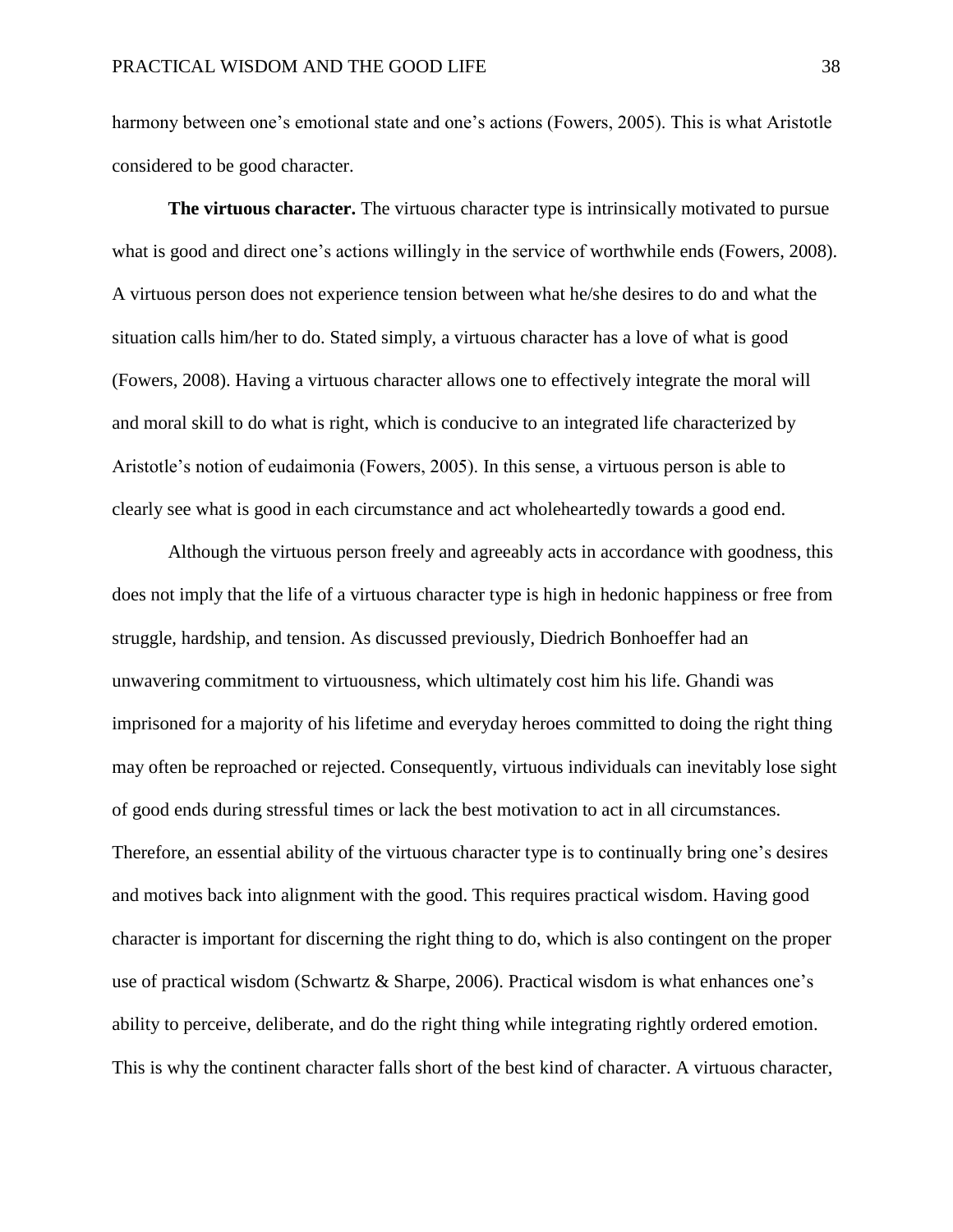harmony between one's emotional state and one's actions (Fowers, 2005). This is what Aristotle considered to be good character.

**The virtuous character.** The virtuous character type is intrinsically motivated to pursue what is good and direct one's actions willingly in the service of worthwhile ends (Fowers, 2008). A virtuous person does not experience tension between what he/she desires to do and what the situation calls him/her to do. Stated simply, a virtuous character has a love of what is good (Fowers, 2008). Having a virtuous character allows one to effectively integrate the moral will and moral skill to do what is right, which is conducive to an integrated life characterized by Aristotle's notion of eudaimonia (Fowers, 2005). In this sense, a virtuous person is able to clearly see what is good in each circumstance and act wholeheartedly towards a good end.

Although the virtuous person freely and agreeably acts in accordance with goodness, this does not imply that the life of a virtuous character type is high in hedonic happiness or free from struggle, hardship, and tension. As discussed previously, Diedrich Bonhoeffer had an unwavering commitment to virtuousness, which ultimately cost him his life. Ghandi was imprisoned for a majority of his lifetime and everyday heroes committed to doing the right thing may often be reproached or rejected. Consequently, virtuous individuals can inevitably lose sight of good ends during stressful times or lack the best motivation to act in all circumstances. Therefore, an essential ability of the virtuous character type is to continually bring one's desires and motives back into alignment with the good. This requires practical wisdom. Having good character is important for discerning the right thing to do, which is also contingent on the proper use of practical wisdom (Schwartz & Sharpe, 2006). Practical wisdom is what enhances one's ability to perceive, deliberate, and do the right thing while integrating rightly ordered emotion. This is why the continent character falls short of the best kind of character. A virtuous character,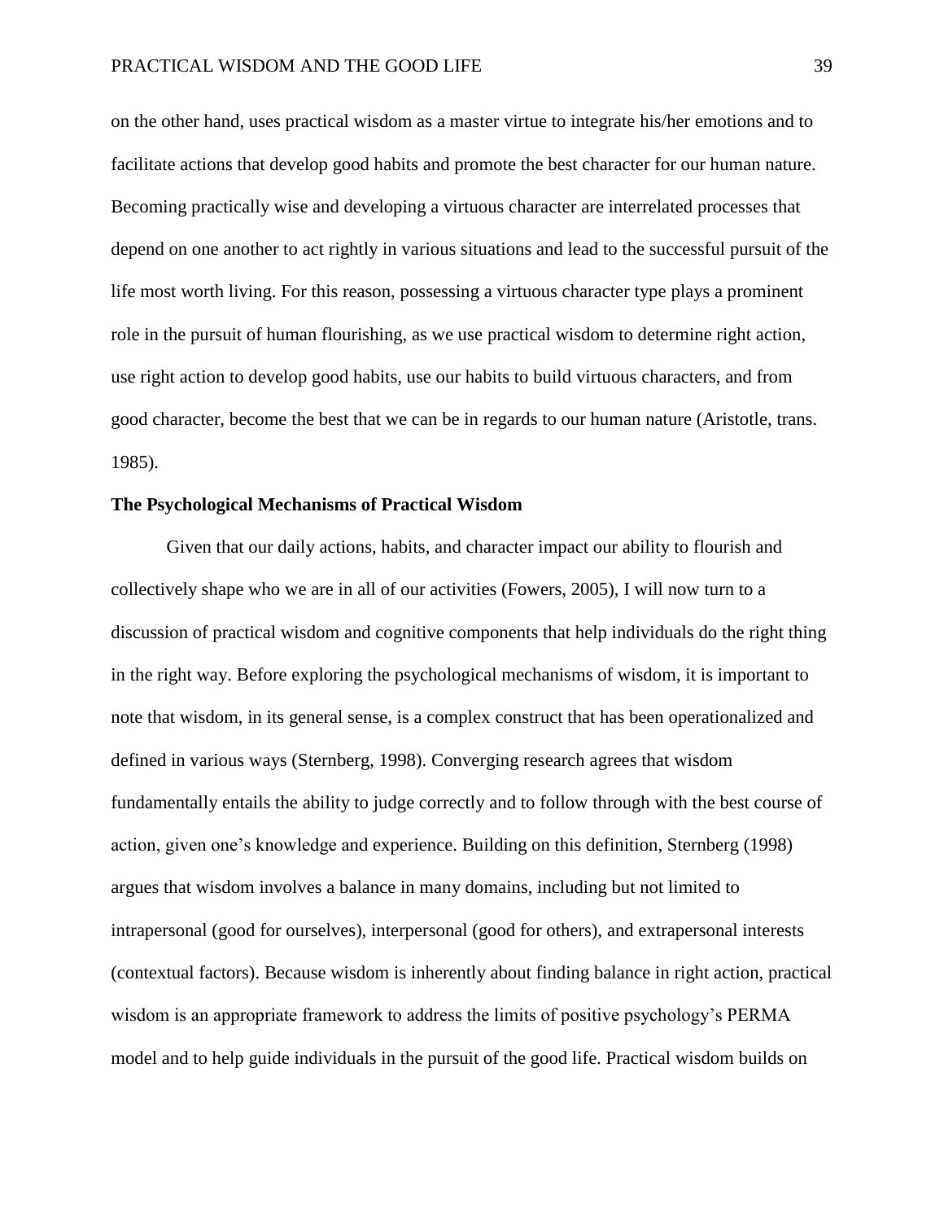on the other hand, uses practical wisdom as a master virtue to integrate his/her emotions and to facilitate actions that develop good habits and promote the best character for our human nature. Becoming practically wise and developing a virtuous character are interrelated processes that depend on one another to act rightly in various situations and lead to the successful pursuit of the life most worth living. For this reason, possessing a virtuous character type plays a prominent role in the pursuit of human flourishing, as we use practical wisdom to determine right action, use right action to develop good habits, use our habits to build virtuous characters, and from good character, become the best that we can be in regards to our human nature (Aristotle, trans. 1985).

## The Psychological Mechanisms of Practical Wisdom

Given that our daily actions, habits, and character impact our ability to flourish and collectively shape who we are in all of our activities (Fowers, 2005), I will now turn to a discussion of practical wisdom and cognitive components that help individuals do the right thing in the right way. Before exploring the psychological mechanisms of wisdom, it is important to note that wisdom, in its general sense, is a complex construct that has been operationalized and defined in various ways (Sternberg, 1998). Converging research agrees that wisdom fundamentally entails the ability to judge correctly and to follow through with the best course of action, given one's knowledge and experience. Building on this definition, Sternberg (1998) argues that wisdom involves a balance in many domains, including but not limited to intrapersonal (good for ourselves), interpersonal (good for others), and extrapersonal interests (contextual factors). Because wisdom is inherently about finding balance in right action, practical wisdom is an appropriate framework to address the limits of positive psychology's PERMA model and to help guide individuals in the pursuit of the good life. Practical wisdom builds on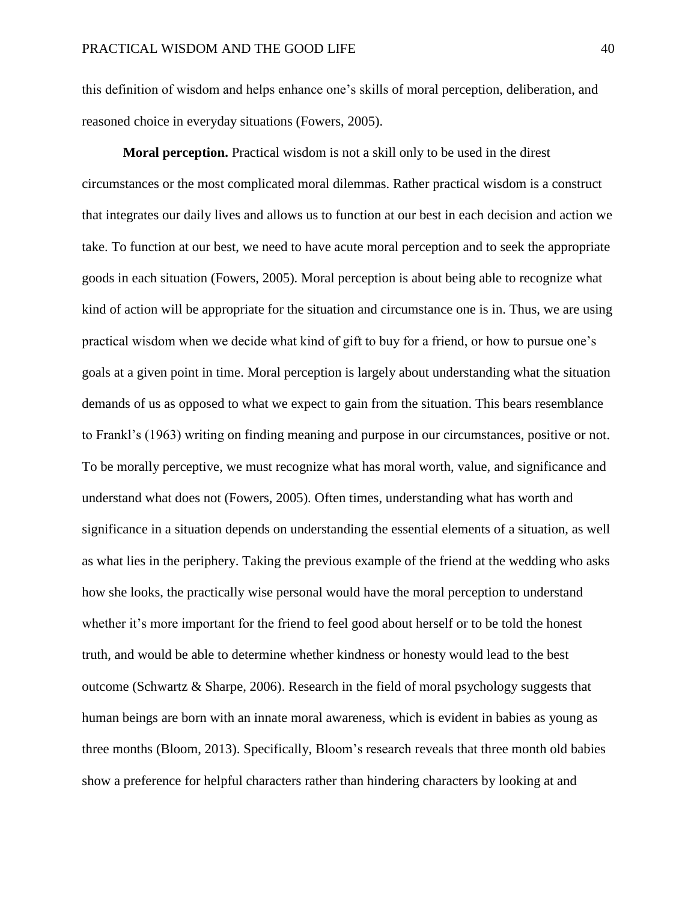this definition of wisdom and helps enhance one's skills of moral perception, deliberation, and reasoned choice in everyday situations (Fowers, 2005).

**Moral perception.** Practical wisdom is not a skill only to be used in the direst circumstances or the most complicated moral dilemmas. Rather practical wisdom is a construct that integrates our daily lives and allows us to function at our best in each decision and action we take. To function at our best, we need to have acute moral perception and to seek the appropriate goods in each situation (Fowers, 2005). Moral perception is about being able to recognize what kind of action will be appropriate for the situation and circumstance one is in. Thus, we are using practical wisdom when we decide what kind of gift to buy for a friend, or how to pursue one's goals at a given point in time. Moral perception is largely about understanding what the situation demands of us as opposed to what we expect to gain from the situation. This bears resemblance to Frankl's (1963) writing on finding meaning and purpose in our circumstances, positive or not. To be morally perceptive, we must recognize what has moral worth, value, and significance and understand what does not (Fowers, 2005). Often times, understanding what has worth and significance in a situation depends on understanding the essential elements of a situation, as well as what lies in the periphery. Taking the previous example of the friend at the wedding who asks how she looks, the practically wise personal would have the moral perception to understand whether it's more important for the friend to feel good about herself or to be told the honest truth, and would be able to determine whether kindness or honesty would lead to the best outcome (Schwartz & Sharpe, 2006). Research in the field of moral psychology suggests that human beings are born with an innate moral awareness, which is evident in babies as young as three months (Bloom, 2013). Specifically, Bloom's research reveals that three month old babies show a preference for helpful characters rather than hindering characters by looking at and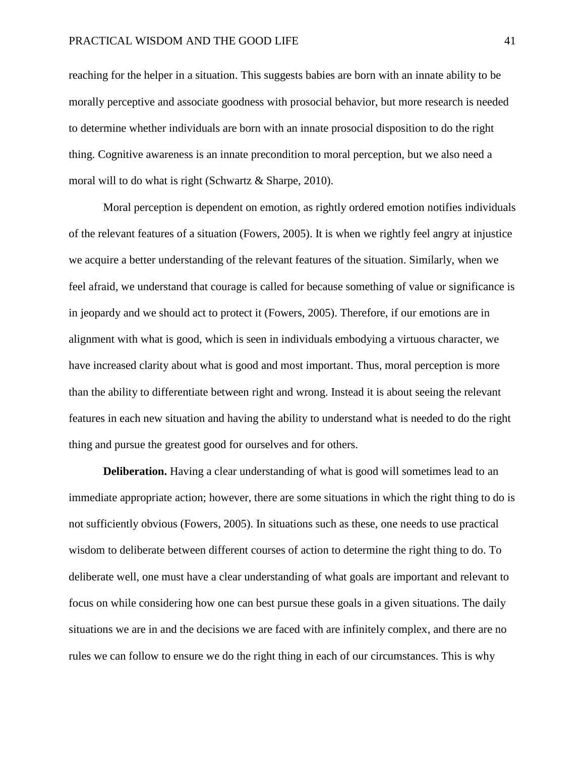reaching for the helper in a situation. This suggests babies are born with an innate ability to be morally perceptive and associate goodness with prosocial behavior, but more research is needed to determine whether individuals are born with an innate prosocial disposition to do the right thing. Cognitive awareness is an innate precondition to moral perception, but we also need a moral will to do what is right (Schwartz & Sharpe, 2010).

Moral perception is dependent on emotion, as rightly ordered emotion notifies individuals of the relevant features of a situation (Fowers, 2005). It is when we rightly feel angry at injustice we acquire a better understanding of the relevant features of the situation. Similarly, when we feel afraid, we understand that courage is called for because something of value or significance is in jeopardy and we should act to protect it (Fowers, 2005). Therefore, if our emotions are in alignment with what is good, which is seen in individuals embodying a virtuous character, we have increased clarity about what is good and most important. Thus, moral perception is more than the ability to differentiate between right and wrong. Instead it is about seeing the relevant features in each new situation and having the ability to understand what is needed to do the right thing and pursue the greatest good for ourselves and for others.

**Deliberation.** Having a clear understanding of what is good will sometimes lead to an immediate appropriate action; however, there are some situations in which the right thing to do is not sufficiently obvious (Fowers, 2005). In situations such as these, one needs to use practical wisdom to deliberate between different courses of action to determine the right thing to do. To deliberate well, one must have a clear understanding of what goals are important and relevant to focus on while considering how one can best pursue these goals in a given situations. The daily situations we are in and the decisions we are faced with are infinitely complex, and there are no rules we can follow to ensure we do the right thing in each of our circumstances. This is why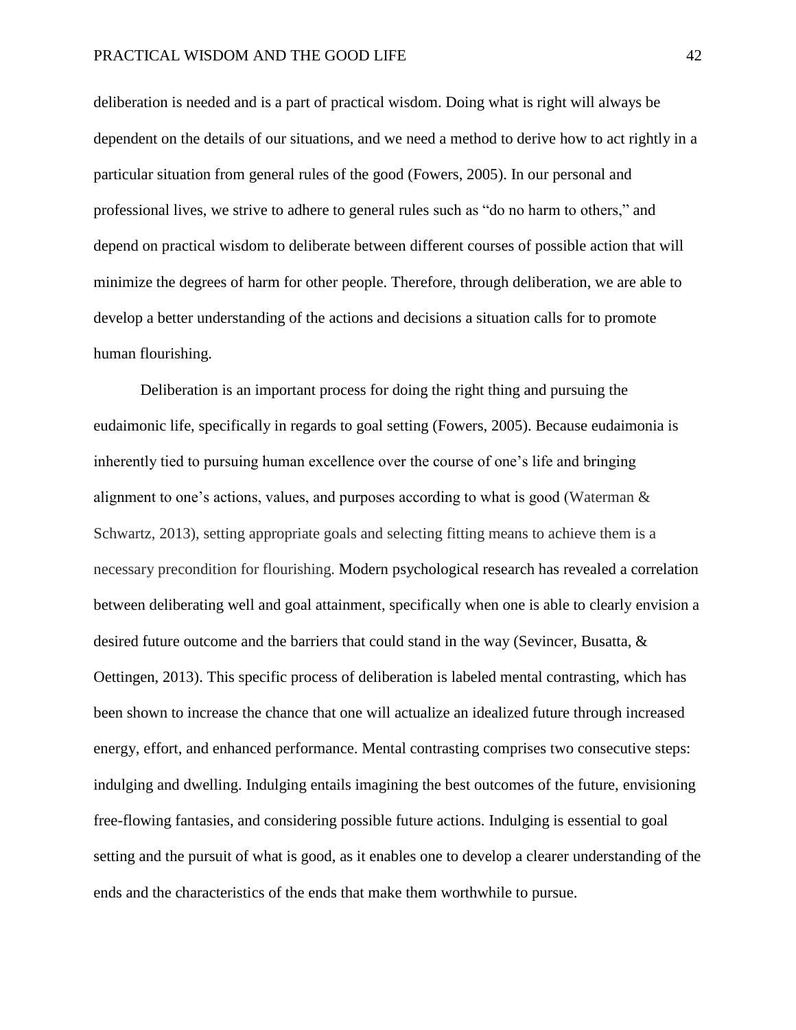deliberation is needed and is a part of practical wisdom. Doing what is right will always be dependent on the details of our situations, and we need a method to derive how to act rightly in a particular situation from general rules of the good (Fowers, 2005). In our personal and professional lives, we strive to adhere to general rules such as "do no harm to others," and depend on practical wisdom to deliberate between different courses of possible action that will minimize the degrees of harm for other people. Therefore, through deliberation, we are able to develop a better understanding of the actions and decisions a situation calls for to promote human flourishing.

Deliberation is an important process for doing the right thing and pursuing the eudaimonic life, specifically in regards to goal setting (Fowers, 2005). Because eudaimonia is inherently tied to pursuing human excellence over the course of one's life and bringing alignment to one's actions, values, and purposes according to what is good (Waterman & Schwartz, 2013), setting appropriate goals and selecting fitting means to achieve them is a necessary precondition for flourishing. Modern psychological research has revealed a correlation between deliberating well and goal attainment, specifically when one is able to clearly envision a desired future outcome and the barriers that could stand in the way (Sevincer, Busatta, & Oettingen, 2013). This specific process of deliberation is labeled mental contrasting, which has been shown to increase the chance that one will actualize an idealized future through increased energy, effort, and enhanced performance. Mental contrasting comprises two consecutive steps: indulging and dwelling. Indulging entails imagining the best outcomes of the future, envisioning free-flowing fantasies, and considering possible future actions. Indulging is essential to goal setting and the pursuit of what is good, as it enables one to develop a clearer understanding of the ends and the characteristics of the ends that make them worthwhile to pursue.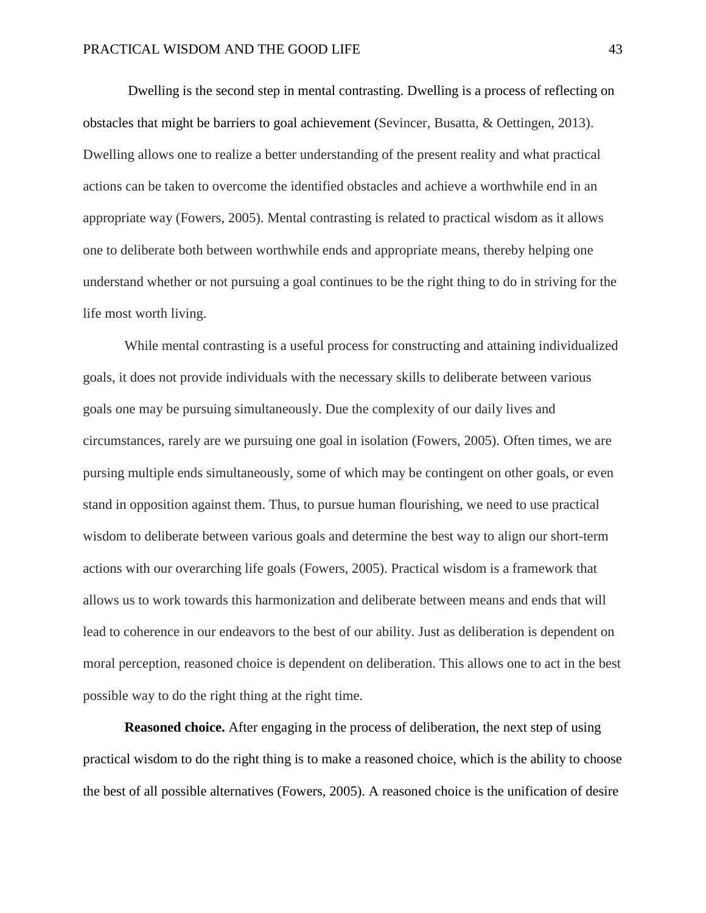Dwelling is the second step in mental contrasting. Dwelling is a process of reflecting on obstacles that might be barriers to goal achievement (Sevincer, Busatta, & Oettingen, 2013). Dwelling allows one to realize a better understanding of the present reality and what practical actions can be taken to overcome the identified obstacles and achieve a worthwhile end in an appropriate way (Fowers, 2005). Mental contrasting is related to practical wisdom as it allows one to deliberate both between worthwhile ends and appropriate means, thereby helping one understand whether or not pursuing a goal continues to be the right thing to do in striving for the life most worth living.

While mental contrasting is a useful process for constructing and attaining individualized goals, it does not provide individuals with the necessary skills to deliberate between various goals one may be pursuing simultaneously. Due the complexity of our daily lives and circumstances, rarely are we pursuing one goal in isolation (Fowers, 2005). Often times, we are pursing multiple ends simultaneously, some of which may be contingent on other goals, or even stand in opposition against them. Thus, to pursue human flourishing, we need to use practical wisdom to deliberate between various goals and determine the best way to align our short-term actions with our overarching life goals (Fowers, 2005). Practical wisdom is a framework that allows us to work towards this harmonization and deliberate between means and ends that will lead to coherence in our endeavors to the best of our ability. Just as deliberation is dependent on moral perception, reasoned choice is dependent on deliberation. This allows one to act in the best possible way to do the right thing at the right time.

**Reasoned choice.** After engaging in the process of deliberation, the next step of using practical wisdom to do the right thing is to make a reasoned choice, which is the ability to choose the best of all possible alternatives (Fowers, 2005). A reasoned choice is the unification of desire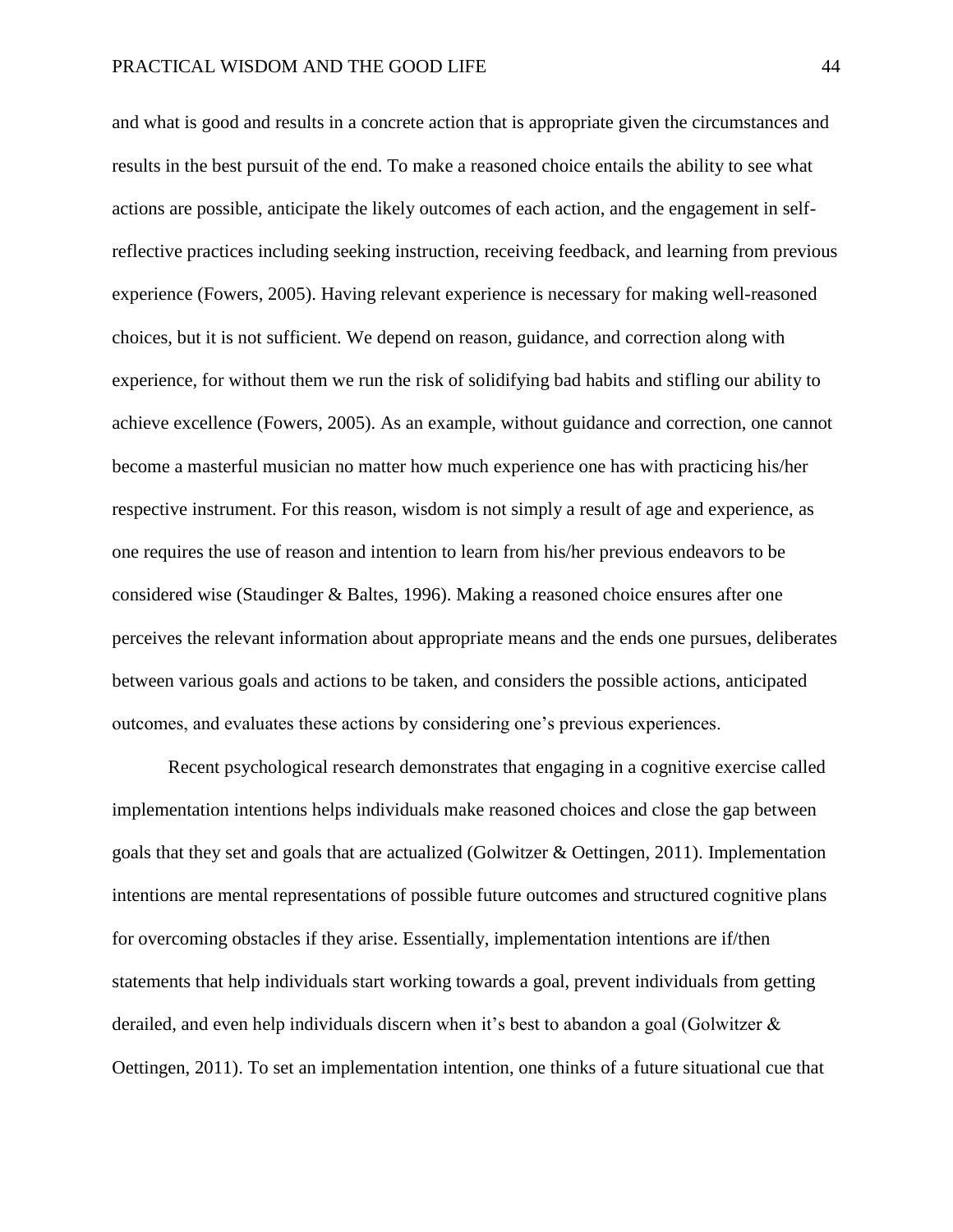and what is good and results in a concrete action that is appropriate given the circumstances and results in the best pursuit of the end. To make a reasoned choice entails the ability to see what actions are possible, anticipate the likely outcomes of each action, and the engagement in self-reflective practices including seeking instruction, receiving feedback, and learning from previous experience (Fowers, 2005). Having relevant experience is necessary for making well-reasoned choices, but it is not sufficient. We depend on reason, guidance, and correction along with experience, for without them we run the risk of solidifying bad habits and stifling our ability to achieve excellence (Fowers, 2005). As an example, without guidance and correction, one cannot become a masterful musician no matter how much experience one has with practicing his/her respective instrument. For this reason, wisdom is not simply a result of age and experience, as one requires the use of reason and intention to learn from his/her previous endeavors to be considered wise (Staudinger & Baltes, 1996). Making a reasoned choice ensures after one perceives the relevant information about appropriate means and the ends one pursues, deliberates between various goals and actions to be taken, and considers the possible actions, anticipated outcomes, and evaluates these actions by considering one's previous experiences.

Recent psychological research demonstrates that engaging in a cognitive exercise called implementation intentions helps individuals make reasoned choices and close the gap between goals that they set and goals that are actualized (Golwitzer & Oettingen, 2011). Implementation intentions are mental representations of possible future outcomes and structured cognitive plans for overcoming obstacles if they arise. Essentially, implementation intentions are if/then statements that help individuals start working towards a goal, prevent individuals from getting derailed, and even help individuals discern when it's best to abandon a goal (Golwitzer & Oettingen, 2011). To set an implementation intention, one thinks of a future situational cue that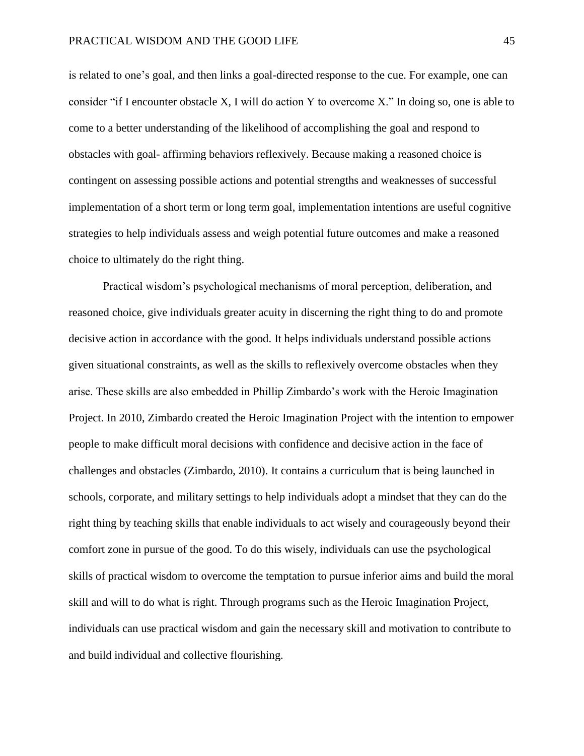is related to one's goal, and then links a goal-directed response to the cue. For example, one can consider "if I encounter obstacle X, I will do action Y to overcome X." In doing so, one is able to come to a better understanding of the likelihood of accomplishing the goal and respond to obstacles with goal- affirming behaviors reflexively. Because making a reasoned choice is contingent on assessing possible actions and potential strengths and weaknesses of successful implementation of a short term or long term goal, implementation intentions are useful cognitive strategies to help individuals assess and weigh potential future outcomes and make a reasoned choice to ultimately do the right thing.

Practical wisdom's psychological mechanisms of moral perception, deliberation, and reasoned choice, give individuals greater acuity in discerning the right thing to do and promote decisive action in accordance with the good. It helps individuals understand possible actions given situational constraints, as well as the skills to reflexively overcome obstacles when they arise. These skills are also embedded in Phillip Zimbardo's work with the Heroic Imagination Project. In 2010, Zimbardo created the Heroic Imagination Project with the intention to empower people to make difficult moral decisions with confidence and decisive action in the face of challenges and obstacles (Zimbardo, 2010). It contains a curriculum that is being launched in schools, corporate, and military settings to help individuals adopt a mindset that they can do the right thing by teaching skills that enable individuals to act wisely and courageously beyond their comfort zone in pursue of the good. To do this wisely, individuals can use the psychological skills of practical wisdom to overcome the temptation to pursue inferior aims and build the moral skill and will to do what is right. Through programs such as the Heroic Imagination Project, individuals can use practical wisdom and gain the necessary skill and motivation to contribute to and build individual and collective flourishing.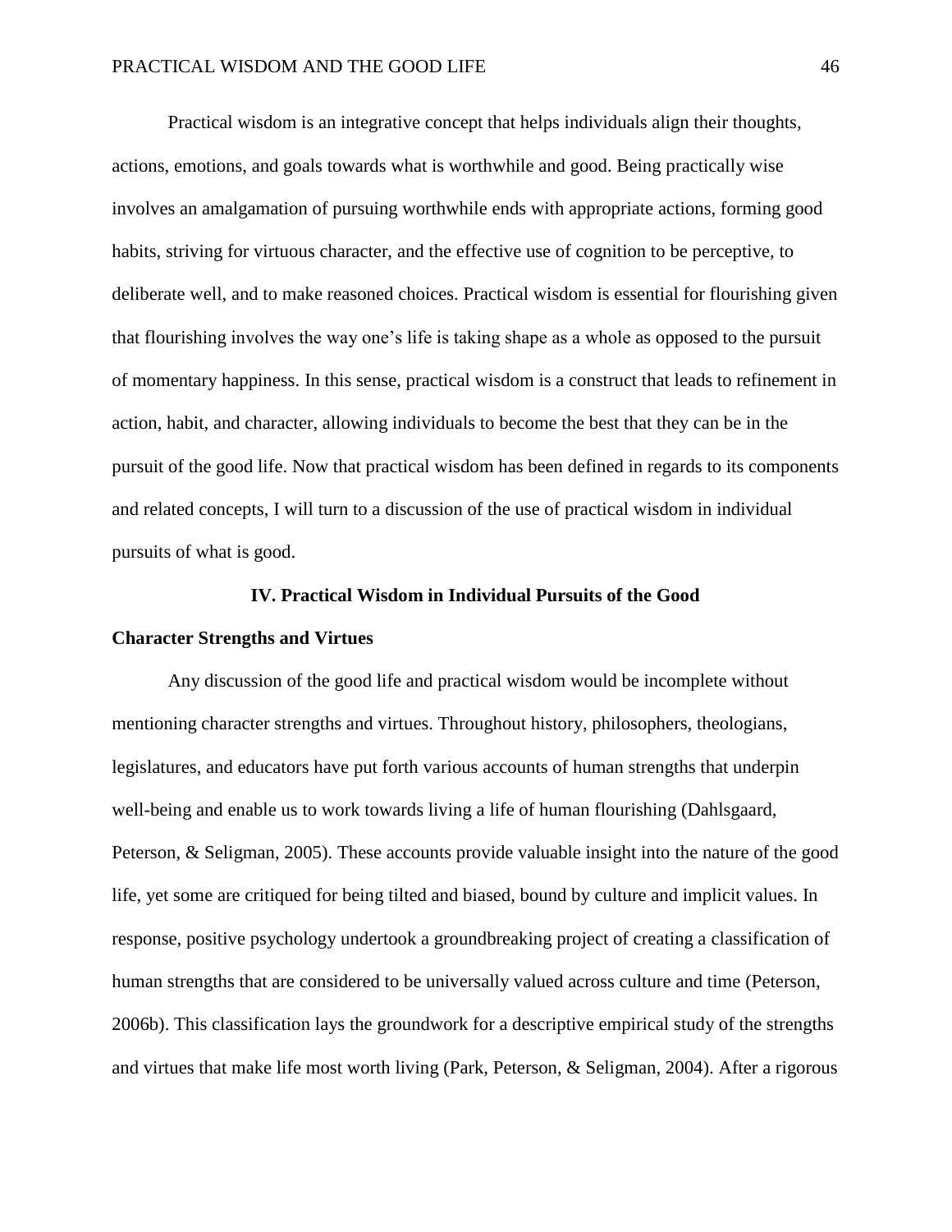Practical wisdom is an integrative concept that helps individuals align their thoughts, actions, emotions, and goals towards what is worthwhile and good. Being practically wise involves an amalgamation of pursuing worthwhile ends with appropriate actions, forming good habits, striving for virtuous character, and the effective use of cognition to be perceptive, to deliberate well, and to make reasoned choices. Practical wisdom is essential for flourishing given that flourishing involves the way one's life is taking shape as a whole as opposed to the pursuit of momentary happiness. In this sense, practical wisdom is a construct that leads to refinement in action, habit, and character, allowing individuals to become the best that they can be in the pursuit of the good life. Now that practical wisdom has been defined in regards to its components and related concepts, I will turn to a discussion of the use of practical wisdom in individual pursuits of what is good.

## IV. Practical Wisdom in Individual Pursuits of the Good

### Character Strengths and Virtues

Any discussion of the good life and practical wisdom would be incomplete without mentioning character strengths and virtues. Throughout history, philosophers, theologians, legislatures, and educators have put forth various accounts of human strengths that underpin well-being and enable us to work towards living a life of human flourishing (Dahlsgaard, Peterson, & Seligman, 2005). These accounts provide valuable insight into the nature of the good life, yet some are critiqued for being tilted and biased, bound by culture and implicit values. In response, positive psychology undertook a groundbreaking project of creating a classification of human strengths that are considered to be universally valued across culture and time (Peterson, 2006b). This classification lays the groundwork for a descriptive empirical study of the strengths and virtues that make life most worth living (Park, Peterson, & Seligman, 2004). After a rigorous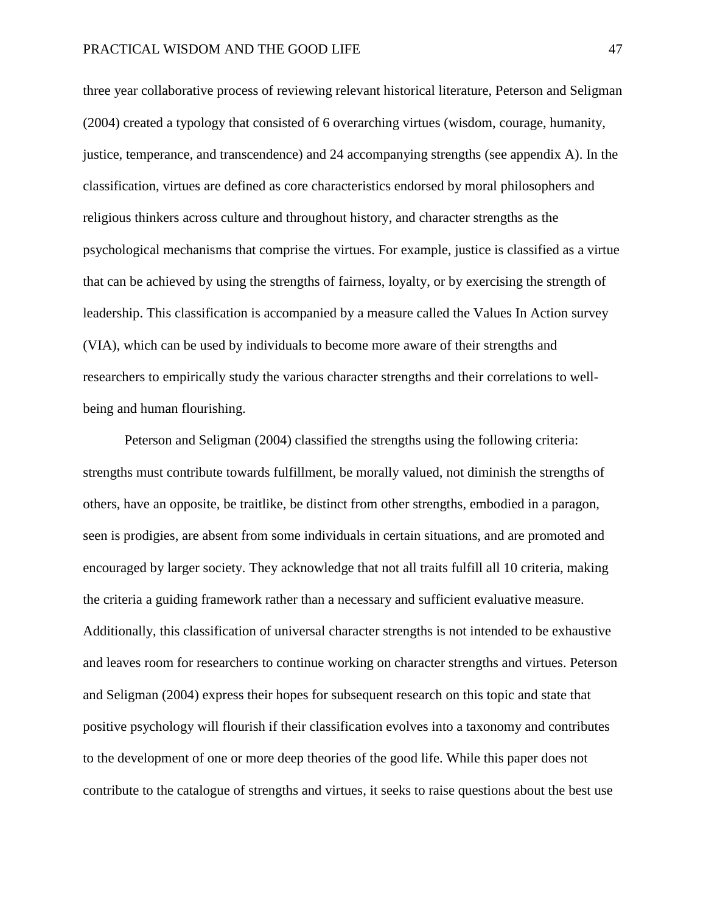three year collaborative process of reviewing relevant historical literature, Peterson and Seligman (2004) created a typology that consisted of 6 overarching virtues (wisdom, courage, humanity, justice, temperance, and transcendence) and 24 accompanying strengths (see appendix A). In the classification, virtues are defined as core characteristics endorsed by moral philosophers and religious thinkers across culture and throughout history, and character strengths as the psychological mechanisms that comprise the virtues. For example, justice is classified as a virtue that can be achieved by using the strengths of fairness, loyalty, or by exercising the strength of leadership. This classification is accompanied by a measure called the Values In Action survey (VIA), which can be used by individuals to become more aware of their strengths and researchers to empirically study the various character strengths and their correlations to well-being and human flourishing.

Peterson and Seligman (2004) classified the strengths using the following criteria: strengths must contribute towards fulfillment, be morally valued, not diminish the strengths of others, have an opposite, be traitlike, be distinct from other strengths, embodied in a paragon, seen is prodigies, are absent from some individuals in certain situations, and are promoted and encouraged by larger society. They acknowledge that not all traits fulfill all 10 criteria, making the criteria a guiding framework rather than a necessary and sufficient evaluative measure. Additionally, this classification of universal character strengths is not intended to be exhaustive and leaves room for researchers to continue working on character strengths and virtues. Peterson and Seligman (2004) express their hopes for subsequent research on this topic and state that positive psychology will flourish if their classification evolves into a taxonomy and contributes to the development of one or more deep theories of the good life. While this paper does not contribute to the catalogue of strengths and virtues, it seeks to raise questions about the best use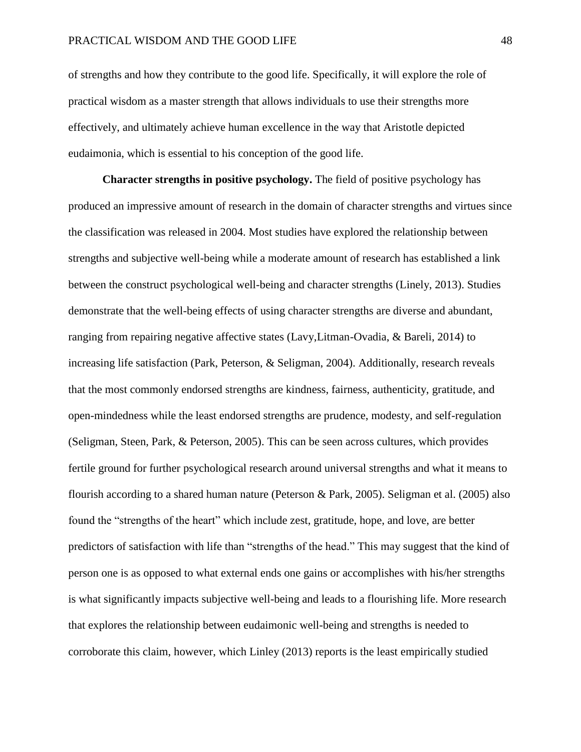of strengths and how they contribute to the good life. Specifically, it will explore the role of practical wisdom as a master strength that allows individuals to use their strengths more effectively, and ultimately achieve human excellence in the way that Aristotle depicted eudaimonia, which is essential to his conception of the good life.

**Character strengths in positive psychology.** The field of positive psychology has produced an impressive amount of research in the domain of character strengths and virtues since the classification was released in 2004. Most studies have explored the relationship between strengths and subjective well-being while a moderate amount of research has established a link between the construct psychological well-being and character strengths (Linely, 2013). Studies demonstrate that the well-being effects of using character strengths are diverse and abundant, ranging from repairing negative affective states (Lavy,Litman-Ovadia, & Bareli, 2014) to increasing life satisfaction (Park, Peterson, & Seligman, 2004). Additionally, research reveals that the most commonly endorsed strengths are kindness, fairness, authenticity, gratitude, and open-mindedness while the least endorsed strengths are prudence, modesty, and self-regulation (Seligman, Steen, Park, & Peterson, 2005). This can be seen across cultures, which provides fertile ground for further psychological research around universal strengths and what it means to flourish according to a shared human nature (Peterson & Park, 2005). Seligman et al. (2005) also found the "strengths of the heart" which include zest, gratitude, hope, and love, are better predictors of satisfaction with life than "strengths of the head." This may suggest that the kind of person one is as opposed to what external ends one gains or accomplishes with his/her strengths is what significantly impacts subjective well-being and leads to a flourishing life. More research that explores the relationship between eudaimonic well-being and strengths is needed to corroborate this claim, however, which Linley (2013) reports is the least empirically studied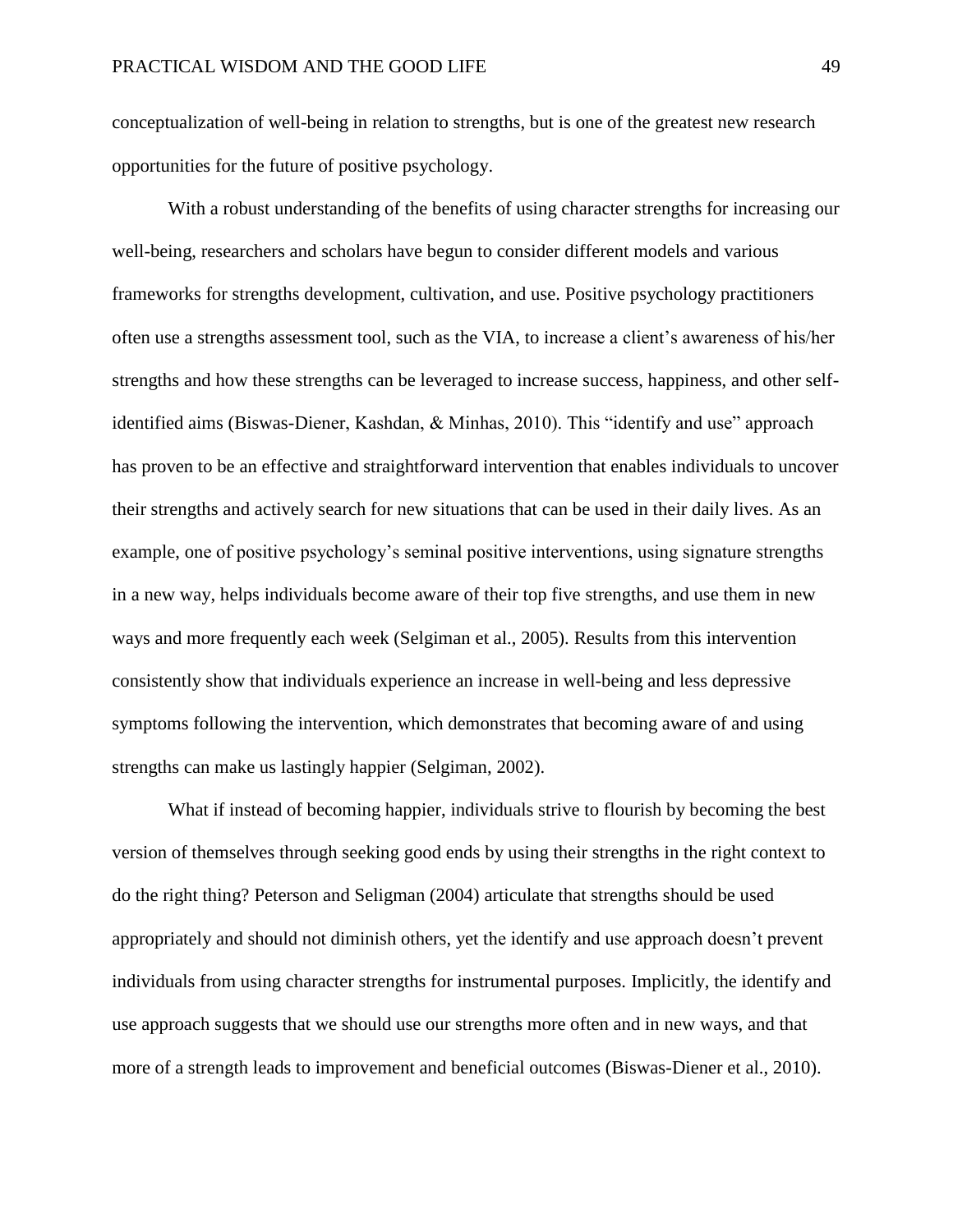conceptualization of well-being in relation to strengths, but is one of the greatest new research opportunities for the future of positive psychology.

With a robust understanding of the benefits of using character strengths for increasing our well-being, researchers and scholars have begun to consider different models and various frameworks for strengths development, cultivation, and use. Positive psychology practitioners often use a strengths assessment tool, such as the VIA, to increase a client's awareness of his/her strengths and how these strengths can be leveraged to increase success, happiness, and other self-identified aims (Biswas-Diener, Kashdan, & Minhas, 2010). This "identify and use" approach has proven to be an effective and straightforward intervention that enables individuals to uncover their strengths and actively search for new situations that can be used in their daily lives. As an example, one of positive psychology's seminal positive interventions, using signature strengths in a new way, helps individuals become aware of their top five strengths, and use them in new ways and more frequently each week (Selgiman et al., 2005). Results from this intervention consistently show that individuals experience an increase in well-being and less depressive symptoms following the intervention, which demonstrates that becoming aware of and using strengths can make us lastingly happier (Selgiman, 2002).

What if instead of becoming happier, individuals strive to flourish by becoming the best version of themselves through seeking good ends by using their strengths in the right context to do the right thing? Peterson and Seligman (2004) articulate that strengths should be used appropriately and should not diminish others, yet the identify and use approach doesn't prevent individuals from using character strengths for instrumental purposes. Implicitly, the identify and use approach suggests that we should use our strengths more often and in new ways, and that more of a strength leads to improvement and beneficial outcomes (Biswas-Diener et al., 2010).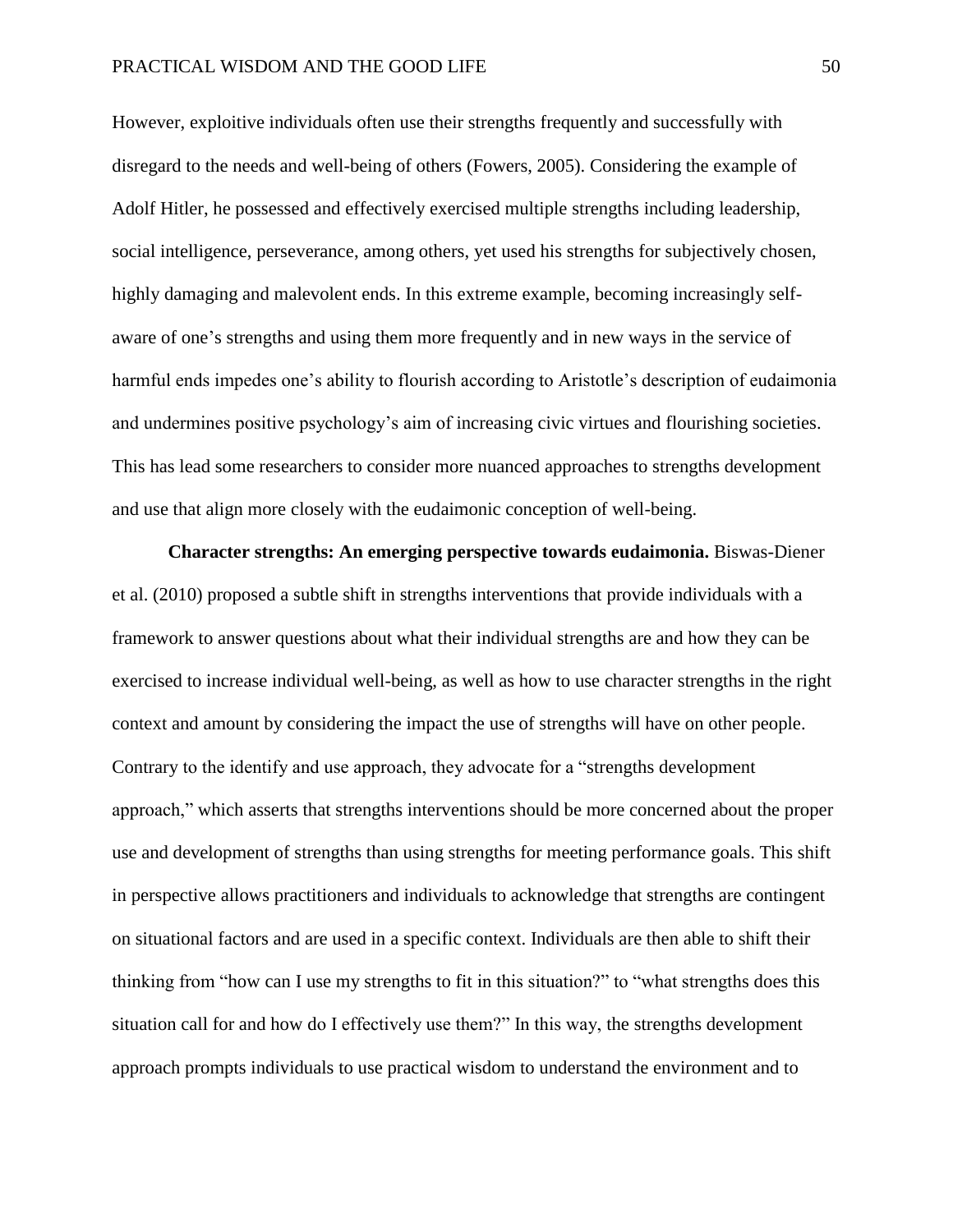However, exploitive individuals often use their strengths frequently and successfully with disregard to the needs and well-being of others (Fowers, 2005). Considering the example of Adolf Hitler, he possessed and effectively exercised multiple strengths including leadership, social intelligence, perseverance, among others, yet used his strengths for subjectively chosen, highly damaging and malevolent ends. In this extreme example, becoming increasingly self-aware of one's strengths and using them more frequently and in new ways in the service of harmful ends impedes one's ability to flourish according to Aristotle's description of eudaimonia and undermines positive psychology's aim of increasing civic virtues and flourishing societies. This has lead some researchers to consider more nuanced approaches to strengths development and use that align more closely with the eudaimonic conception of well-being.

**Character strengths: An emerging perspective towards eudaimonia.** Biswas-Diener et al. (2010) proposed a subtle shift in strengths interventions that provide individuals with a framework to answer questions about what their individual strengths are and how they can be exercised to increase individual well-being, as well as how to use character strengths in the right context and amount by considering the impact the use of strengths will have on other people. Contrary to the identify and use approach, they advocate for a "strengths development approach," which asserts that strengths interventions should be more concerned about the proper use and development of strengths than using strengths for meeting performance goals. This shift in perspective allows practitioners and individuals to acknowledge that strengths are contingent on situational factors and are used in a specific context. Individuals are then able to shift their thinking from "how can I use my strengths to fit in this situation?" to "what strengths does this situation call for and how do I effectively use them?" In this way, the strengths development approach prompts individuals to use practical wisdom to understand the environment and to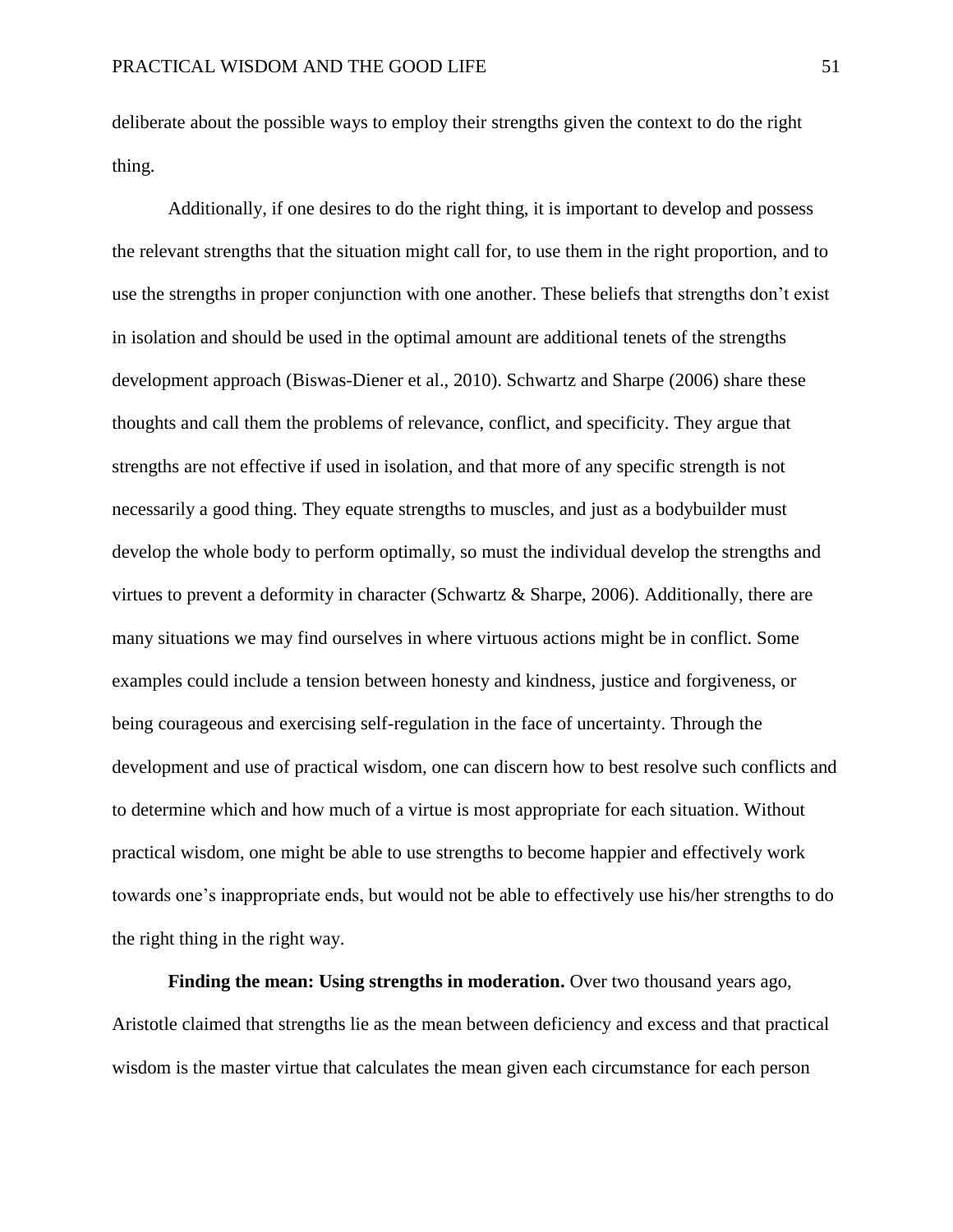deliberate about the possible ways to employ their strengths given the context to do the right thing.

Additionally, if one desires to do the right thing, it is important to develop and possess the relevant strengths that the situation might call for, to use them in the right proportion, and to use the strengths in proper conjunction with one another. These beliefs that strengths don't exist in isolation and should be used in the optimal amount are additional tenets of the strengths development approach (Biswas-Diener et al., 2010). Schwartz and Sharpe (2006) share these thoughts and call them the problems of relevance, conflict, and specificity. They argue that strengths are not effective if used in isolation, and that more of any specific strength is not necessarily a good thing. They equate strengths to muscles, and just as a bodybuilder must develop the whole body to perform optimally, so must the individual develop the strengths and virtues to prevent a deformity in character (Schwartz & Sharpe, 2006). Additionally, there are many situations we may find ourselves in where virtuous actions might be in conflict. Some examples could include a tension between honesty and kindness, justice and forgiveness, or being courageous and exercising self-regulation in the face of uncertainty. Through the development and use of practical wisdom, one can discern how to best resolve such conflicts and to determine which and how much of a virtue is most appropriate for each situation. Without practical wisdom, one might be able to use strengths to become happier and effectively work towards one's inappropriate ends, but would not be able to effectively use his/her strengths to do the right thing in the right way.

**Finding the mean: Using strengths in moderation.** Over two thousand years ago, Aristotle claimed that strengths lie as the mean between deficiency and excess and that practical wisdom is the master virtue that calculates the mean given each circumstance for each person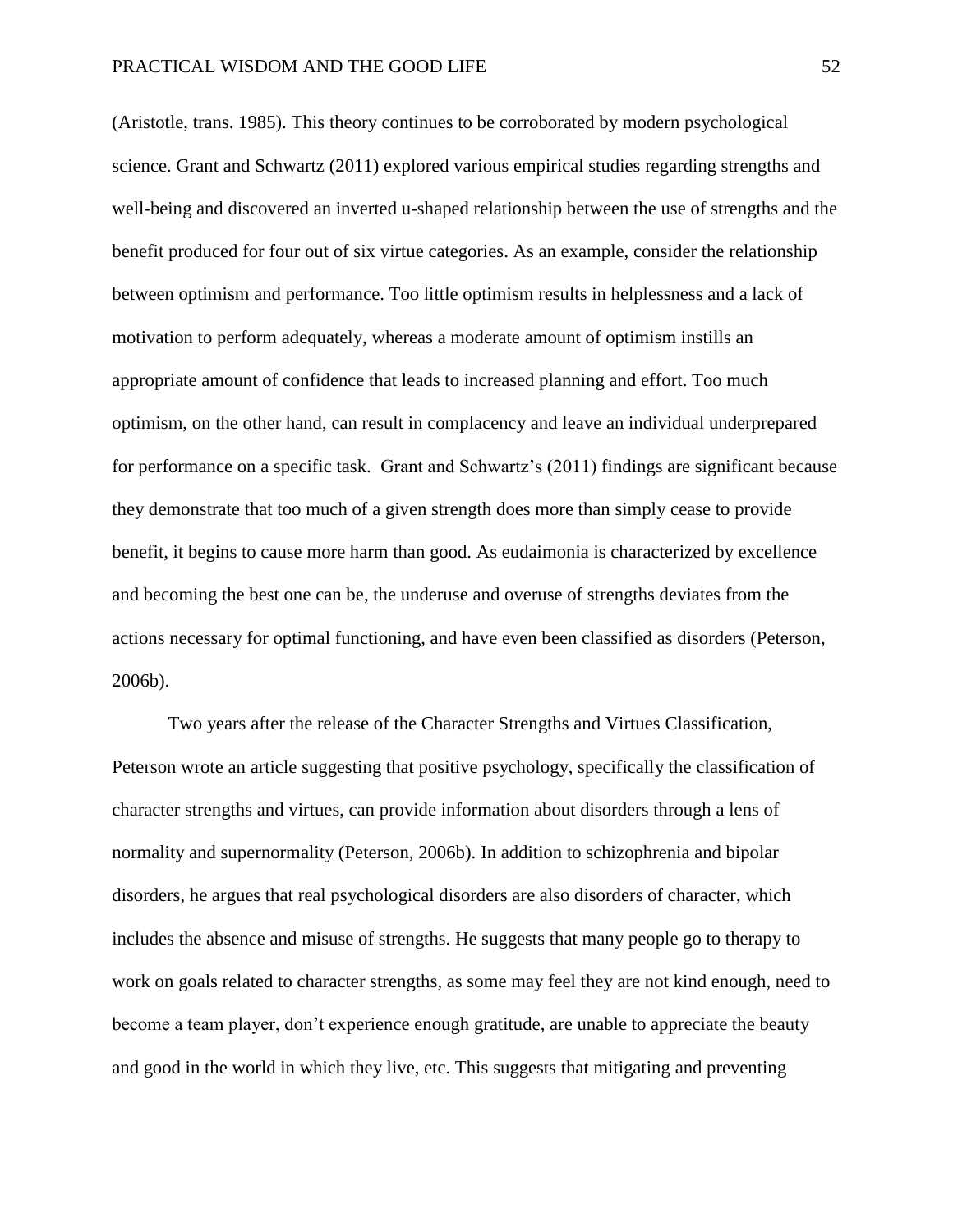(Aristotle, trans. 1985). This theory continues to be corroborated by modern psychological science. Grant and Schwartz (2011) explored various empirical studies regarding strengths and well-being and discovered an inverted u-shaped relationship between the use of strengths and the benefit produced for four out of six virtue categories. As an example, consider the relationship between optimism and performance. Too little optimism results in helplessness and a lack of motivation to perform adequately, whereas a moderate amount of optimism instills an appropriate amount of confidence that leads to increased planning and effort. Too much optimism, on the other hand, can result in complacency and leave an individual underprepared for performance on a specific task. Grant and Schwartz's (2011) findings are significant because they demonstrate that too much of a given strength does more than simply cease to provide benefit, it begins to cause more harm than good. As eudaimonia is characterized by excellence and becoming the best one can be, the underuse and overuse of strengths deviates from the actions necessary for optimal functioning, and have even been classified as disorders (Peterson, 2006b).

Two years after the release of the Character Strengths and Virtues Classification, Peterson wrote an article suggesting that positive psychology, specifically the classification of character strengths and virtues, can provide information about disorders through a lens of normality and supernormality (Peterson, 2006b). In addition to schizophrenia and bipolar disorders, he argues that real psychological disorders are also disorders of character, which includes the absence and misuse of strengths. He suggests that many people go to therapy to work on goals related to character strengths, as some may feel they are not kind enough, need to become a team player, don't experience enough gratitude, are unable to appreciate the beauty and good in the world in which they live, etc. This suggests that mitigating and preventing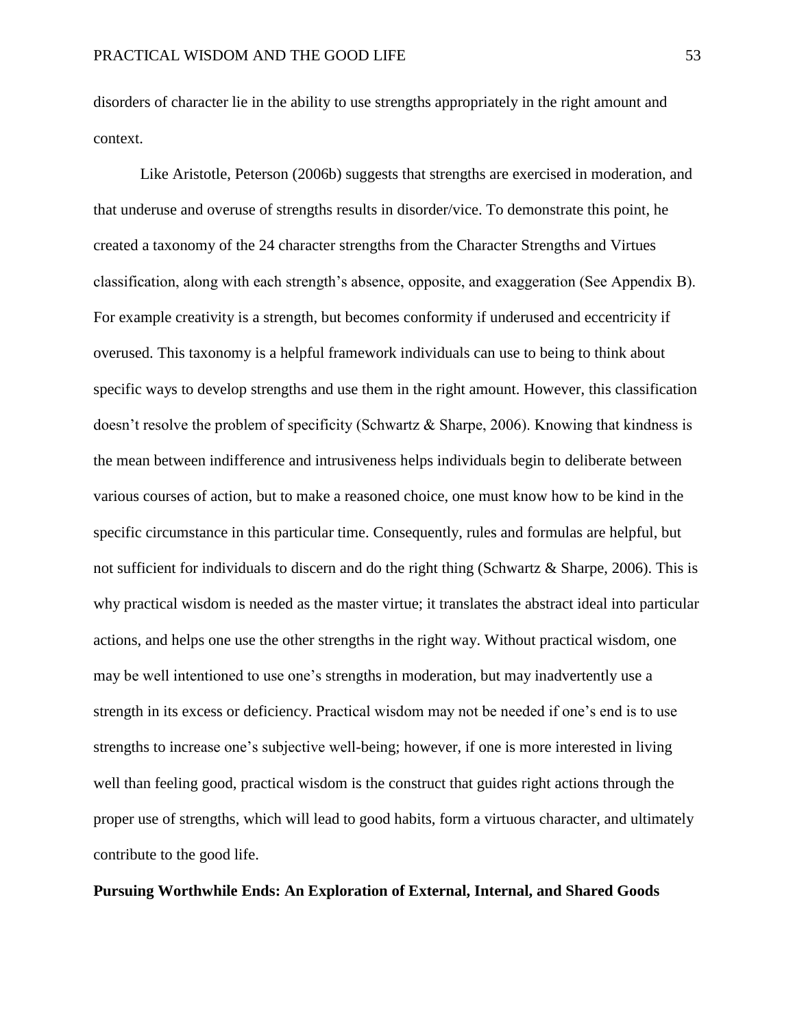disorders of character lie in the ability to use strengths appropriately in the right amount and context.

Like Aristotle, Peterson (2006b) suggests that strengths are exercised in moderation, and that underuse and overuse of strengths results in disorder/vice. To demonstrate this point, he created a taxonomy of the 24 character strengths from the Character Strengths and Virtues classification, along with each strength's absence, opposite, and exaggeration (See Appendix B). For example creativity is a strength, but becomes conformity if underused and eccentricity if overused. This taxonomy is a helpful framework individuals can use to being to think about specific ways to develop strengths and use them in the right amount. However, this classification doesn't resolve the problem of specificity (Schwartz & Sharpe, 2006). Knowing that kindness is the mean between indifference and intrusiveness helps individuals begin to deliberate between various courses of action, but to make a reasoned choice, one must know how to be kind in the specific circumstance in this particular time. Consequently, rules and formulas are helpful, but not sufficient for individuals to discern and do the right thing (Schwartz & Sharpe, 2006). This is why practical wisdom is needed as the master virtue; it translates the abstract ideal into particular actions, and helps one use the other strengths in the right way. Without practical wisdom, one may be well intentioned to use one's strengths in moderation, but may inadvertently use a strength in its excess or deficiency. Practical wisdom may not be needed if one's end is to use strengths to increase one's subjective well-being; however, if one is more interested in living well than feeling good, practical wisdom is the construct that guides right actions through the proper use of strengths, which will lead to good habits, form a virtuous character, and ultimately contribute to the good life.

## Pursuing Worthwhile Ends: An Exploration of External, Internal, and Shared Goods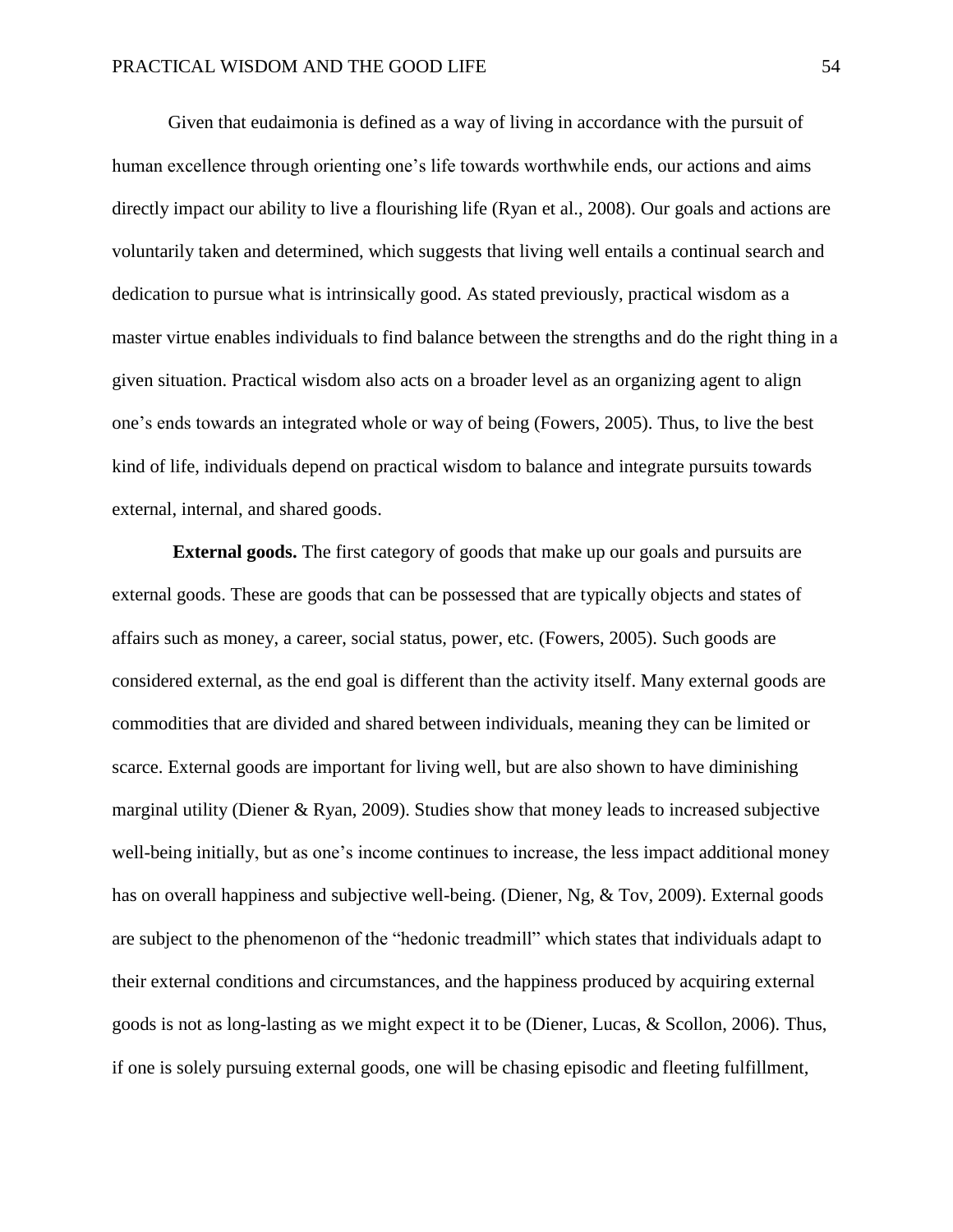Given that eudaimonia is defined as a way of living in accordance with the pursuit of human excellence through orienting one's life towards worthwhile ends, our actions and aims directly impact our ability to live a flourishing life (Ryan et al., 2008). Our goals and actions are voluntarily taken and determined, which suggests that living well entails a continual search and dedication to pursue what is intrinsically good. As stated previously, practical wisdom as a master virtue enables individuals to find balance between the strengths and do the right thing in a given situation. Practical wisdom also acts on a broader level as an organizing agent to align one's ends towards an integrated whole or way of being (Fowers, 2005). Thus, to live the best kind of life, individuals depend on practical wisdom to balance and integrate pursuits towards external, internal, and shared goods.

**External goods.** The first category of goods that make up our goals and pursuits are external goods. These are goods that can be possessed that are typically objects and states of affairs such as money, a career, social status, power, etc. (Fowers, 2005). Such goods are considered external, as the end goal is different than the activity itself. Many external goods are commodities that are divided and shared between individuals, meaning they can be limited or scarce. External goods are important for living well, but are also shown to have diminishing marginal utility (Diener & Ryan, 2009). Studies show that money leads to increased subjective well-being initially, but as one's income continues to increase, the less impact additional money has on overall happiness and subjective well-being. (Diener, Ng, & Tov, 2009). External goods are subject to the phenomenon of the "hedonic treadmill" which states that individuals adapt to their external conditions and circumstances, and the happiness produced by acquiring external goods is not as long-lasting as we might expect it to be (Diener, Lucas, & Scollon, 2006). Thus, if one is solely pursuing external goods, one will be chasing episodic and fleeting fulfillment,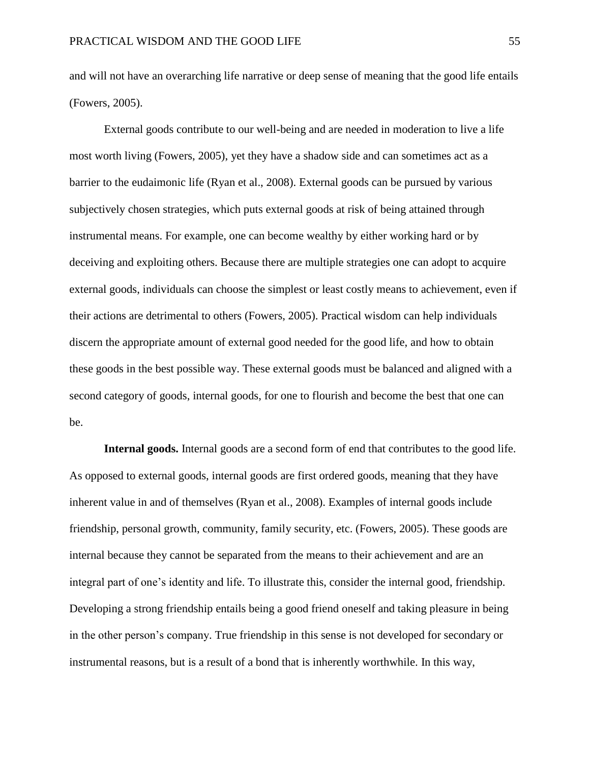and will not have an overarching life narrative or deep sense of meaning that the good life entails (Fowers, 2005).

External goods contribute to our well-being and are needed in moderation to live a life most worth living (Fowers, 2005), yet they have a shadow side and can sometimes act as a barrier to the eudaimonic life (Ryan et al., 2008). External goods can be pursued by various subjectively chosen strategies, which puts external goods at risk of being attained through instrumental means. For example, one can become wealthy by either working hard or by deceiving and exploiting others. Because there are multiple strategies one can adopt to acquire external goods, individuals can choose the simplest or least costly means to achievement, even if their actions are detrimental to others (Fowers, 2005). Practical wisdom can help individuals discern the appropriate amount of external good needed for the good life, and how to obtain these goods in the best possible way. These external goods must be balanced and aligned with a second category of goods, internal goods, for one to flourish and become the best that one can be.

**Internal goods.** Internal goods are a second form of end that contributes to the good life. As opposed to external goods, internal goods are first ordered goods, meaning that they have inherent value in and of themselves (Ryan et al., 2008). Examples of internal goods include friendship, personal growth, community, family security, etc. (Fowers, 2005). These goods are internal because they cannot be separated from the means to their achievement and are an integral part of one's identity and life. To illustrate this, consider the internal good, friendship. Developing a strong friendship entails being a good friend oneself and taking pleasure in being in the other person's company. True friendship in this sense is not developed for secondary or instrumental reasons, but is a result of a bond that is inherently worthwhile. In this way,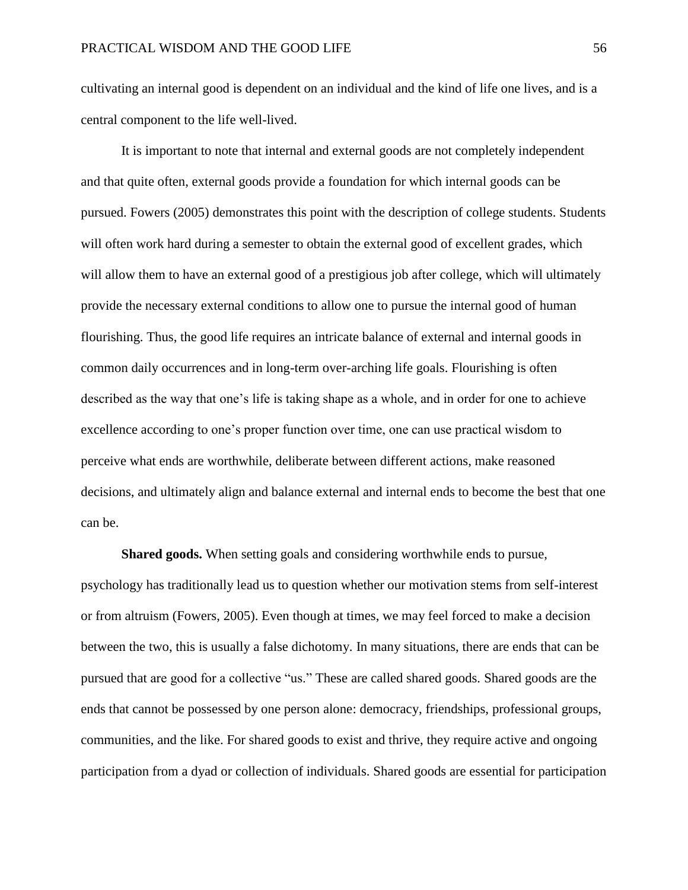cultivating an internal good is dependent on an individual and the kind of life one lives, and is a central component to the life well-lived.

It is important to note that internal and external goods are not completely independent and that quite often, external goods provide a foundation for which internal goods can be pursued. Fowers (2005) demonstrates this point with the description of college students. Students will often work hard during a semester to obtain the external good of excellent grades, which will allow them to have an external good of a prestigious job after college, which will ultimately provide the necessary external conditions to allow one to pursue the internal good of human flourishing. Thus, the good life requires an intricate balance of external and internal goods in common daily occurrences and in long-term over-arching life goals. Flourishing is often described as the way that one's life is taking shape as a whole, and in order for one to achieve excellence according to one's proper function over time, one can use practical wisdom to perceive what ends are worthwhile, deliberate between different actions, make reasoned decisions, and ultimately align and balance external and internal ends to become the best that one can be.

**Shared goods.** When setting goals and considering worthwhile ends to pursue, psychology has traditionally lead us to question whether our motivation stems from self-interest or from altruism (Fowers, 2005). Even though at times, we may feel forced to make a decision between the two, this is usually a false dichotomy. In many situations, there are ends that can be pursued that are good for a collective "us." These are called shared goods. Shared goods are the ends that cannot be possessed by one person alone: democracy, friendships, professional groups, communities, and the like. For shared goods to exist and thrive, they require active and ongoing participation from a dyad or collection of individuals. Shared goods are essential for participation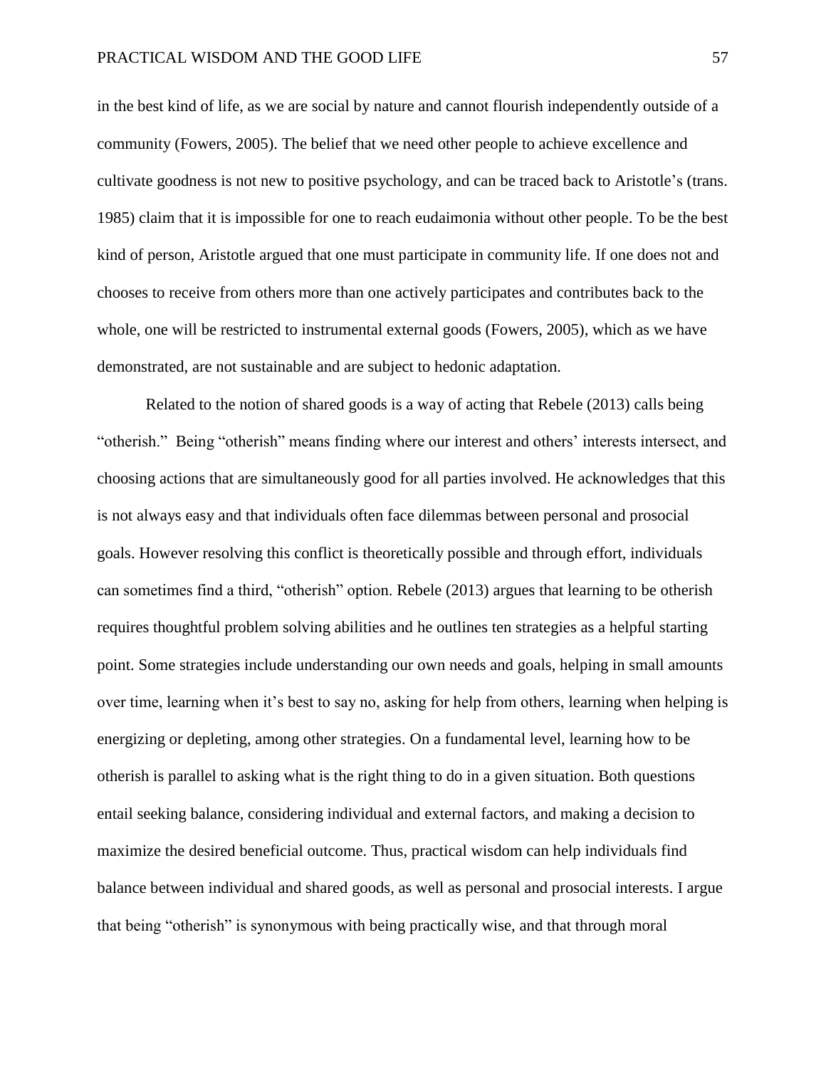in the best kind of life, as we are social by nature and cannot flourish independently outside of a community (Fowers, 2005). The belief that we need other people to achieve excellence and cultivate goodness is not new to positive psychology, and can be traced back to Aristotle's (trans. 1985) claim that it is impossible for one to reach eudaimonia without other people. To be the best kind of person, Aristotle argued that one must participate in community life. If one does not and chooses to receive from others more than one actively participates and contributes back to the whole, one will be restricted to instrumental external goods (Fowers, 2005), which as we have demonstrated, are not sustainable and are subject to hedonic adaptation.

Related to the notion of shared goods is a way of acting that Rebele (2013) calls being "otherish." Being "otherish" means finding where our interest and others' interests intersect, and choosing actions that are simultaneously good for all parties involved. He acknowledges that this is not always easy and that individuals often face dilemmas between personal and prosocial goals. However resolving this conflict is theoretically possible and through effort, individuals can sometimes find a third, "otherish" option. Rebele (2013) argues that learning to be otherish requires thoughtful problem solving abilities and he outlines ten strategies as a helpful starting point. Some strategies include understanding our own needs and goals, helping in small amounts over time, learning when it's best to say no, asking for help from others, learning when helping is energizing or depleting, among other strategies. On a fundamental level, learning how to be otherish is parallel to asking what is the right thing to do in a given situation. Both questions entail seeking balance, considering individual and external factors, and making a decision to maximize the desired beneficial outcome. Thus, practical wisdom can help individuals find balance between individual and shared goods, as well as personal and prosocial interests. I argue that being "otherish" is synonymous with being practically wise, and that through moral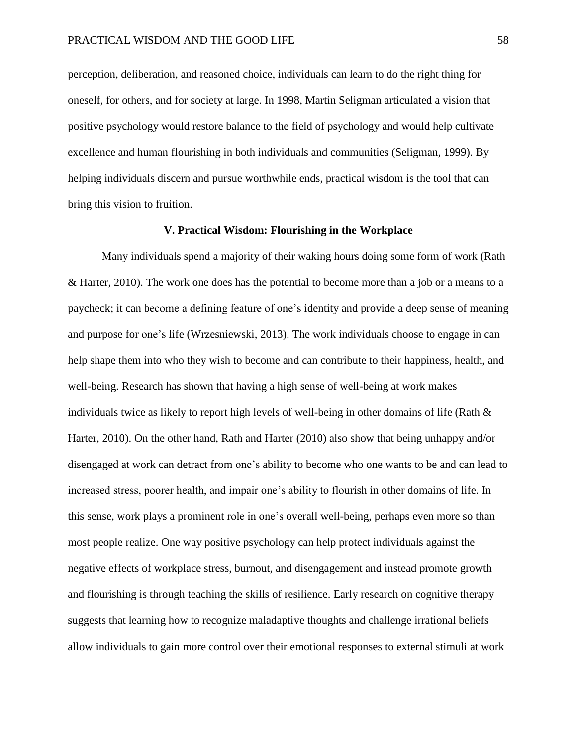perception, deliberation, and reasoned choice, individuals can learn to do the right thing for oneself, for others, and for society at large. In 1998, Martin Seligman articulated a vision that positive psychology would restore balance to the field of psychology and would help cultivate excellence and human flourishing in both individuals and communities (Seligman, 1999). By helping individuals discern and pursue worthwhile ends, practical wisdom is the tool that can bring this vision to fruition.

## V. Practical Wisdom: Flourishing in the Workplace

Many individuals spend a majority of their waking hours doing some form of work (Rath & Harter, 2010). The work one does has the potential to become more than a job or a means to a paycheck; it can become a defining feature of one's identity and provide a deep sense of meaning and purpose for one's life (Wrzesniewski, 2013). The work individuals choose to engage in can help shape them into who they wish to become and can contribute to their happiness, health, and well-being. Research has shown that having a high sense of well-being at work makes individuals twice as likely to report high levels of well-being in other domains of life (Rath & Harter, 2010). On the other hand, Rath and Harter (2010) also show that being unhappy and/or disengaged at work can detract from one's ability to become who one wants to be and can lead to increased stress, poorer health, and impair one's ability to flourish in other domains of life. In this sense, work plays a prominent role in one's overall well-being, perhaps even more so than most people realize. One way positive psychology can help protect individuals against the negative effects of workplace stress, burnout, and disengagement and instead promote growth and flourishing is through teaching the skills of resilience. Early research on cognitive therapy suggests that learning how to recognize maladaptive thoughts and challenge irrational beliefs allow individuals to gain more control over their emotional responses to external stimuli at work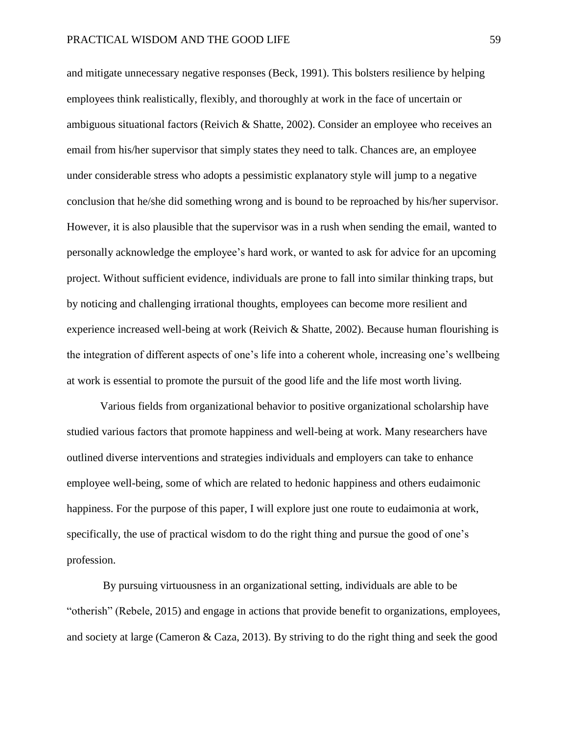and mitigate unnecessary negative responses (Beck, 1991). This bolsters resilience by helping employees think realistically, flexibly, and thoroughly at work in the face of uncertain or ambiguous situational factors (Reivich & Shatte, 2002). Consider an employee who receives an email from his/her supervisor that simply states they need to talk. Chances are, an employee under considerable stress who adopts a pessimistic explanatory style will jump to a negative conclusion that he/she did something wrong and is bound to be reproached by his/her supervisor. However, it is also plausible that the supervisor was in a rush when sending the email, wanted to personally acknowledge the employee's hard work, or wanted to ask for advice for an upcoming project. Without sufficient evidence, individuals are prone to fall into similar thinking traps, but by noticing and challenging irrational thoughts, employees can become more resilient and experience increased well-being at work (Reivich & Shatte, 2002). Because human flourishing is the integration of different aspects of one's life into a coherent whole, increasing one's wellbeing at work is essential to promote the pursuit of the good life and the life most worth living.

Various fields from organizational behavior to positive organizational scholarship have studied various factors that promote happiness and well-being at work. Many researchers have outlined diverse interventions and strategies individuals and employers can take to enhance employee well-being, some of which are related to hedonic happiness and others eudaimonic happiness. For the purpose of this paper, I will explore just one route to eudaimonia at work, specifically, the use of practical wisdom to do the right thing and pursue the good of one's profession.

By pursuing virtuousness in an organizational setting, individuals are able to be "otherish" (Rebele, 2015) and engage in actions that provide benefit to organizations, employees, and society at large (Cameron & Caza, 2013). By striving to do the right thing and seek the good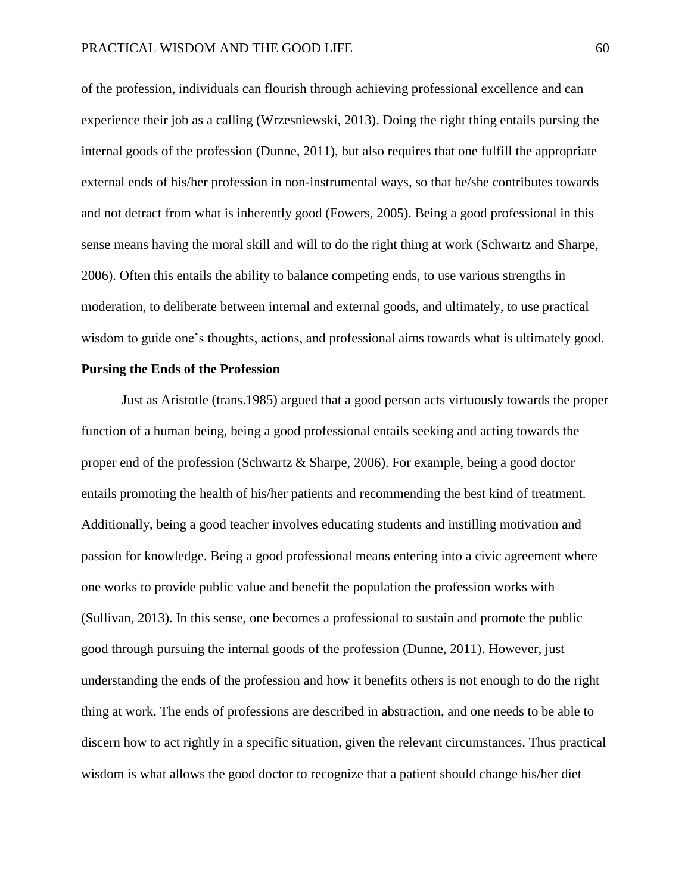of the profession, individuals can flourish through achieving professional excellence and can experience their job as a calling (Wrzesniewski, 2013). Doing the right thing entails pursing the internal goods of the profession (Dunne, 2011), but also requires that one fulfill the appropriate external ends of his/her profession in non-instrumental ways, so that he/she contributes towards and not detract from what is inherently good (Fowers, 2005). Being a good professional in this sense means having the moral skill and will to do the right thing at work (Schwartz and Sharpe, 2006). Often this entails the ability to balance competing ends, to use various strengths in moderation, to deliberate between internal and external goods, and ultimately, to use practical wisdom to guide one's thoughts, actions, and professional aims towards what is ultimately good.

## Pursing the Ends of the Profession

Just as Aristotle (trans.1985) argued that a good person acts virtuously towards the proper function of a human being, being a good professional entails seeking and acting towards the proper end of the profession (Schwartz & Sharpe, 2006). For example, being a good doctor entails promoting the health of his/her patients and recommending the best kind of treatment. Additionally, being a good teacher involves educating students and instilling motivation and passion for knowledge. Being a good professional means entering into a civic agreement where one works to provide public value and benefit the population the profession works with (Sullivan, 2013). In this sense, one becomes a professional to sustain and promote the public good through pursuing the internal goods of the profession (Dunne, 2011). However, just understanding the ends of the profession and how it benefits others is not enough to do the right thing at work. The ends of professions are described in abstraction, and one needs to be able to discern how to act rightly in a specific situation, given the relevant circumstances. Thus practical wisdom is what allows the good doctor to recognize that a patient should change his/her diet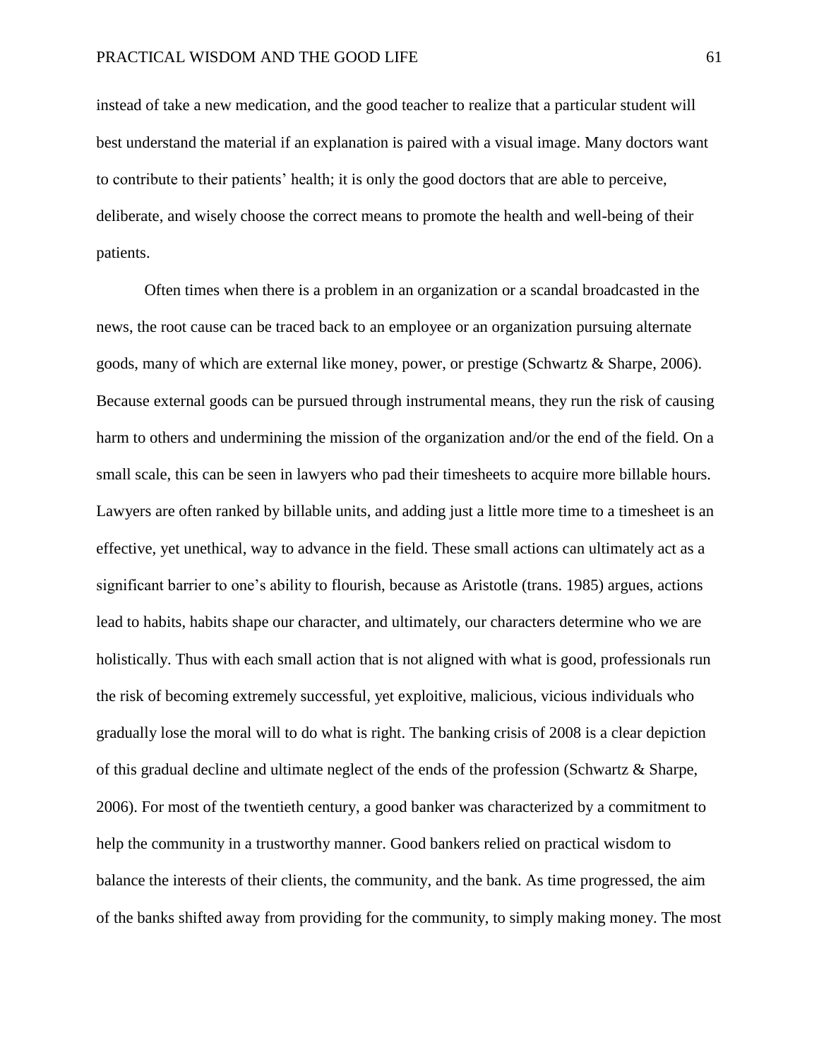instead of take a new medication, and the good teacher to realize that a particular student will best understand the material if an explanation is paired with a visual image. Many doctors want to contribute to their patients' health; it is only the good doctors that are able to perceive, deliberate, and wisely choose the correct means to promote the health and well-being of their patients.

Often times when there is a problem in an organization or a scandal broadcasted in the news, the root cause can be traced back to an employee or an organization pursuing alternate goods, many of which are external like money, power, or prestige (Schwartz & Sharpe, 2006). Because external goods can be pursued through instrumental means, they run the risk of causing harm to others and undermining the mission of the organization and/or the end of the field. On a small scale, this can be seen in lawyers who pad their timesheets to acquire more billable hours. Lawyers are often ranked by billable units, and adding just a little more time to a timesheet is an effective, yet unethical, way to advance in the field. These small actions can ultimately act as a significant barrier to one's ability to flourish, because as Aristotle (trans. 1985) argues, actions lead to habits, habits shape our character, and ultimately, our characters determine who we are holistically. Thus with each small action that is not aligned with what is good, professionals run the risk of becoming extremely successful, yet exploitive, malicious, vicious individuals who gradually lose the moral will to do what is right. The banking crisis of 2008 is a clear depiction of this gradual decline and ultimate neglect of the ends of the profession (Schwartz & Sharpe, 2006). For most of the twentieth century, a good banker was characterized by a commitment to help the community in a trustworthy manner. Good bankers relied on practical wisdom to balance the interests of their clients, the community, and the bank. As time progressed, the aim of the banks shifted away from providing for the community, to simply making money. The most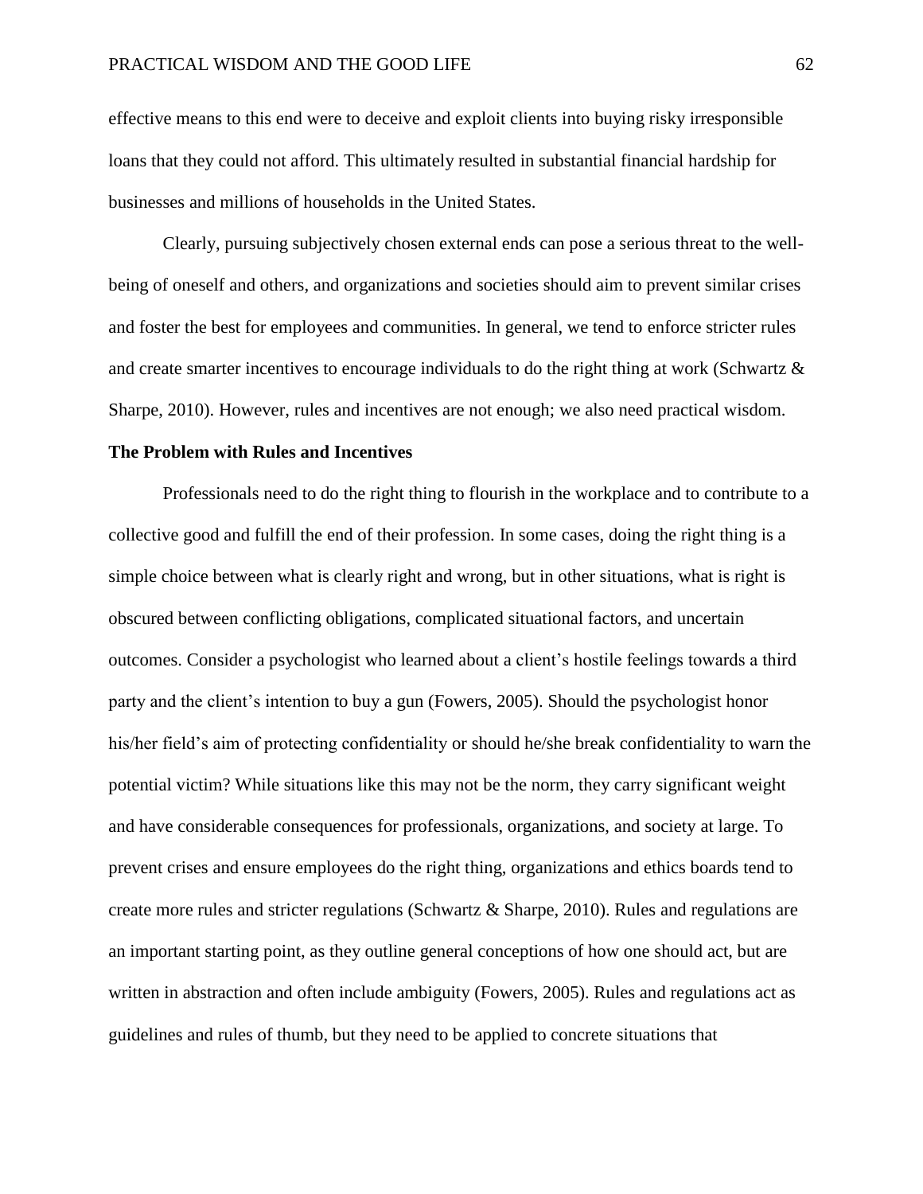effective means to this end were to deceive and exploit clients into buying risky irresponsible loans that they could not afford. This ultimately resulted in substantial financial hardship for businesses and millions of households in the United States.

Clearly, pursuing subjectively chosen external ends can pose a serious threat to the well-being of oneself and others, and organizations and societies should aim to prevent similar crises and foster the best for employees and communities. In general, we tend to enforce stricter rules and create smarter incentives to encourage individuals to do the right thing at work (Schwartz & Sharpe, 2010). However, rules and incentives are not enough; we also need practical wisdom.

**The Problem with Rules and Incentives**

Professionals need to do the right thing to flourish in the workplace and to contribute to a collective good and fulfill the end of their profession. In some cases, doing the right thing is a simple choice between what is clearly right and wrong, but in other situations, what is right is obscured between conflicting obligations, complicated situational factors, and uncertain outcomes. Consider a psychologist who learned about a client's hostile feelings towards a third party and the client's intention to buy a gun (Fowers, 2005). Should the psychologist honor his/her field's aim of protecting confidentiality or should he/she break confidentiality to warn the potential victim? While situations like this may not be the norm, they carry significant weight and have considerable consequences for professionals, organizations, and society at large. To prevent crises and ensure employees do the right thing, organizations and ethics boards tend to create more rules and stricter regulations (Schwartz & Sharpe, 2010). Rules and regulations are an important starting point, as they outline general conceptions of how one should act, but are written in abstraction and often include ambiguity (Fowers, 2005). Rules and regulations act as guidelines and rules of thumb, but they need to be applied to concrete situations that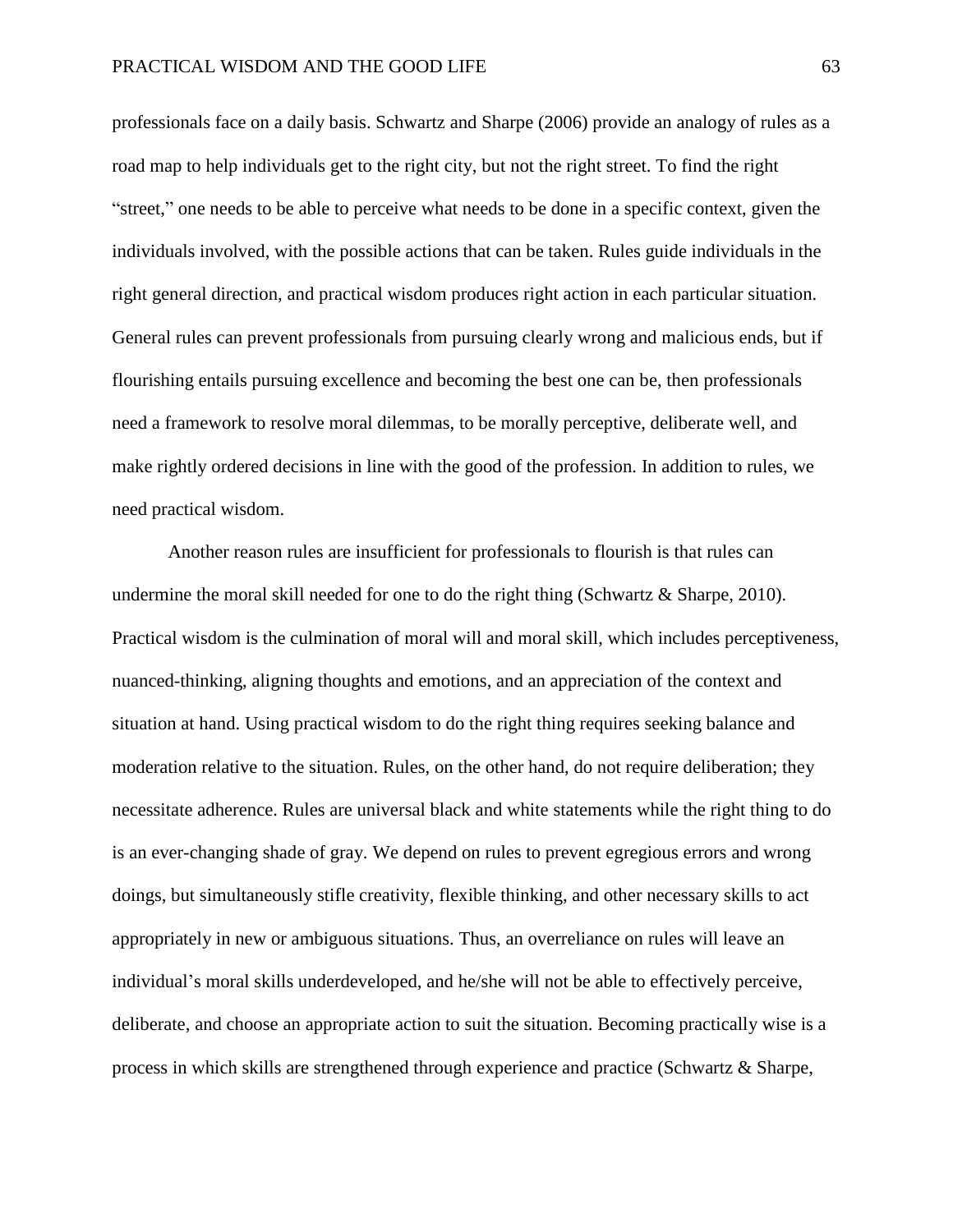professionals face on a daily basis. Schwartz and Sharpe (2006) provide an analogy of rules as a road map to help individuals get to the right city, but not the right street. To find the right "street," one needs to be able to perceive what needs to be done in a specific context, given the individuals involved, with the possible actions that can be taken. Rules guide individuals in the right general direction, and practical wisdom produces right action in each particular situation. General rules can prevent professionals from pursuing clearly wrong and malicious ends, but if flourishing entails pursuing excellence and becoming the best one can be, then professionals need a framework to resolve moral dilemmas, to be morally perceptive, deliberate well, and make rightly ordered decisions in line with the good of the profession. In addition to rules, we need practical wisdom.

Another reason rules are insufficient for professionals to flourish is that rules can undermine the moral skill needed for one to do the right thing (Schwartz & Sharpe, 2010). Practical wisdom is the culmination of moral will and moral skill, which includes perceptiveness, nuanced-thinking, aligning thoughts and emotions, and an appreciation of the context and situation at hand. Using practical wisdom to do the right thing requires seeking balance and moderation relative to the situation. Rules, on the other hand, do not require deliberation; they necessitate adherence. Rules are universal black and white statements while the right thing to do is an ever-changing shade of gray. We depend on rules to prevent egregious errors and wrong doings, but simultaneously stifle creativity, flexible thinking, and other necessary skills to act appropriately in new or ambiguous situations. Thus, an overreliance on rules will leave an individual's moral skills underdeveloped, and he/she will not be able to effectively perceive, deliberate, and choose an appropriate action to suit the situation. Becoming practically wise is a process in which skills are strengthened through experience and practice (Schwartz & Sharpe,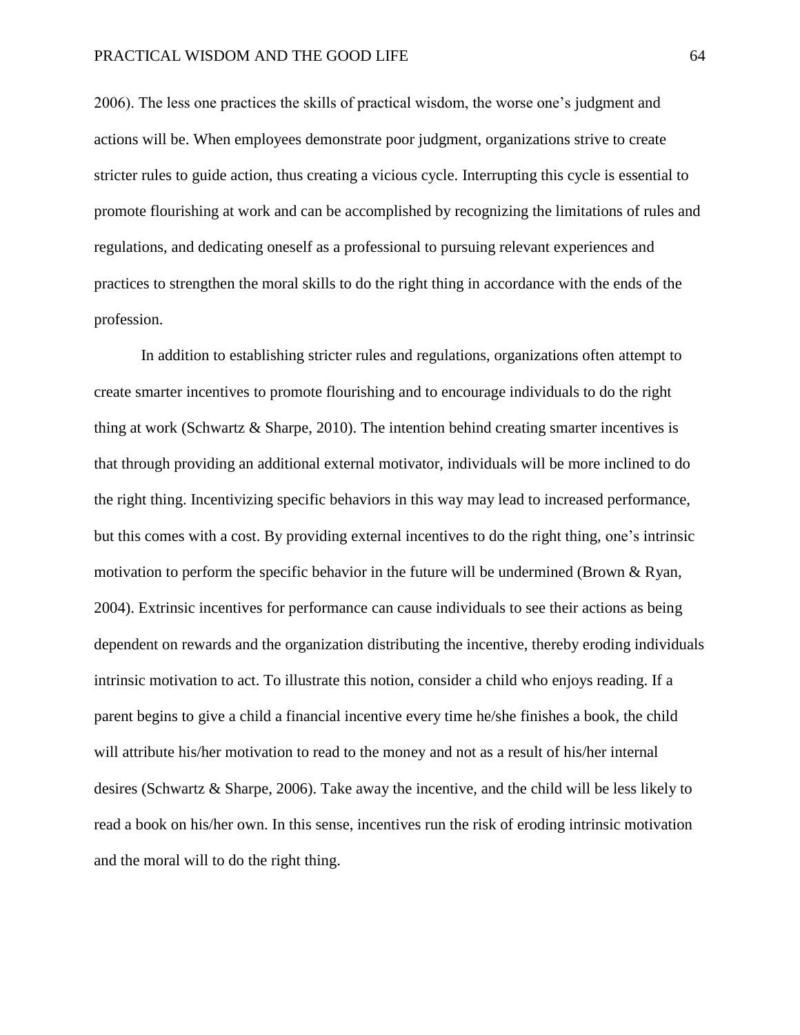2006). The less one practices the skills of practical wisdom, the worse one's judgment and actions will be. When employees demonstrate poor judgment, organizations strive to create stricter rules to guide action, thus creating a vicious cycle. Interrupting this cycle is essential to promote flourishing at work and can be accomplished by recognizing the limitations of rules and regulations, and dedicating oneself as a professional to pursuing relevant experiences and practices to strengthen the moral skills to do the right thing in accordance with the ends of the profession.

In addition to establishing stricter rules and regulations, organizations often attempt to create smarter incentives to promote flourishing and to encourage individuals to do the right thing at work (Schwartz & Sharpe, 2010). The intention behind creating smarter incentives is that through providing an additional external motivator, individuals will be more inclined to do the right thing. Incentivizing specific behaviors in this way may lead to increased performance, but this comes with a cost. By providing external incentives to do the right thing, one's intrinsic motivation to perform the specific behavior in the future will be undermined (Brown & Ryan, 2004). Extrinsic incentives for performance can cause individuals to see their actions as being dependent on rewards and the organization distributing the incentive, thereby eroding individuals intrinsic motivation to act. To illustrate this notion, consider a child who enjoys reading. If a parent begins to give a child a financial incentive every time he/she finishes a book, the child will attribute his/her motivation to read to the money and not as a result of his/her internal desires (Schwartz & Sharpe, 2006). Take away the incentive, and the child will be less likely to read a book on his/her own. In this sense, incentives run the risk of eroding intrinsic motivation and the moral will to do the right thing.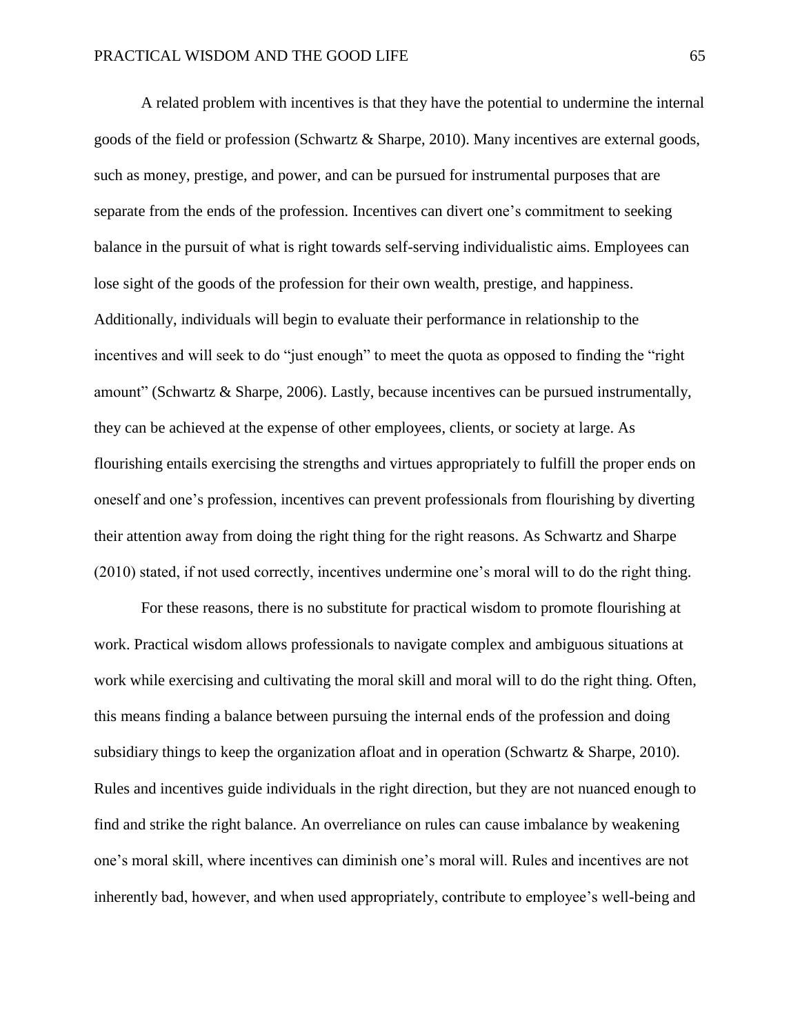A related problem with incentives is that they have the potential to undermine the internal goods of the field or profession (Schwartz & Sharpe, 2010). Many incentives are external goods, such as money, prestige, and power, and can be pursued for instrumental purposes that are separate from the ends of the profession. Incentives can divert one's commitment to seeking balance in the pursuit of what is right towards self-serving individualistic aims. Employees can lose sight of the goods of the profession for their own wealth, prestige, and happiness. Additionally, individuals will begin to evaluate their performance in relationship to the incentives and will seek to do "just enough" to meet the quota as opposed to finding the "right amount" (Schwartz & Sharpe, 2006). Lastly, because incentives can be pursued instrumentally, they can be achieved at the expense of other employees, clients, or society at large. As flourishing entails exercising the strengths and virtues appropriately to fulfill the proper ends on oneself and one's profession, incentives can prevent professionals from flourishing by diverting their attention away from doing the right thing for the right reasons. As Schwartz and Sharpe (2010) stated, if not used correctly, incentives undermine one's moral will to do the right thing.

For these reasons, there is no substitute for practical wisdom to promote flourishing at work. Practical wisdom allows professionals to navigate complex and ambiguous situations at work while exercising and cultivating the moral skill and moral will to do the right thing. Often, this means finding a balance between pursuing the internal ends of the profession and doing subsidiary things to keep the organization afloat and in operation (Schwartz & Sharpe, 2010). Rules and incentives guide individuals in the right direction, but they are not nuanced enough to find and strike the right balance. An overreliance on rules can cause imbalance by weakening one's moral skill, where incentives can diminish one's moral will. Rules and incentives are not inherently bad, however, and when used appropriately, contribute to employee's well-being and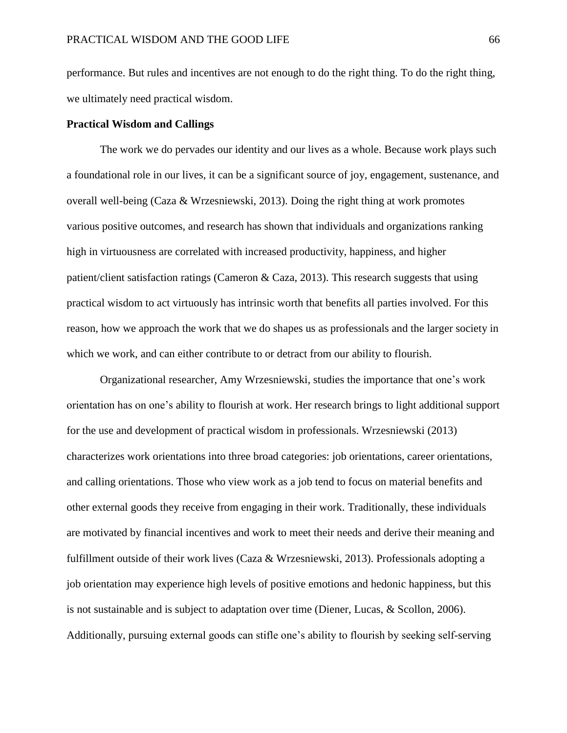performance. But rules and incentives are not enough to do the right thing. To do the right thing, we ultimately need practical wisdom.

**Practical Wisdom and Callings**

The work we do pervades our identity and our lives as a whole. Because work plays such a foundational role in our lives, it can be a significant source of joy, engagement, sustenance, and overall well-being (Caza & Wrzesniewski, 2013). Doing the right thing at work promotes various positive outcomes, and research has shown that individuals and organizations ranking high in virtuousness are correlated with increased productivity, happiness, and higher patient/client satisfaction ratings (Cameron & Caza, 2013). This research suggests that using practical wisdom to act virtuously has intrinsic worth that benefits all parties involved. For this reason, how we approach the work that we do shapes us as professionals and the larger society in which we work, and can either contribute to or detract from our ability to flourish.

Organizational researcher, Amy Wrzesniewski, studies the importance that one's work orientation has on one's ability to flourish at work. Her research brings to light additional support for the use and development of practical wisdom in professionals. Wrzesniewski (2013) characterizes work orientations into three broad categories: job orientations, career orientations, and calling orientations. Those who view work as a job tend to focus on material benefits and other external goods they receive from engaging in their work. Traditionally, these individuals are motivated by financial incentives and work to meet their needs and derive their meaning and fulfillment outside of their work lives (Caza & Wrzesniewski, 2013). Professionals adopting a job orientation may experience high levels of positive emotions and hedonic happiness, but this is not sustainable and is subject to adaptation over time (Diener, Lucas, & Scollon, 2006). Additionally, pursuing external goods can stifle one's ability to flourish by seeking self-serving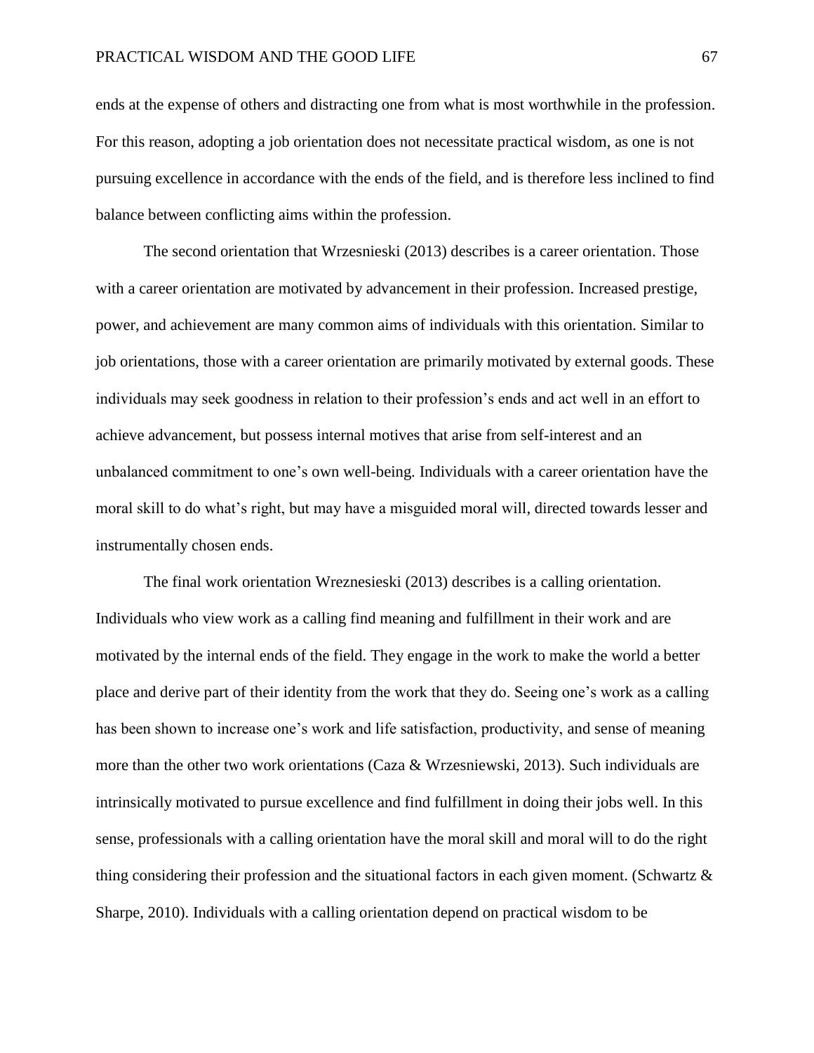ends at the expense of others and distracting one from what is most worthwhile in the profession. For this reason, adopting a job orientation does not necessitate practical wisdom, as one is not pursuing excellence in accordance with the ends of the field, and is therefore less inclined to find balance between conflicting aims within the profession.

The second orientation that Wrzesnieski (2013) describes is a career orientation. Those with a career orientation are motivated by advancement in their profession. Increased prestige, power, and achievement are many common aims of individuals with this orientation. Similar to job orientations, those with a career orientation are primarily motivated by external goods. These individuals may seek goodness in relation to their profession's ends and act well in an effort to achieve advancement, but possess internal motives that arise from self-interest and an unbalanced commitment to one's own well-being. Individuals with a career orientation have the moral skill to do what's right, but may have a misguided moral will, directed towards lesser and instrumentally chosen ends.

The final work orientation Wreznesieski (2013) describes is a calling orientation. Individuals who view work as a calling find meaning and fulfillment in their work and are motivated by the internal ends of the field. They engage in the work to make the world a better place and derive part of their identity from the work that they do. Seeing one's work as a calling has been shown to increase one's work and life satisfaction, productivity, and sense of meaning more than the other two work orientations (Caza & Wrzesniewski, 2013). Such individuals are intrinsically motivated to pursue excellence and find fulfillment in doing their jobs well. In this sense, professionals with a calling orientation have the moral skill and moral will to do the right thing considering their profession and the situational factors in each given moment. (Schwartz & Sharpe, 2010). Individuals with a calling orientation depend on practical wisdom to be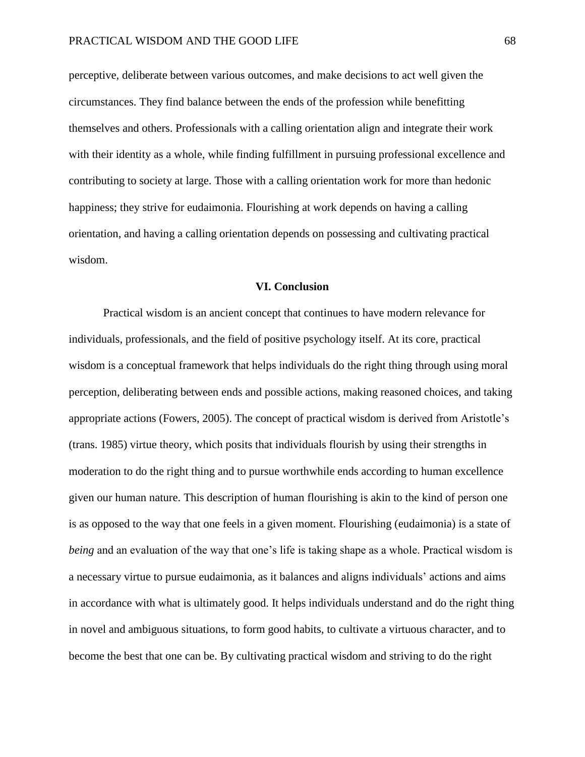perceptive, deliberate between various outcomes, and make decisions to act well given the circumstances. They find balance between the ends of the profession while benefitting themselves and others. Professionals with a calling orientation align and integrate their work with their identity as a whole, while finding fulfillment in pursuing professional excellence and contributing to society at large. Those with a calling orientation work for more than hedonic happiness; they strive for eudaimonia. Flourishing at work depends on having a calling orientation, and having a calling orientation depends on possessing and cultivating practical wisdom.

## VI. Conclusion

Practical wisdom is an ancient concept that continues to have modern relevance for individuals, professionals, and the field of positive psychology itself. At its core, practical wisdom is a conceptual framework that helps individuals do the right thing through using moral perception, deliberating between ends and possible actions, making reasoned choices, and taking appropriate actions (Fowers, 2005). The concept of practical wisdom is derived from Aristotle's (trans. 1985) virtue theory, which posits that individuals flourish by using their strengths in moderation to do the right thing and to pursue worthwhile ends according to human excellence given our human nature. This description of human flourishing is akin to the kind of person one is as opposed to the way that one feels in a given moment. Flourishing (eudaimonia) is a state of *being* and an evaluation of the way that one's life is taking shape as a whole. Practical wisdom is a necessary virtue to pursue eudaimonia, as it balances and aligns individuals' actions and aims in accordance with what is ultimately good. It helps individuals understand and do the right thing in novel and ambiguous situations, to form good habits, to cultivate a virtuous character, and to become the best that one can be. By cultivating practical wisdom and striving to do the right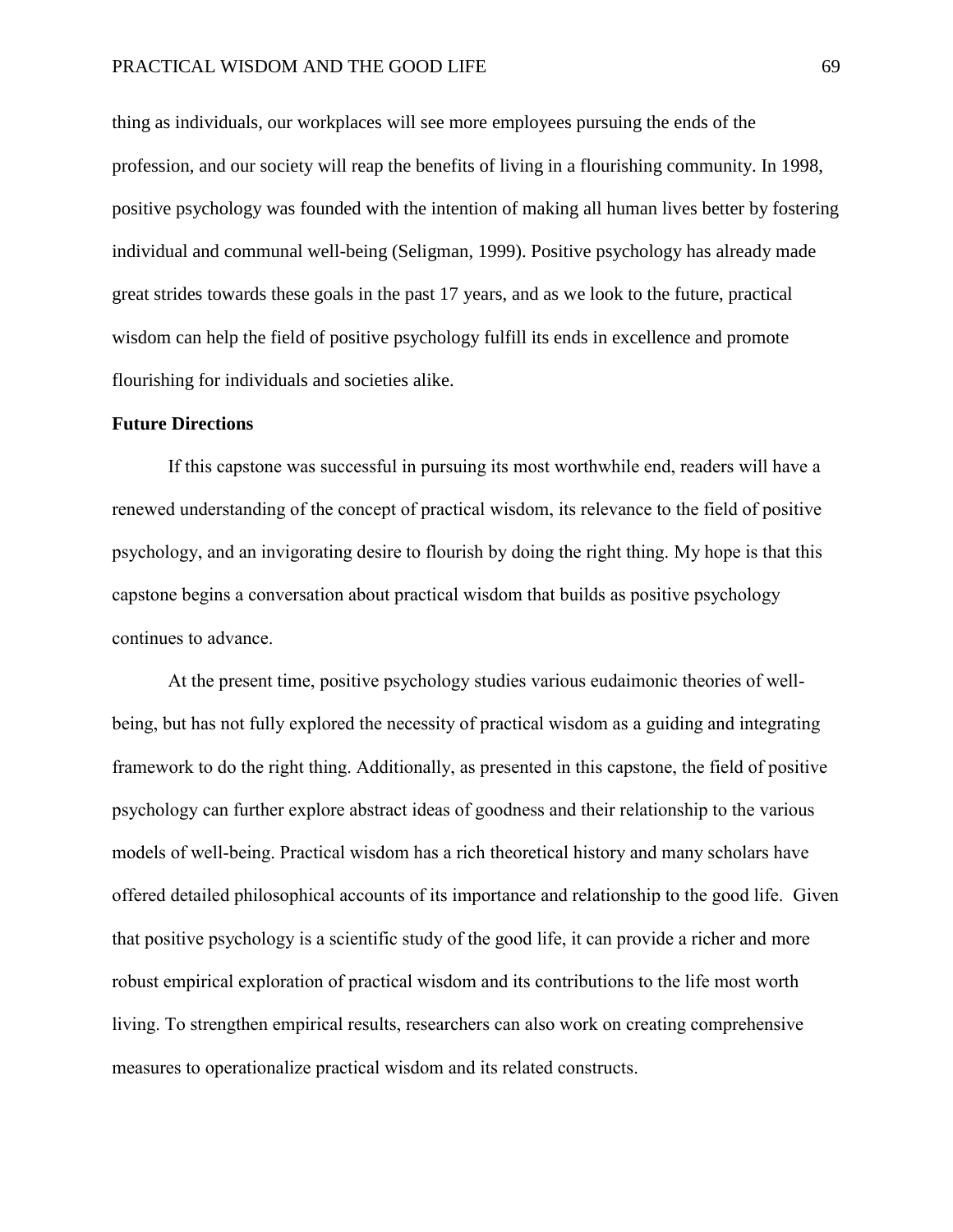thing as individuals, our workplaces will see more employees pursuing the ends of the profession, and our society will reap the benefits of living in a flourishing community. In 1998, positive psychology was founded with the intention of making all human lives better by fostering individual and communal well-being (Seligman, 1999). Positive psychology has already made great strides towards these goals in the past 17 years, and as we look to the future, practical wisdom can help the field of positive psychology fulfill its ends in excellence and promote flourishing for individuals and societies alike.

**Future Directions**

If this capstone was successful in pursuing its most worthwhile end, readers will have a renewed understanding of the concept of practical wisdom, its relevance to the field of positive psychology, and an invigorating desire to flourish by doing the right thing. My hope is that this capstone begins a conversation about practical wisdom that builds as positive psychology continues to advance.

At the present time, positive psychology studies various eudaimonic theories of well-being, but has not fully explored the necessity of practical wisdom as a guiding and integrating framework to do the right thing. Additionally, as presented in this capstone, the field of positive psychology can further explore abstract ideas of goodness and their relationship to the various models of well-being. Practical wisdom has a rich theoretical history and many scholars have offered detailed philosophical accounts of its importance and relationship to the good life. Given that positive psychology is a scientific study of the good life, it can provide a richer and more robust empirical exploration of practical wisdom and its contributions to the life most worth living. To strengthen empirical results, researchers can also work on creating comprehensive measures to operationalize practical wisdom and its related constructs.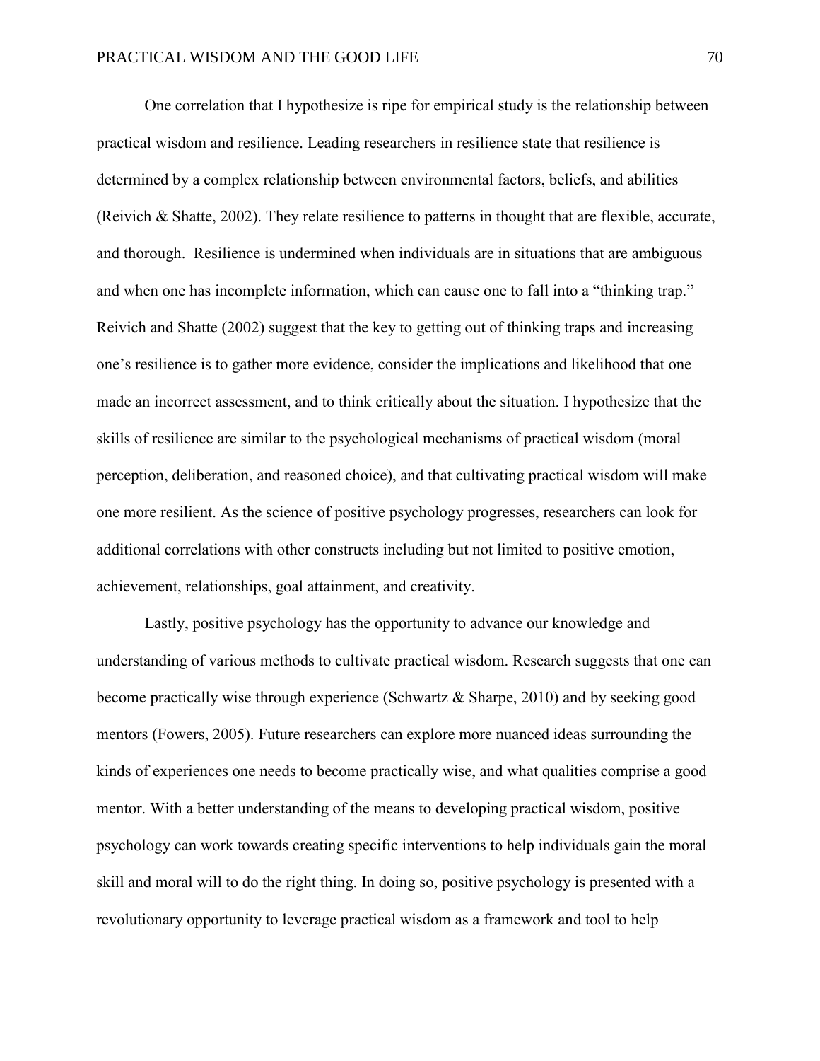One correlation that I hypothesize is ripe for empirical study is the relationship between practical wisdom and resilience. Leading researchers in resilience state that resilience is determined by a complex relationship between environmental factors, beliefs, and abilities (Reivich & Shatte, 2002). They relate resilience to patterns in thought that are flexible, accurate, and thorough. Resilience is undermined when individuals are in situations that are ambiguous and when one has incomplete information, which can cause one to fall into a "thinking trap." Reivich and Shatte (2002) suggest that the key to getting out of thinking traps and increasing one's resilience is to gather more evidence, consider the implications and likelihood that one made an incorrect assessment, and to think critically about the situation. I hypothesize that the skills of resilience are similar to the psychological mechanisms of practical wisdom (moral perception, deliberation, and reasoned choice), and that cultivating practical wisdom will make one more resilient. As the science of positive psychology progresses, researchers can look for additional correlations with other constructs including but not limited to positive emotion, achievement, relationships, goal attainment, and creativity.

Lastly, positive psychology has the opportunity to advance our knowledge and understanding of various methods to cultivate practical wisdom. Research suggests that one can become practically wise through experience (Schwartz & Sharpe, 2010) and by seeking good mentors (Fowers, 2005). Future researchers can explore more nuanced ideas surrounding the kinds of experiences one needs to become practically wise, and what qualities comprise a good mentor. With a better understanding of the means to developing practical wisdom, positive psychology can work towards creating specific interventions to help individuals gain the moral skill and moral will to do the right thing. In doing so, positive psychology is presented with a revolutionary opportunity to leverage practical wisdom as a framework and tool to help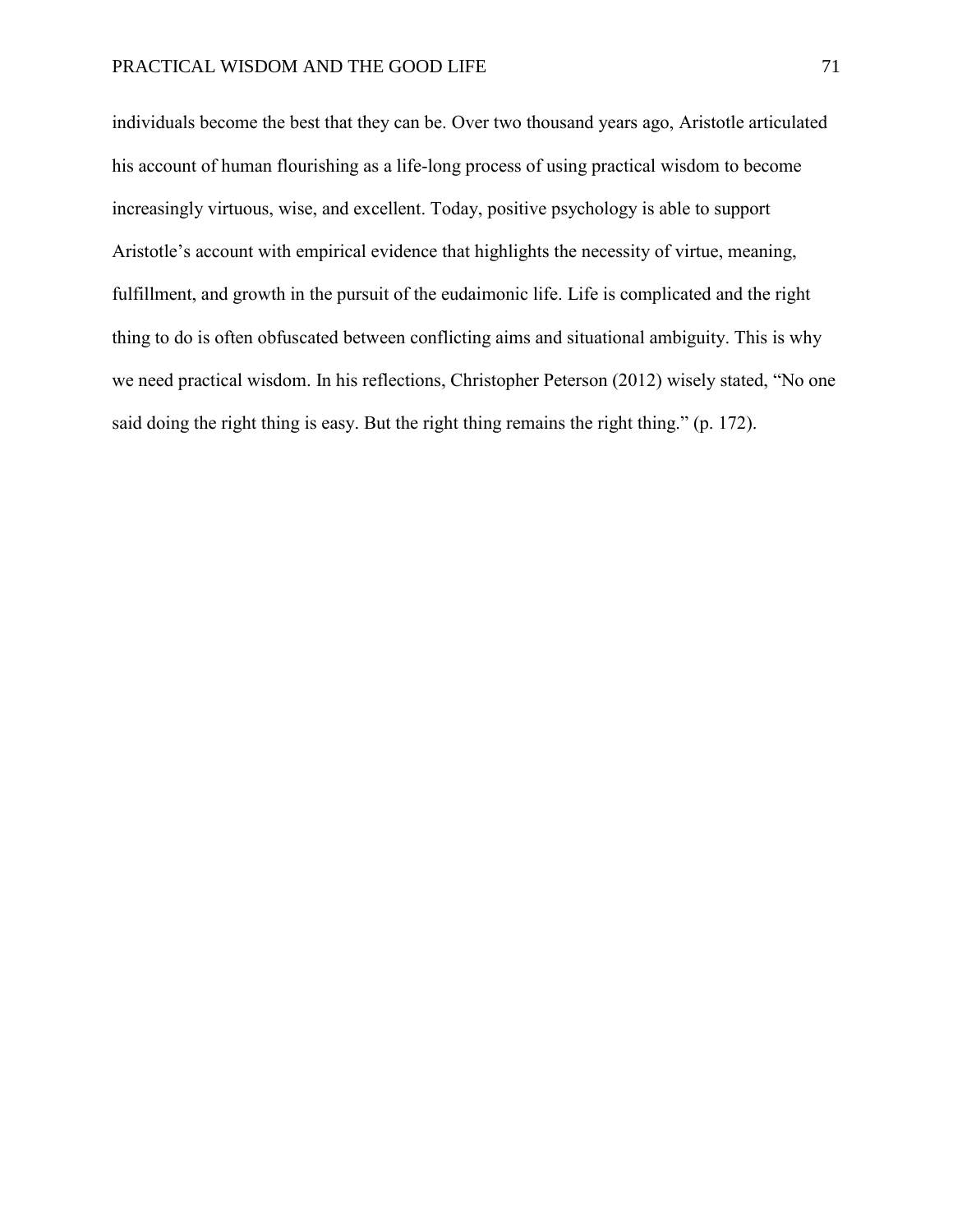individuals become the best that they can be. Over two thousand years ago, Aristotle articulated his account of human flourishing as a life-long process of using practical wisdom to become increasingly virtuous, wise, and excellent. Today, positive psychology is able to support Aristotle's account with empirical evidence that highlights the necessity of virtue, meaning, fulfillment, and growth in the pursuit of the eudaimonic life. Life is complicated and the right thing to do is often obfuscated between conflicting aims and situational ambiguity. This is why we need practical wisdom. In his reflections, Christopher Peterson (2012) wisely stated, "No one said doing the right thing is easy. But the right thing remains the right thing." (p. 172).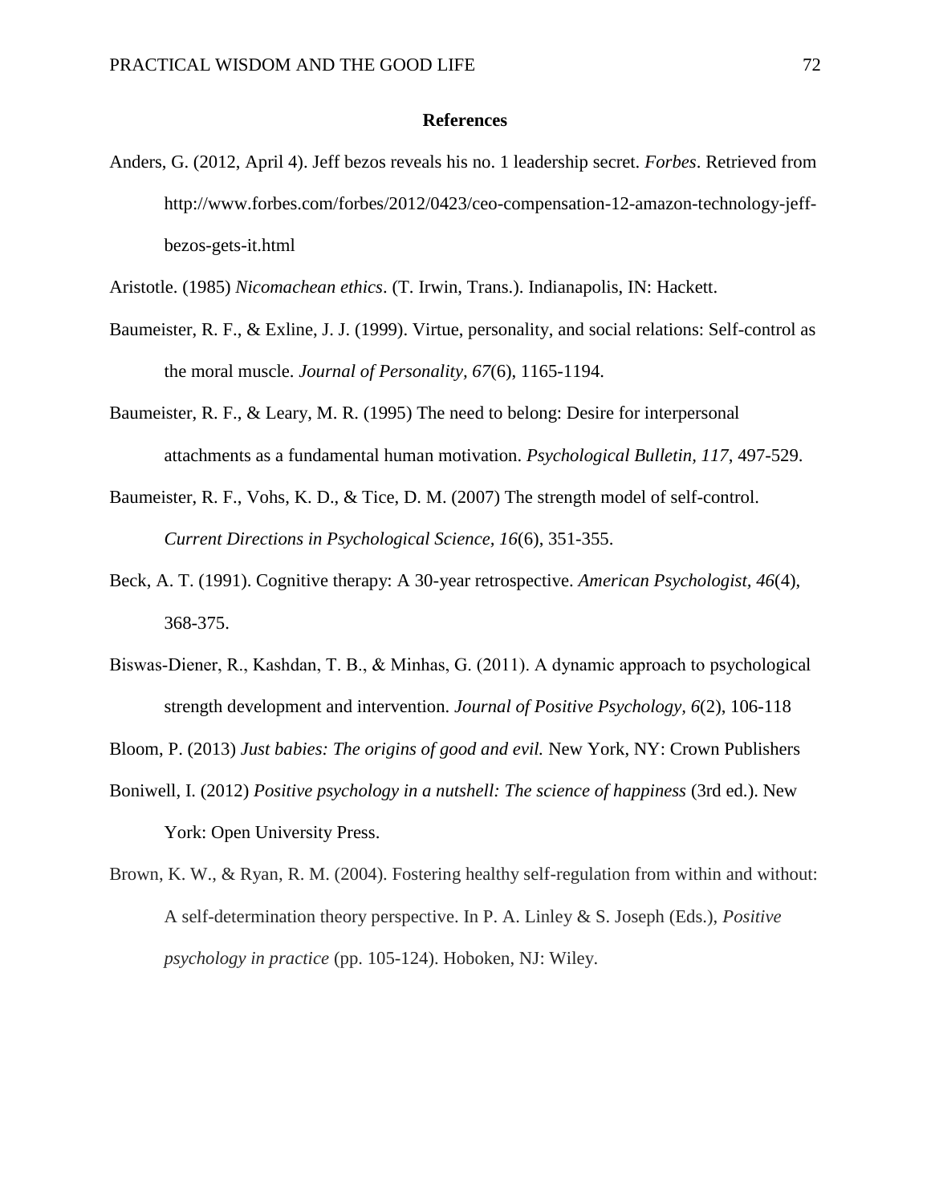## References

Anders, G. (2012, April 4). Jeff bezos reveals his no. 1 leadership secret. *Forbes*. Retrieved from http://www.forbes.com/forbes/2012/0423/ceo-compensation-12-amazon-technology-jeff-bezos-gets-it.html

Aristotle. (1985) *Nicomachean ethics*. (T. Irwin, Trans.). Indianapolis, IN: Hackett.

Baumeister, R. F., & Exline, J. J. (1999). Virtue, personality, and social relations: Self-control as the moral muscle. *Journal of Personality, 67*(6), 1165-1194.

Baumeister, R. F., & Leary, M. R. (1995) The need to belong: Desire for interpersonal attachments as a fundamental human motivation. *Psychological Bulletin, 117*, 497-529.

Baumeister, R. F., Vohs, K. D., & Tice, D. M. (2007) The strength model of self-control. *Current Directions in Psychological Science, 16*(6), 351-355.

Beck, A. T. (1991). Cognitive therapy: A 30-year retrospective. *American Psychologist, 46*(4), 368-375.

Biswas-Diener, R., Kashdan, T. B., & Minhas, G. (2011). A dynamic approach to psychological strength development and intervention. *Journal of Positive Psychology, 6*(2), 106-118

Bloom, P. (2013) *Just babies: The origins of good and evil.* New York, NY: Crown Publishers

Boniwell, I. (2012) *Positive psychology in a nutshell: The science of happiness* (3rd ed.). New York: Open University Press.

Brown, K. W., & Ryan, R. M. (2004). Fostering healthy self-regulation from within and without: A self-determination theory perspective. In P. A. Linley & S. Joseph (Eds.), *Positive psychology in practice* (pp. 105-124). Hoboken, NJ: Wiley.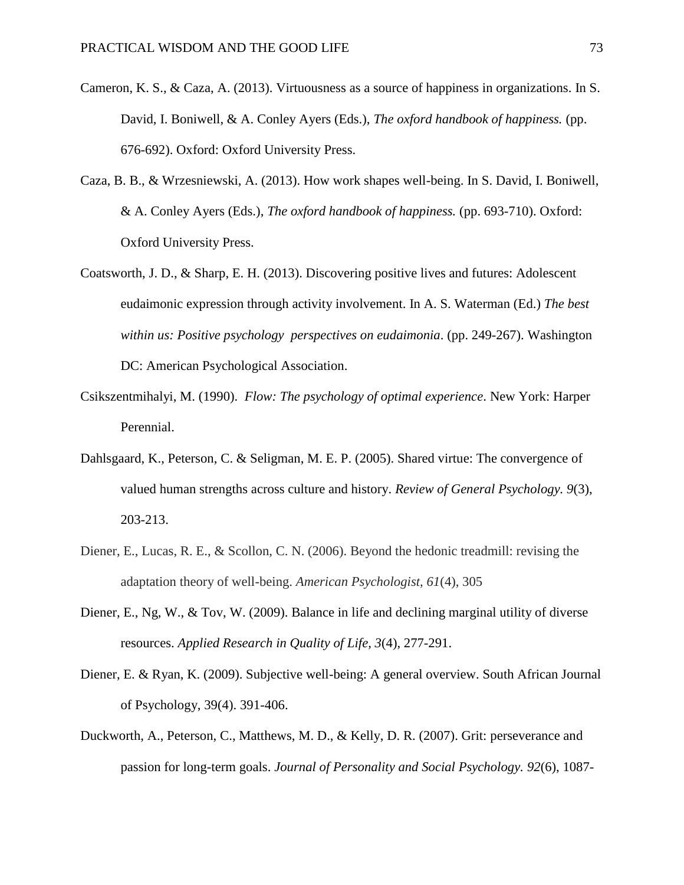Cameron, K. S., & Caza, A. (2013). Virtuousness as a source of happiness in organizations. In S. David, I. Boniwell, & A. Conley Ayers (Eds.), *The oxford handbook of happiness.* (pp. 676-692). Oxford: Oxford University Press.

Caza, B. B., & Wrzesniewski, A. (2013). How work shapes well-being. In S. David, I. Boniwell, & A. Conley Ayers (Eds.), *The oxford handbook of happiness.* (pp. 693-710). Oxford: Oxford University Press.

Coatsworth, J. D., & Sharp, E. H. (2013). Discovering positive lives and futures: Adolescent eudaimonic expression through activity involvement. In A. S. Waterman (Ed.) *The best within us: Positive psychology perspectives on eudaimonia*. (pp. 249-267). Washington DC: American Psychological Association.

Csikszentmihalyi, M. (1990). *Flow: The psychology of optimal experience*. New York: Harper Perennial.

Dahlsgaard, K., Peterson, C. & Seligman, M. E. P. (2005). Shared virtue: The convergence of valued human strengths across culture and history. *Review of General Psychology. 9*(3), 203-213.

Diener, E., Lucas, R. E., & Scollon, C. N. (2006). Beyond the hedonic treadmill: revising the adaptation theory of well-being. *American Psychologist*, *61*(4), 305

Diener, E., Ng, W., & Tov, W. (2009). Balance in life and declining marginal utility of diverse resources. *Applied Research in Quality of Life, 3*(4), 277-291.

Diener, E. & Ryan, K. (2009). Subjective well-being: A general overview. South African Journal of Psychology, 39(4). 391-406.

Duckworth, A., Peterson, C., Matthews, M. D., & Kelly, D. R. (2007). Grit: perseverance and passion for long-term goals. *Journal of Personality and Social Psychology. 92*(6), 1087-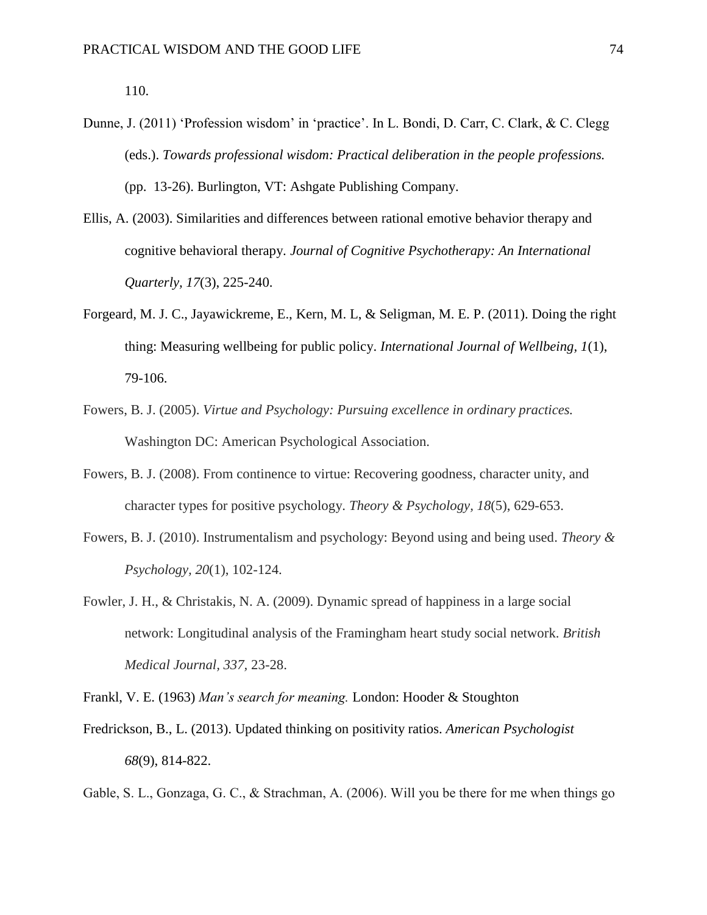110.

Dunne, J. (2011) 'Profession wisdom' in 'practice'. In L. Bondi, D. Carr, C. Clark, & C. Clegg (eds.). *Towards professional wisdom: Practical deliberation in the people professions.* (pp. 13-26). Burlington, VT: Ashgate Publishing Company.

Ellis, A. (2003). Similarities and differences between rational emotive behavior therapy and cognitive behavioral therapy. *Journal of Cognitive Psychotherapy: An International Quarterly, 17*(3), 225-240.

Forgeard, M. J. C., Jayawickreme, E., Kern, M. L, & Seligman, M. E. P. (2011). Doing the right thing: Measuring wellbeing for public policy. *International Journal of Wellbeing, 1*(1), 79-106.

Fowers, B. J. (2005). *Virtue and Psychology: Pursuing excellence in ordinary practices.* Washington DC: American Psychological Association.

Fowers, B. J. (2008). From continence to virtue: Recovering goodness, character unity, and character types for positive psychology. *Theory & Psychology, 18*(5), 629-653.

Fowers, B. J. (2010). Instrumentalism and psychology: Beyond using and being used. *Theory & Psychology, 20*(1), 102-124.

Fowler, J. H., & Christakis, N. A. (2009). Dynamic spread of happiness in a large social network: Longitudinal analysis of the Framingham heart study social network. *British Medical Journal, 337*, 23-28.

Frankl, V. E. (1963) *Man's search for meaning.* London: Hooder & Stoughton

Fredrickson, B., L. (2013). Updated thinking on positivity ratios. *American Psychologist 68*(9), 814-822.

Gable, S. L., Gonzaga, G. C., & Strachman, A. (2006). Will you be there for me when things go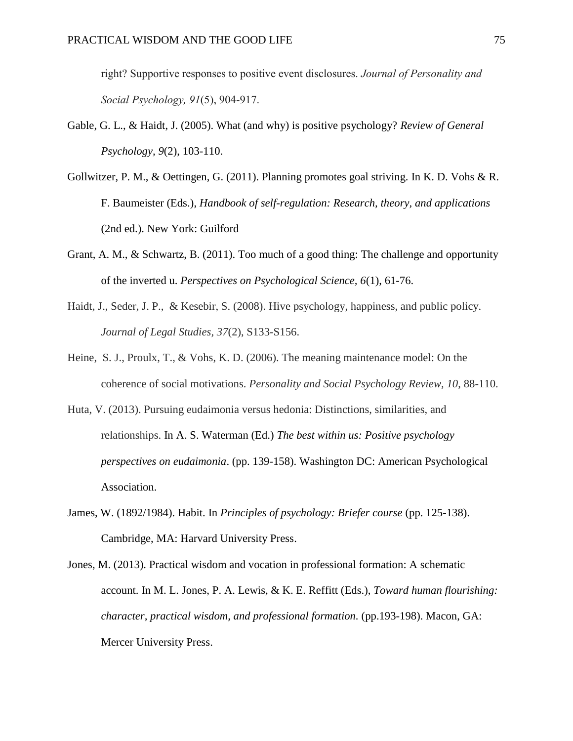right? Supportive responses to positive event disclosures. *Journal of Personality and Social Psychology, 91*(5), 904-917.

Gable, G. L., & Haidt, J. (2005). What (and why) is positive psychology? *Review of General Psychology, 9*(2), 103-110.

Gollwitzer, P. M., & Oettingen, G. (2011). Planning promotes goal striving. In K. D. Vohs & R. F. Baumeister (Eds.), *Handbook of self-regulation: Research, theory, and applications* (2nd ed.). New York: Guilford

Grant, A. M., & Schwartz, B. (2011). Too much of a good thing: The challenge and opportunity of the inverted u. *Perspectives on Psychological Science, 6*(1), 61-76.

Haidt, J., Seder, J. P., & Kesebir, S. (2008). Hive psychology, happiness, and public policy. *Journal of Legal Studies, 37*(2), S133-S156.

Heine, S. J., Proulx, T., & Vohs, K. D. (2006). The meaning maintenance model: On the coherence of social motivations. *Personality and Social Psychology Review, 10*, 88-110.

Huta, V. (2013). Pursuing eudaimonia versus hedonia: Distinctions, similarities, and relationships. In A. S. Waterman (Ed.) *The best within us: Positive psychology perspectives on eudaimonia*. (pp. 139-158). Washington DC: American Psychological Association.

James, W. (1892/1984). Habit. In *Principles of psychology: Briefer course* (pp. 125-138). Cambridge, MA: Harvard University Press.

Jones, M. (2013). Practical wisdom and vocation in professional formation: A schematic account. In M. L. Jones, P. A. Lewis, & K. E. Reffitt (Eds.), *Toward human flourishing: character, practical wisdom, and professional formation*. (pp.193-198). Macon, GA: Mercer University Press.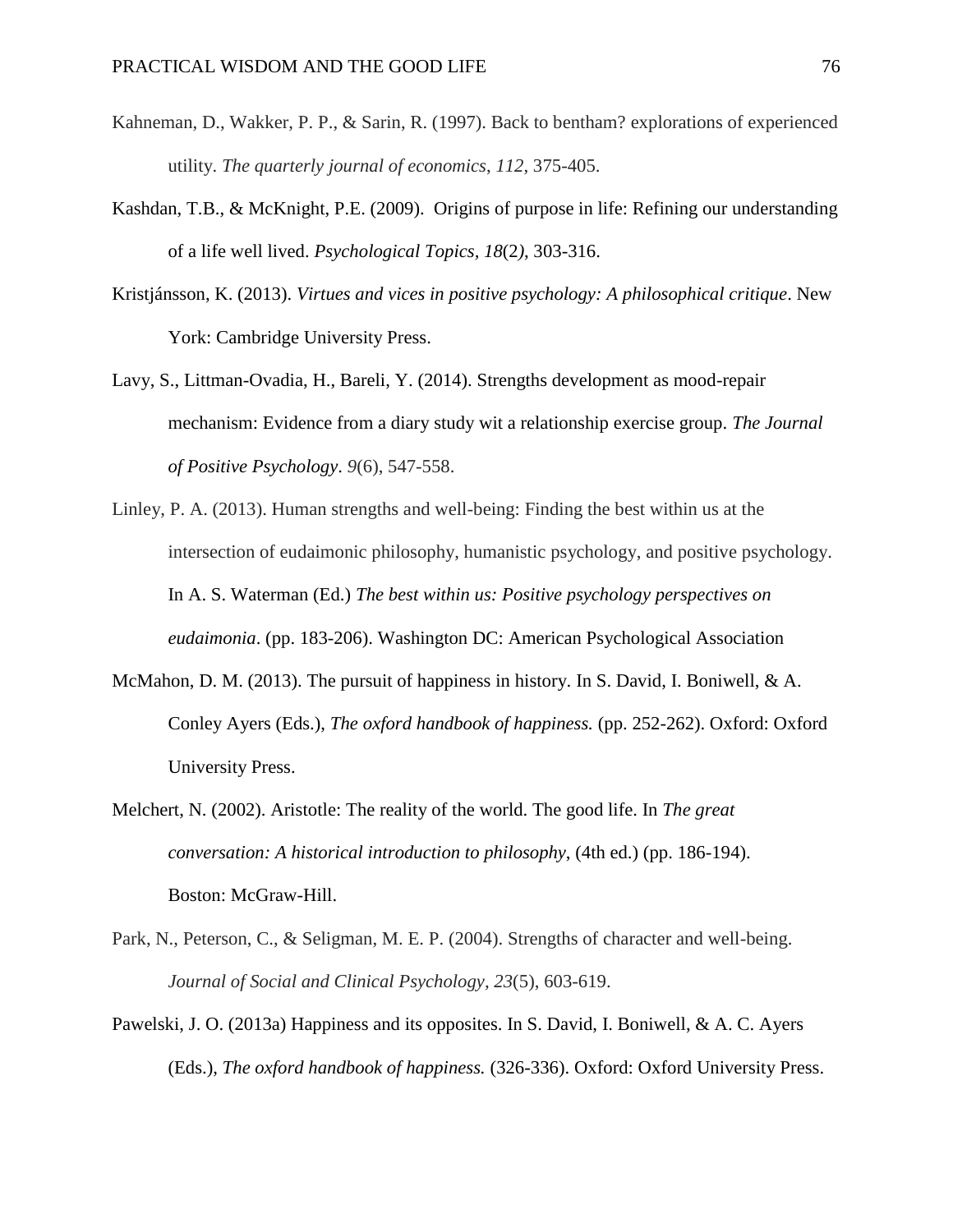Kahneman, D., Wakker, P. P., & Sarin, R. (1997). Back to bentham? explorations of experienced utility. *The quarterly journal of economics, 112*, 375-405.

Kashdan, T.B., & McKnight, P.E. (2009). Origins of purpose in life: Refining our understanding of a life well lived. *Psychological Topics, 18*(2*)*, 303-316.

Kristjánsson, K. (2013). *Virtues and vices in positive psychology: A philosophical critique*. New York: Cambridge University Press.

Lavy, S., Littman-Ovadia, H., Bareli, Y. (2014). Strengths development as mood-repair mechanism: Evidence from a diary study wit a relationship exercise group. *The Journal of Positive Psychology*. *9*(6), 547-558.

Linley, P. A. (2013). Human strengths and well-being: Finding the best within us at the intersection of eudaimonic philosophy, humanistic psychology, and positive psychology. In A. S. Waterman (Ed.) *The best within us: Positive psychology perspectives on eudaimonia*. (pp. 183-206). Washington DC: American Psychological Association

McMahon, D. M. (2013). The pursuit of happiness in history. In S. David, I. Boniwell, & A. Conley Ayers (Eds.), *The oxford handbook of happiness.* (pp. 252-262). Oxford: Oxford University Press.

Melchert, N. (2002). Aristotle: The reality of the world. The good life. In *The great conversation: A historical introduction to philosophy*, (4th ed.) (pp. 186-194). Boston: McGraw-Hill.

Park, N., Peterson, C., & Seligman, M. E. P. (2004). Strengths of character and well-being. *Journal of Social and Clinical Psychology*, *23*(5), 603-619.

Pawelski, J. O. (2013a) Happiness and its opposites. In S. David, I. Boniwell, & A. C. Ayers (Eds.), *The oxford handbook of happiness.* (326-336). Oxford: Oxford University Press.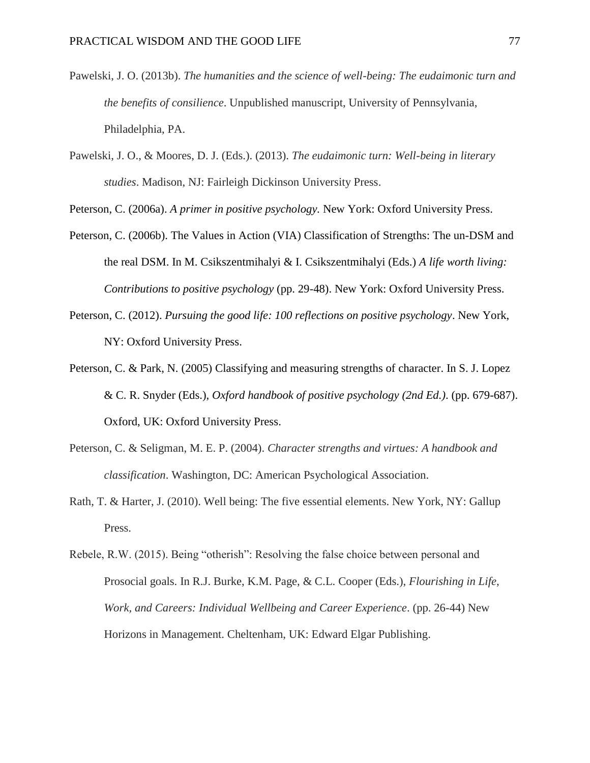Pawelski, J. O. (2013b). *The humanities and the science of well-being: The eudaimonic turn and the benefits of consilience*. Unpublished manuscript, University of Pennsylvania, Philadelphia, PA.

Pawelski, J. O., & Moores, D. J. (Eds.). (2013). *The eudaimonic turn: Well-being in literary studies*. Madison, NJ: Fairleigh Dickinson University Press.

Peterson, C. (2006a). *A primer in positive psychology.* New York: Oxford University Press.

Peterson, C. (2006b). The Values in Action (VIA) Classification of Strengths: The un-DSM and the real DSM. In M. Csikszentmihalyi & I. Csikszentmihalyi (Eds.) *A life worth living: Contributions to positive psychology* (pp. 29-48). New York: Oxford University Press.

Peterson, C. (2012). *Pursuing the good life: 100 reflections on positive psychology*. New York, NY: Oxford University Press.

Peterson, C. & Park, N. (2005) Classifying and measuring strengths of character. In S. J. Lopez & C. R. Snyder (Eds.), *Oxford handbook of positive psychology (2nd Ed.)*. (pp. 679-687). Oxford, UK: Oxford University Press.

Peterson, C. & Seligman, M. E. P. (2004). *Character strengths and virtues: A handbook and classification*. Washington, DC: American Psychological Association.

Rath, T. & Harter, J. (2010). Well being: The five essential elements. New York, NY: Gallup Press.

Rebele, R.W. (2015). Being "otherish": Resolving the false choice between personal and Prosocial goals. In R.J. Burke, K.M. Page, & C.L. Cooper (Eds.), *Flourishing in Life, Work, and Careers: Individual Wellbeing and Career Experience*. (pp. 26-44) New Horizons in Management. Cheltenham, UK: Edward Elgar Publishing.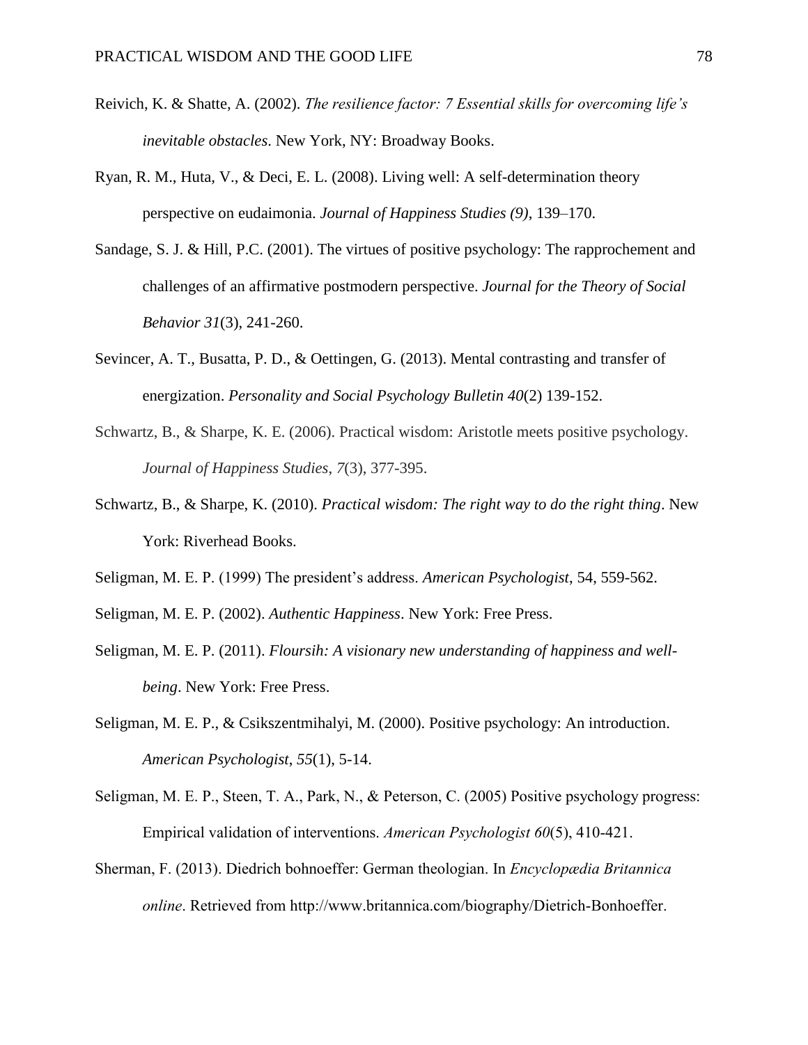Reivich, K. & Shatte, A. (2002). *The resilience factor: 7 Essential skills for overcoming life's inevitable obstacles*. New York, NY: Broadway Books.

Ryan, R. M., Huta, V., & Deci, E. L. (2008). Living well: A self-determination theory perspective on eudaimonia. *Journal of Happiness Studies (9)*, 139–170.

Sandage, S. J. & Hill, P.C. (2001). The virtues of positive psychology: The rapprochement and challenges of an affirmative postmodern perspective. *Journal for the Theory of Social Behavior 31*(3), 241-260.

Sevincer, A. T., Busatta, P. D., & Oettingen, G. (2013). Mental contrasting and transfer of energization. *Personality and Social Psychology Bulletin 40*(2) 139-152.

Schwartz, B., & Sharpe, K. E. (2006). Practical wisdom: Aristotle meets positive psychology. *Journal of Happiness Studies*, *7*(3), 377-395.

Schwartz, B., & Sharpe, K. (2010). *Practical wisdom: The right way to do the right thing*. New York: Riverhead Books.

Seligman, M. E. P. (1999) The president's address. *American Psychologist*, 54, 559-562.

Seligman, M. E. P. (2002). *Authentic Happiness*. New York: Free Press.

Seligman, M. E. P. (2011). *Floursih: A visionary new understanding of happiness and well-being*. New York: Free Press.

Seligman, M. E. P., & Csikszentmihalyi, M. (2000). Positive psychology: An introduction. *American Psychologist*, *55*(1), 5-14.

Seligman, M. E. P., Steen, T. A., Park, N., & Peterson, C. (2005) Positive psychology progress: Empirical validation of interventions. *American Psychologist 60*(5), 410-421.

Sherman, F. (2013). Diedrich bohnoeffer: German theologian. In *Encyclopædia Britannica online*. Retrieved from http://www.britannica.com/biography/Dietrich-Bonhoeffer.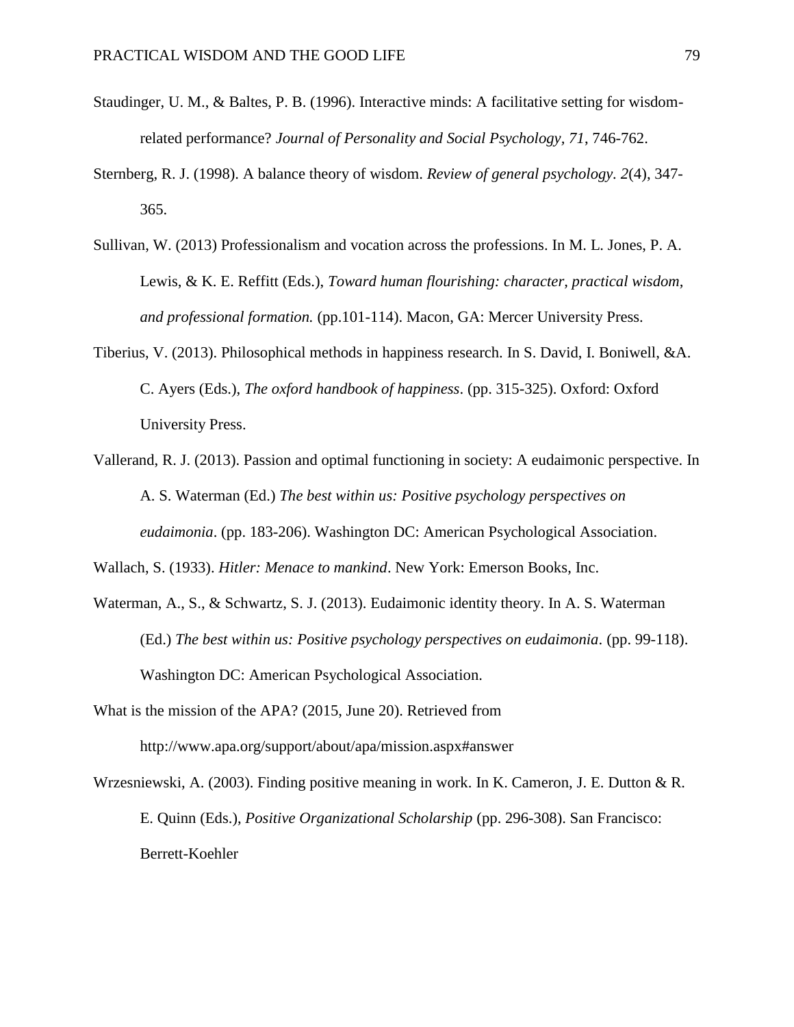Staudinger, U. M., & Baltes, P. B. (1996). Interactive minds: A facilitative setting for wisdom-related performance? *Journal of Personality and Social Psychology*, *71*, 746-762.

Sternberg, R. J. (1998). A balance theory of wisdom. *Review of general psychology*. *2*(4), 347-365.

Sullivan, W. (2013) Professionalism and vocation across the professions. In M. L. Jones, P. A. Lewis, & K. E. Reffitt (Eds.), *Toward human flourishing: character, practical wisdom, and professional formation.* (pp.101-114). Macon, GA: Mercer University Press.

Tiberius, V. (2013). Philosophical methods in happiness research. In S. David, I. Boniwell, &A. C. Ayers (Eds.), *The oxford handbook of happiness*. (pp. 315-325). Oxford: Oxford University Press.

Vallerand, R. J. (2013). Passion and optimal functioning in society: A eudaimonic perspective. In A. S. Waterman (Ed.) *The best within us: Positive psychology perspectives on eudaimonia*. (pp. 183-206). Washington DC: American Psychological Association.

Wallach, S. (1933). *Hitler: Menace to mankind*. New York: Emerson Books, Inc.

Waterman, A., S., & Schwartz, S. J. (2013). Eudaimonic identity theory. In A. S. Waterman (Ed.) *The best within us: Positive psychology perspectives on eudaimonia*. (pp. 99-118). Washington DC: American Psychological Association.

What is the mission of the APA? (2015, June 20). Retrieved from http://www.apa.org/support/about/apa/mission.aspx#answer

Wrzesniewski, A. (2003). Finding positive meaning in work. In K. Cameron, J. E. Dutton & R. E. Quinn (Eds.), *Positive Organizational Scholarship* (pp. 296-308). San Francisco: Berrett-Koehler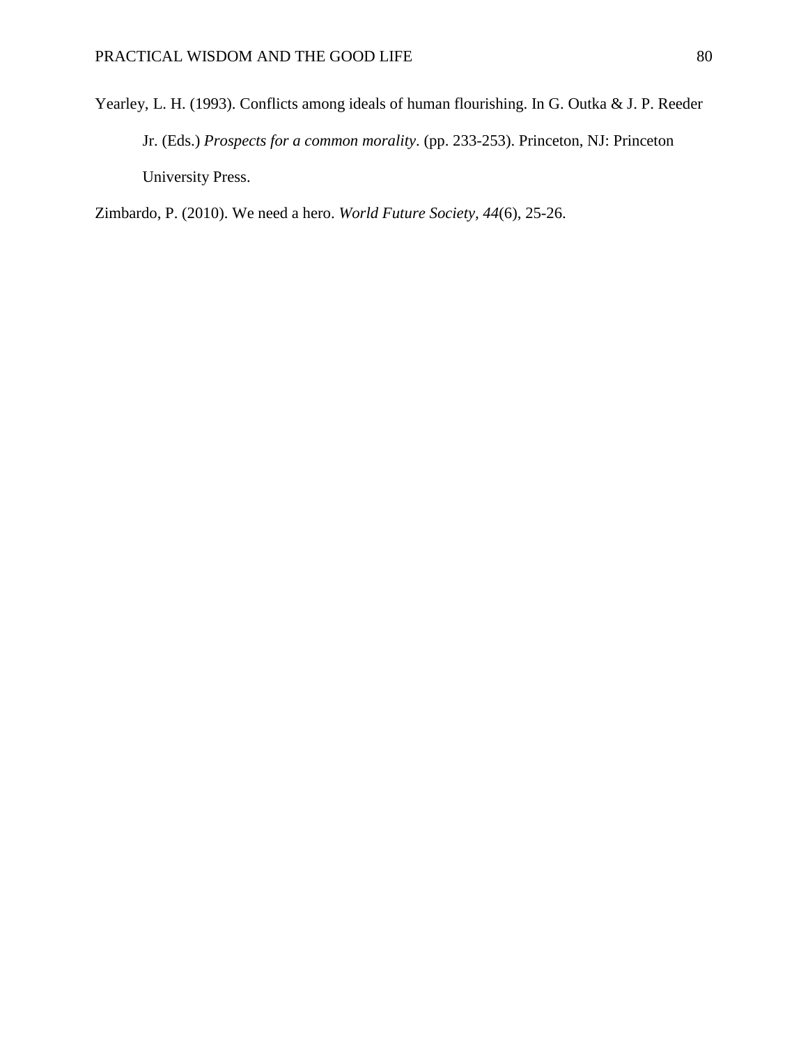Yearley, L. H. (1993). Conflicts among ideals of human flourishing. In G. Outka & J. P. Reeder Jr. (Eds.) *Prospects for a common morality*. (pp. 233-253). Princeton, NJ: Princeton University Press.

Zimbardo, P. (2010). We need a hero. *World Future Society*, *44*(6), 25-26.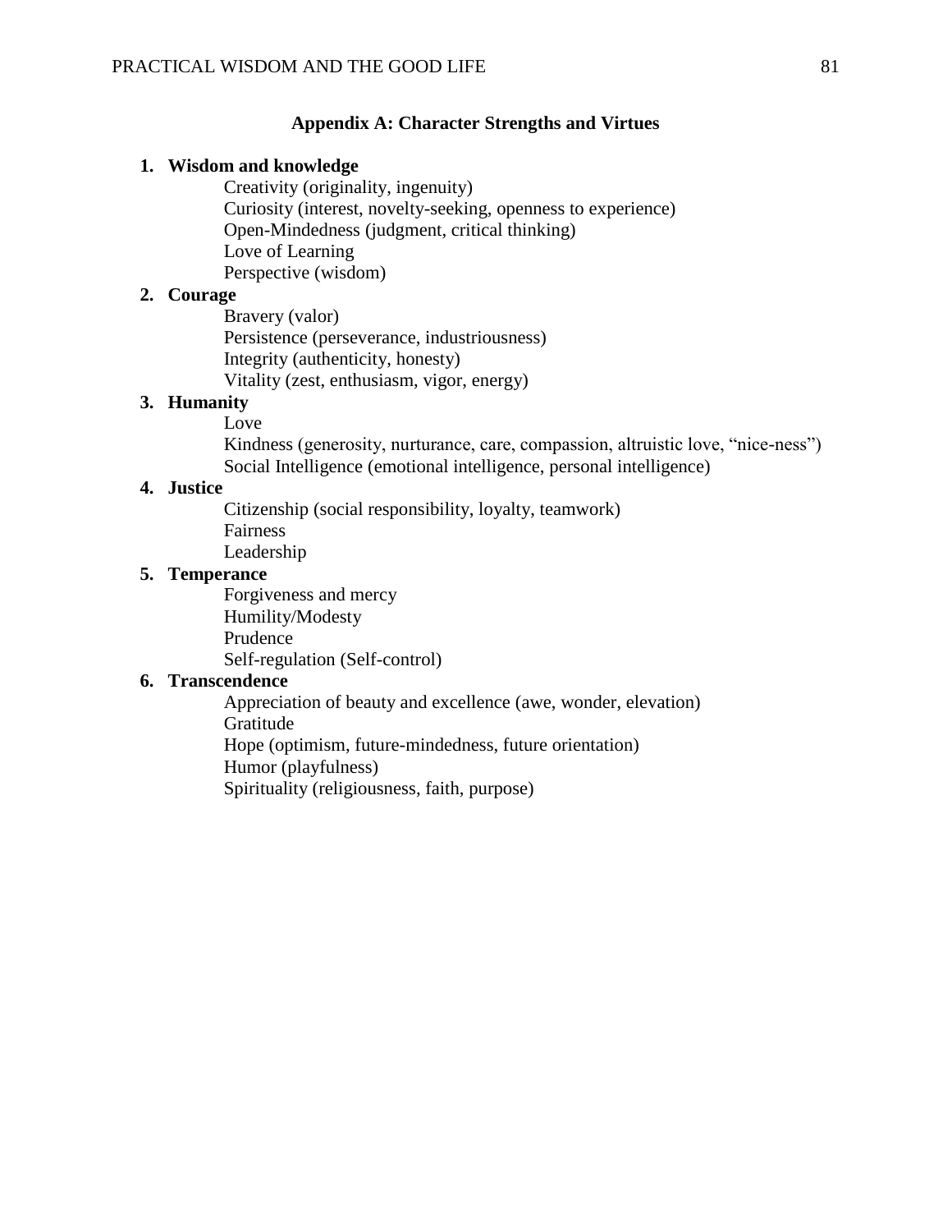## Appendix A: Character Strengths and Virtues

1. **Wisdom and knowledge**
   - Creativity (originality, ingenuity)
   - Curiosity (interest, novelty-seeking, openness to experience)
   - Open-Mindedness (judgment, critical thinking)
   - Love of Learning
   - Perspective (wisdom)
2. **Courage**
   - Bravery (valor)
   - Persistence (perseverance, industriousness)
   - Integrity (authenticity, honesty)
   - Vitality (zest, enthusiasm, vigor, energy)
3. **Humanity**
   - Love
   - Kindness (generosity, nurturance, care, compassion, altruistic love, "nice-ness")
   - Social Intelligence (emotional intelligence, personal intelligence)
4. **Justice**
   - Citizenship (social responsibility, loyalty, teamwork)
   - Fairness
   - Leadership
5. **Temperance**
   - Forgiveness and mercy
   - Humility/Modesty
   - Prudence
   - Self-regulation (Self-control)
6. **Transcendence**
   - Appreciation of beauty and excellence (awe, wonder, elevation)
   - Gratitude
   - Hope (optimism, future-mindedness, future orientation)
   - Humor (playfulness)
   - Spirituality (religiousness, faith, purpose)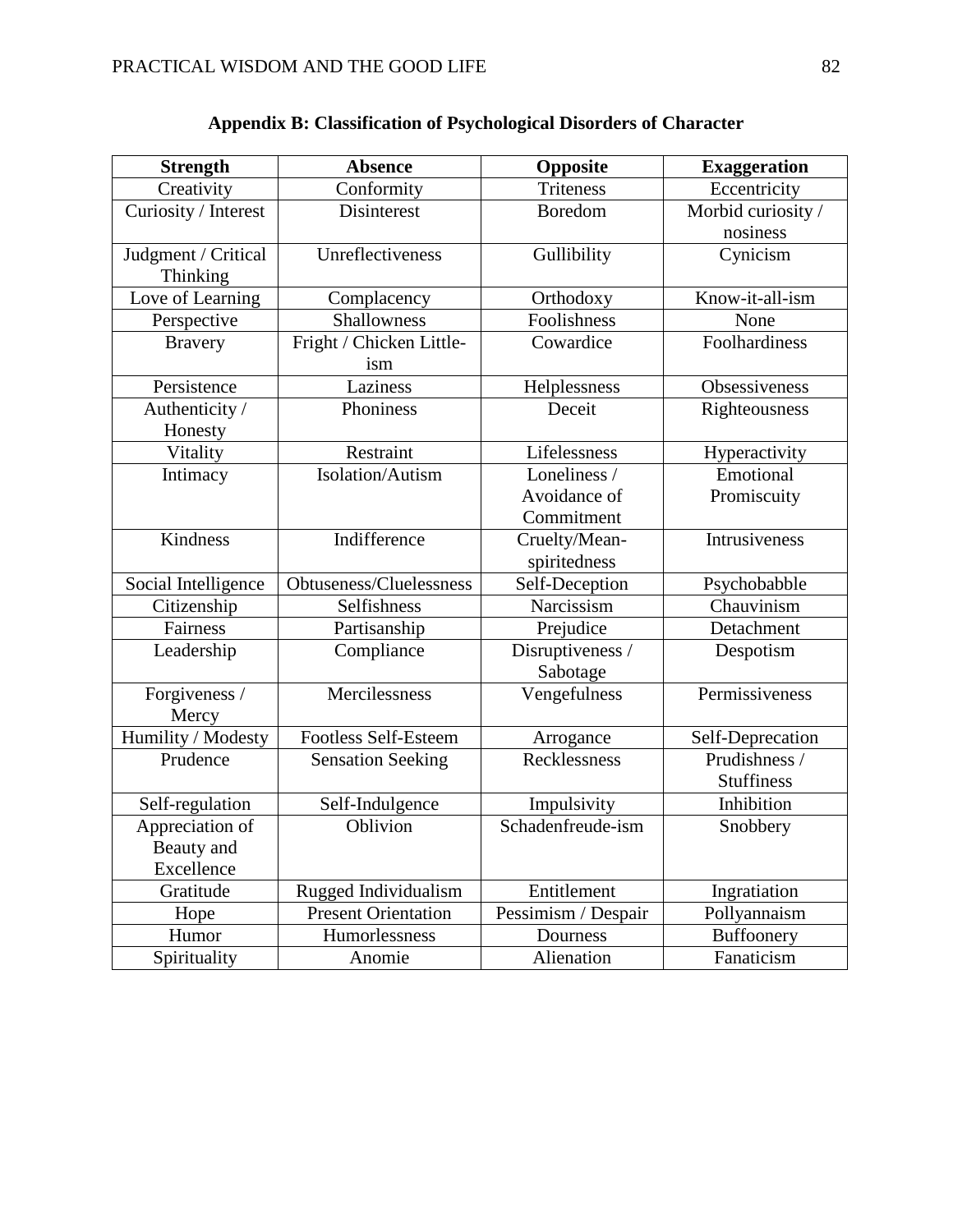## Appendix B: Classification of Psychological Disorders of Character

| Strength | Absence | Opposite | Exaggeration |
|---|---|---|---|
| Creativity | Conformity | Triteness | Eccentricity |
| Curiosity / Interest | Disinterest | Boredom | Morbid curiosity / nosiness |
| Judgment / Critical Thinking | Unreflectiveness | Gullibility | Cynicism |
| Love of Learning | Complacency | Orthodoxy | Know-it-all-ism |
| Perspective | Shallowness | Foolishness | None |
| Bravery | Fright / Chicken Little-ism | Cowardice | Foolhardiness |
| Persistence | Laziness | Helplessness | Obsessiveness |
| Authenticity / Honesty | Phoniness | Deceit | Righteousness |
| Vitality | Restraint | Lifelessness | Hyperactivity |
| Intimacy | Isolation/Autism | Loneliness / Avoidance of Commitment | Emotional Promiscuity |
| Kindness | Indifference | Cruelty/Mean-spiritedness | Intrusiveness |
| Social Intelligence | Obtuseness/Cluelessness | Self-Deception | Psychobabble |
| Citizenship | Selfishness | Narcissism | Chauvinism |
| Fairness | Partisanship | Prejudice | Detachment |
| Leadership | Compliance | Disruptiveness / Sabotage | Despotism |
| Forgiveness / Mercy | Mercilessness | Vengefulness | Permissiveness |
| Humility / Modesty | Footless Self-Esteem | Arrogance | Self-Deprecation |
| Prudence | Sensation Seeking | Recklessness | Prudishness / Stuffiness |
| Self-regulation | Self-Indulgence | Impulsivity | Inhibition |
| Appreciation of Beauty and Excellence | Oblivion | Schadenfreude-ism | Snobbery |
| Gratitude | Rugged Individualism | Entitlement | Ingratiation |
| Hope | Present Orientation | Pessimism / Despair | Pollyannaism |
| Humor | Humorlessness | Dourness | Buffoonery |
| Spirituality | Anomie | Alienation | Fanaticism |